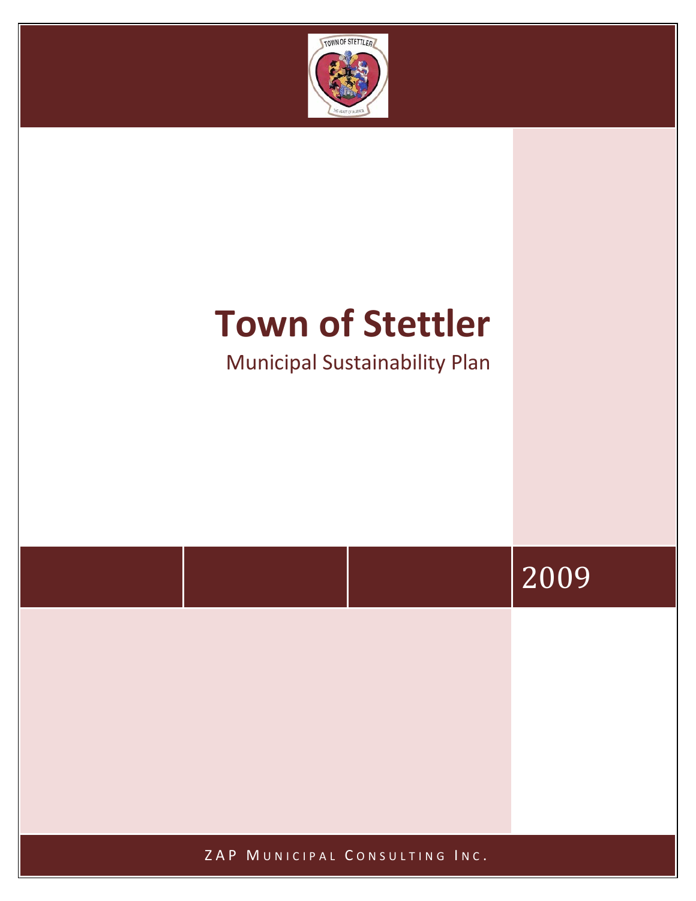# Town of Stettler

Municipal Sustainability Plan

2009

ZAP Municipal Consulting Inc.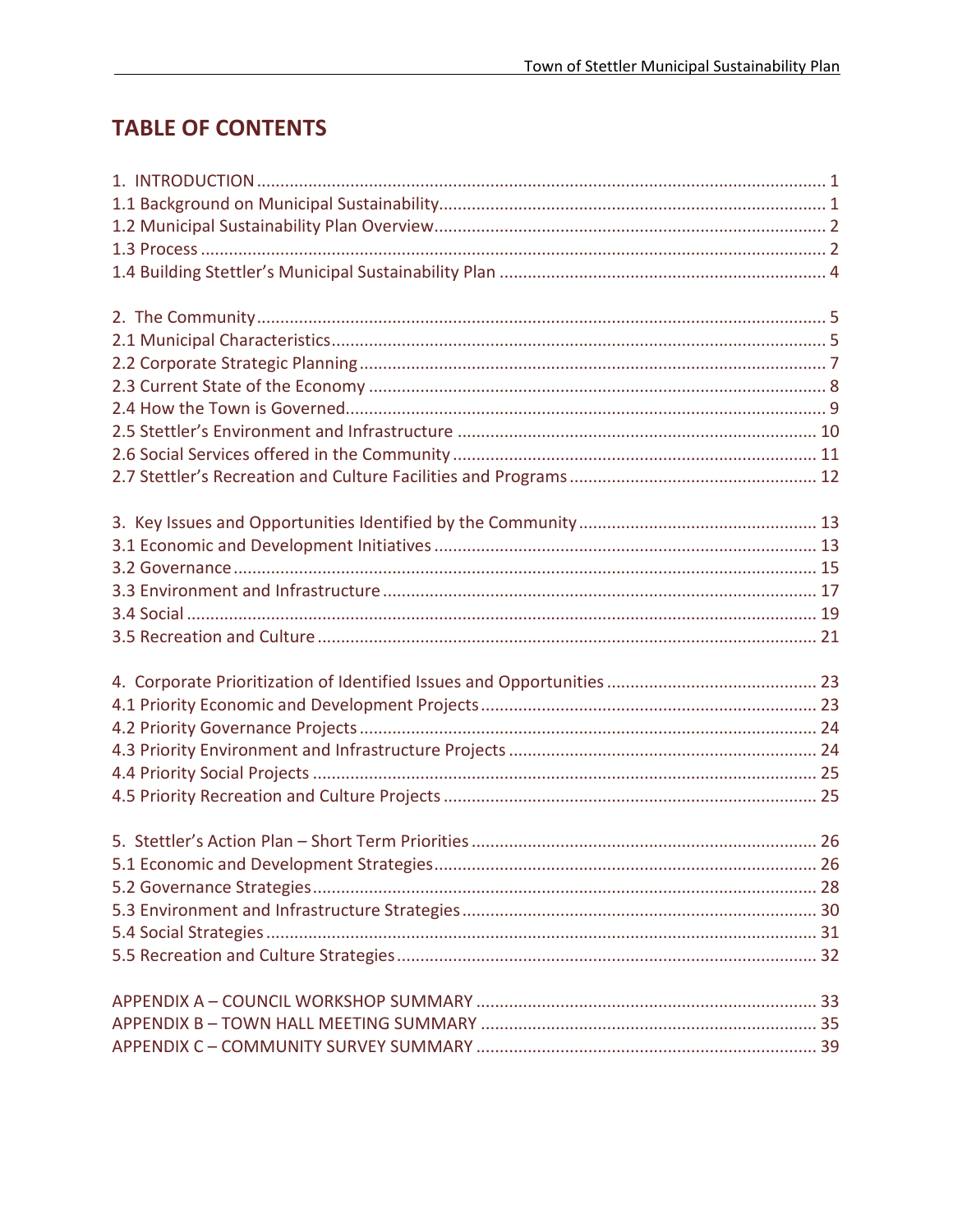# TABLE OF CONTENTS

1. INTRODUCTION ........................................................................................................ 1
1.1 Background on Municipal Sustainability.................................................................. 1
1.2 Municipal Sustainability Plan Overview.................................................................... 2
1.3 Process ..................................................................................................................... 2
1.4 Building Stettler's Municipal Sustainability Plan ...................................................... 4

2. The Community......................................................................................................... 5
2.1 Municipal Characteristics.......................................................................................... 5
2.2 Corporate Strategic Planning.................................................................................... 7
2.3 Current State of the Economy .................................................................................. 8
2.4 How the Town is Governed....................................................................................... 9
2.5 Stettler's Environment and Infrastructure ............................................................. 10
2.6 Social Services offered in the Community ............................................................. 11
2.7 Stettler's Recreation and Culture Facilities and Programs ..................................... 12

3. Key Issues and Opportunities Identified by the Community .................................. 13
3.1 Economic and Development Initiatives ................................................................. 13
3.2 Governance ............................................................................................................ 15
3.3 Environment and Infrastructure ............................................................................ 17
3.4 Social ...................................................................................................................... 19
3.5 Recreation and Culture .......................................................................................... 21

4. Corporate Prioritization of Identified Issues and Opportunities ............................. 23
4.1 Priority Economic and Development Projects ....................................................... 23
4.2 Priority Governance Projects ................................................................................. 24
4.3 Priority Environment and Infrastructure Projects ................................................. 24
4.4 Priority Social Projects ........................................................................................... 25
4.5 Priority Recreation and Culture Projects ............................................................... 25

5. Stettler's Action Plan – Short Term Priorities ......................................................... 26
5.1 Economic and Development Strategies................................................................. 26
5.2 Governance Strategies........................................................................................... 28
5.3 Environment and Infrastructure Strategies........................................................... 30
5.4 Social Strategies..................................................................................................... 31
5.5 Recreation and Culture Strategies......................................................................... 32

APPENDIX A – COUNCIL WORKSHOP SUMMARY ........................................................ 33
APPENDIX B – TOWN HALL MEETING SUMMARY ....................................................... 35
APPENDIX C – COMMUNITY SURVEY SUMMARY ........................................................ 39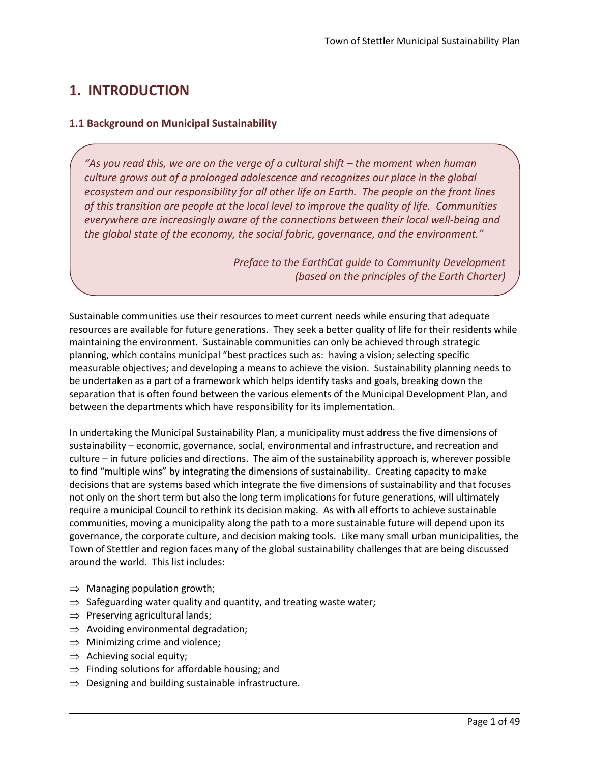# 1. INTRODUCTION

## 1.1 Background on Municipal Sustainability

> *"As you read this, we are on the verge of a cultural shift – the moment when human culture grows out of a prolonged adolescence and recognizes our place in the global ecosystem and our responsibility for all other life on Earth. The people on the front lines of this transition are people at the local level to improve the quality of life. Communities everywhere are increasingly aware of the connections between their local well-being and the global state of the economy, the social fabric, governance, and the environment."*
>
> *Preface to the EarthCat guide to Community Development (based on the principles of the Earth Charter)*

Sustainable communities use their resources to meet current needs while ensuring that adequate resources are available for future generations. They seek a better quality of life for their residents while maintaining the environment. Sustainable communities can only be achieved through strategic planning, which contains municipal "best practices such as: having a vision; selecting specific measurable objectives; and developing a means to achieve the vision. Sustainability planning needs to be undertaken as a part of a framework which helps identify tasks and goals, breaking down the separation that is often found between the various elements of the Municipal Development Plan, and between the departments which have responsibility for its implementation.

In undertaking the Municipal Sustainability Plan, a municipality must address the five dimensions of sustainability – economic, governance, social, environmental and infrastructure, and recreation and culture – in future policies and directions. The aim of the sustainability approach is, wherever possible to find "multiple wins" by integrating the dimensions of sustainability. Creating capacity to make decisions that are systems based which integrate the five dimensions of sustainability and that focuses not only on the short term but also the long term implications for future generations, will ultimately require a municipal Council to rethink its decision making. As with all efforts to achieve sustainable communities, moving a municipality along the path to a more sustainable future will depend upon its governance, the corporate culture, and decision making tools. Like many small urban municipalities, the Town of Stettler and region faces many of the global sustainability challenges that are being discussed around the world. This list includes:

- ⇒ Managing population growth;
- ⇒ Safeguarding water quality and quantity, and treating waste water;
- ⇒ Preserving agricultural lands;
- ⇒ Avoiding environmental degradation;
- ⇒ Minimizing crime and violence;
- ⇒ Achieving social equity;
- ⇒ Finding solutions for affordable housing; and
- ⇒ Designing and building sustainable infrastructure.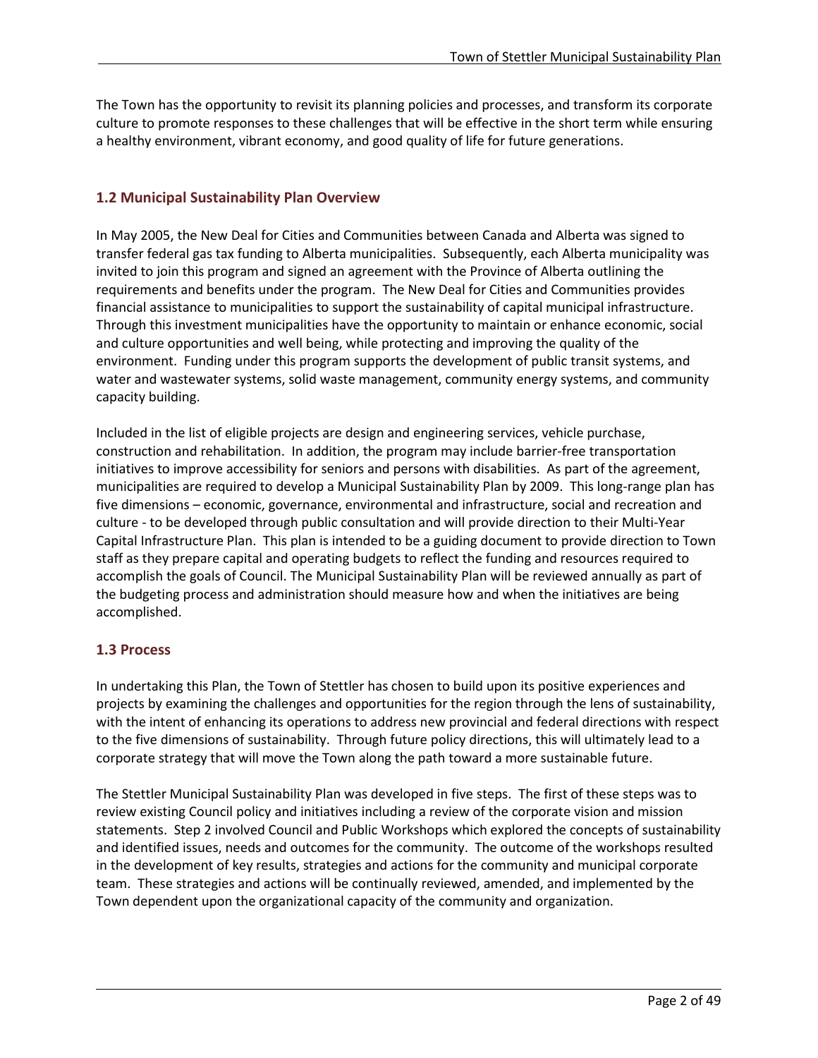The Town has the opportunity to revisit its planning policies and processes, and transform its corporate culture to promote responses to these challenges that will be effective in the short term while ensuring a healthy environment, vibrant economy, and good quality of life for future generations.

## 1.2 Municipal Sustainability Plan Overview

In May 2005, the New Deal for Cities and Communities between Canada and Alberta was signed to transfer federal gas tax funding to Alberta municipalities. Subsequently, each Alberta municipality was invited to join this program and signed an agreement with the Province of Alberta outlining the requirements and benefits under the program. The New Deal for Cities and Communities provides financial assistance to municipalities to support the sustainability of capital municipal infrastructure. Through this investment municipalities have the opportunity to maintain or enhance economic, social and culture opportunities and well being, while protecting and improving the quality of the environment. Funding under this program supports the development of public transit systems, and water and wastewater systems, solid waste management, community energy systems, and community capacity building.

Included in the list of eligible projects are design and engineering services, vehicle purchase, construction and rehabilitation. In addition, the program may include barrier-free transportation initiatives to improve accessibility for seniors and persons with disabilities. As part of the agreement, municipalities are required to develop a Municipal Sustainability Plan by 2009. This long-range plan has five dimensions – economic, governance, environmental and infrastructure, social and recreation and culture - to be developed through public consultation and will provide direction to their Multi-Year Capital Infrastructure Plan. This plan is intended to be a guiding document to provide direction to Town staff as they prepare capital and operating budgets to reflect the funding and resources required to accomplish the goals of Council. The Municipal Sustainability Plan will be reviewed annually as part of the budgeting process and administration should measure how and when the initiatives are being accomplished.

## 1.3 Process

In undertaking this Plan, the Town of Stettler has chosen to build upon its positive experiences and projects by examining the challenges and opportunities for the region through the lens of sustainability, with the intent of enhancing its operations to address new provincial and federal directions with respect to the five dimensions of sustainability. Through future policy directions, this will ultimately lead to a corporate strategy that will move the Town along the path toward a more sustainable future.

The Stettler Municipal Sustainability Plan was developed in five steps. The first of these steps was to review existing Council policy and initiatives including a review of the corporate vision and mission statements. Step 2 involved Council and Public Workshops which explored the concepts of sustainability and identified issues, needs and outcomes for the community. The outcome of the workshops resulted in the development of key results, strategies and actions for the community and municipal corporate team. These strategies and actions will be continually reviewed, amended, and implemented by the Town dependent upon the organizational capacity of the community and organization.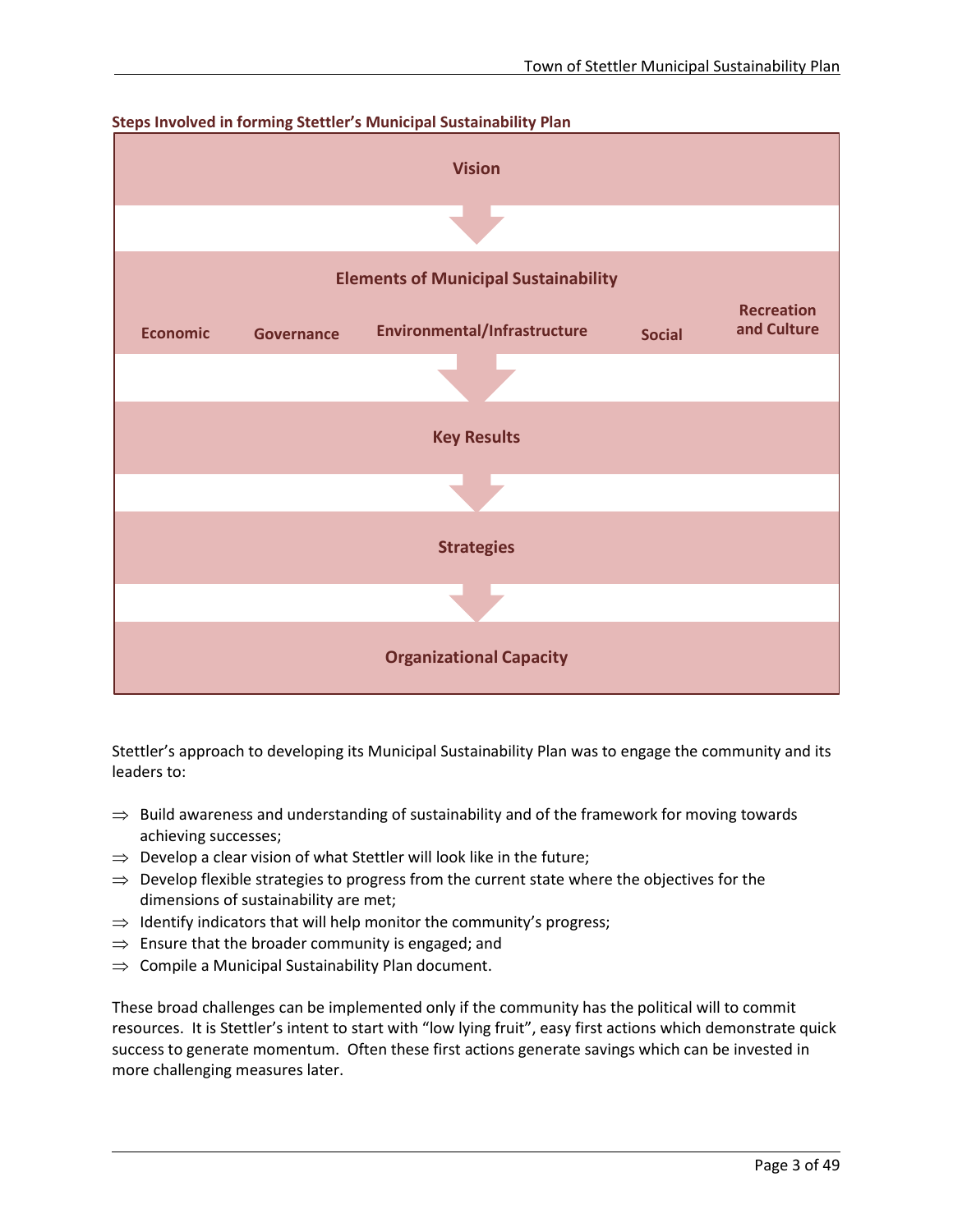**Steps Involved in forming Stettler's Municipal Sustainability Plan**

**Vision**

↓

**Elements of Municipal Sustainability**

**Economic** | **Governance** | **Environmental/Infrastructure** | **Social** | **Recreation and Culture**

↓

**Key Results**

↓

**Strategies**

↓

**Organizational Capacity**

Stettler's approach to developing its Municipal Sustainability Plan was to engage the community and its leaders to:

- ⇒ Build awareness and understanding of sustainability and of the framework for moving towards achieving successes;
- ⇒ Develop a clear vision of what Stettler will look like in the future;
- ⇒ Develop flexible strategies to progress from the current state where the objectives for the dimensions of sustainability are met;
- ⇒ Identify indicators that will help monitor the community's progress;
- ⇒ Ensure that the broader community is engaged; and
- ⇒ Compile a Municipal Sustainability Plan document.

These broad challenges can be implemented only if the community has the political will to commit resources. It is Stettler's intent to start with "low lying fruit", easy first actions which demonstrate quick success to generate momentum. Often these first actions generate savings which can be invested in more challenging measures later.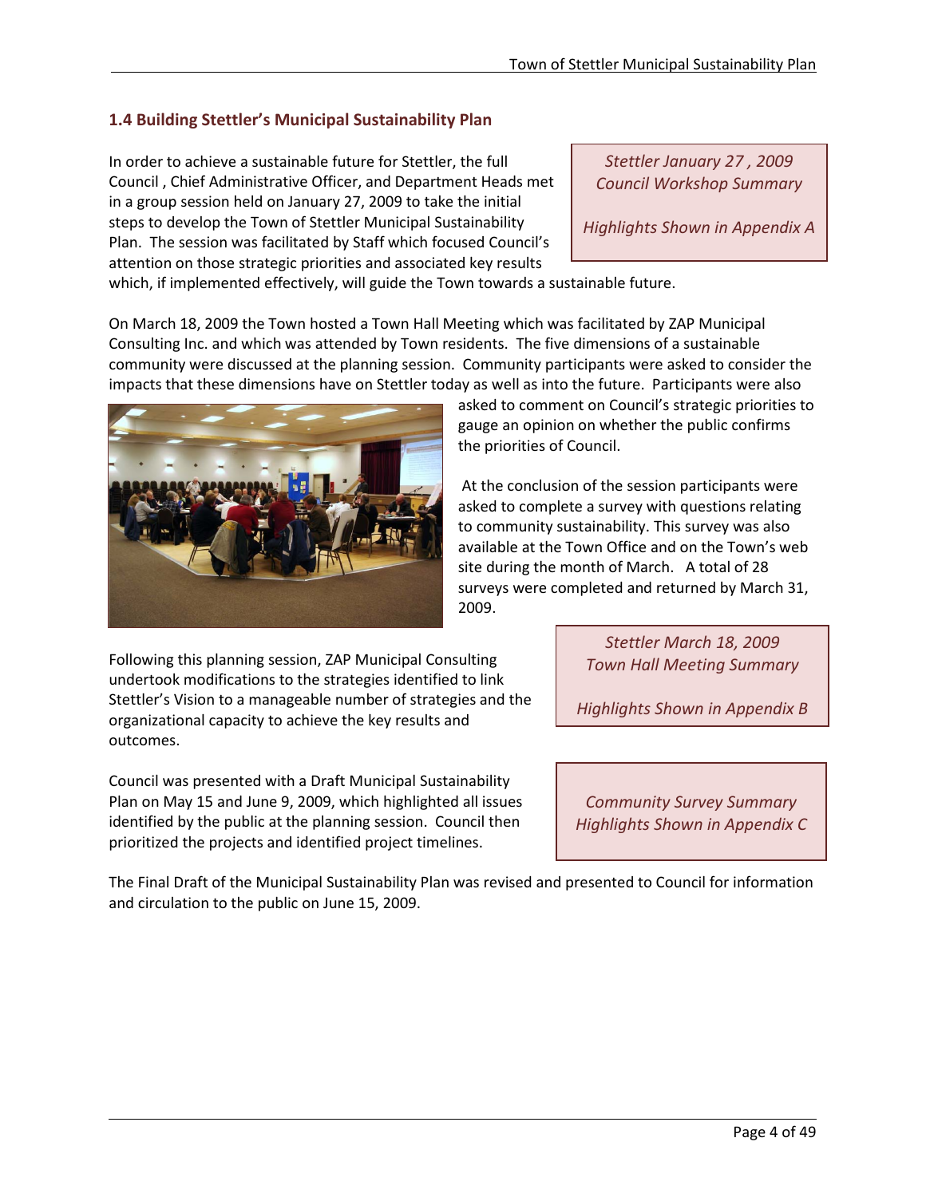## 1.4 Building Stettler's Municipal Sustainability Plan

In order to achieve a sustainable future for Stettler, the full Council , Chief Administrative Officer, and Department Heads met in a group session held on January 27, 2009 to take the initial steps to develop the Town of Stettler Municipal Sustainability Plan. The session was facilitated by Staff which focused Council's attention on those strategic priorities and associated key results which, if implemented effectively, will guide the Town towards a sustainable future.

*Stettler January 27 , 2009*
*Council Workshop Summary*

*Highlights Shown in Appendix A*

On March 18, 2009 the Town hosted a Town Hall Meeting which was facilitated by ZAP Municipal Consulting Inc. and which was attended by Town residents. The five dimensions of a sustainable community were discussed at the planning session. Community participants were asked to consider the impacts that these dimensions have on Stettler today as well as into the future. Participants were also asked to comment on Council's strategic priorities to gauge an opinion on whether the public confirms the priorities of Council.

At the conclusion of the session participants were asked to complete a survey with questions relating to community sustainability. This survey was also available at the Town Office and on the Town's web site during the month of March. A total of 28 surveys were completed and returned by March 31, 2009.

*Stettler March 18, 2009*
*Town Hall Meeting Summary*

*Highlights Shown in Appendix B*

Following this planning session, ZAP Municipal Consulting undertook modifications to the strategies identified to link Stettler's Vision to a manageable number of strategies and the organizational capacity to achieve the key results and outcomes.

Council was presented with a Draft Municipal Sustainability Plan on May 15 and June 9, 2009, which highlighted all issues identified by the public at the planning session. Council then prioritized the projects and identified project timelines.

*Community Survey Summary*
*Highlights Shown in Appendix C*

The Final Draft of the Municipal Sustainability Plan was revised and presented to Council for information and circulation to the public on June 15, 2009.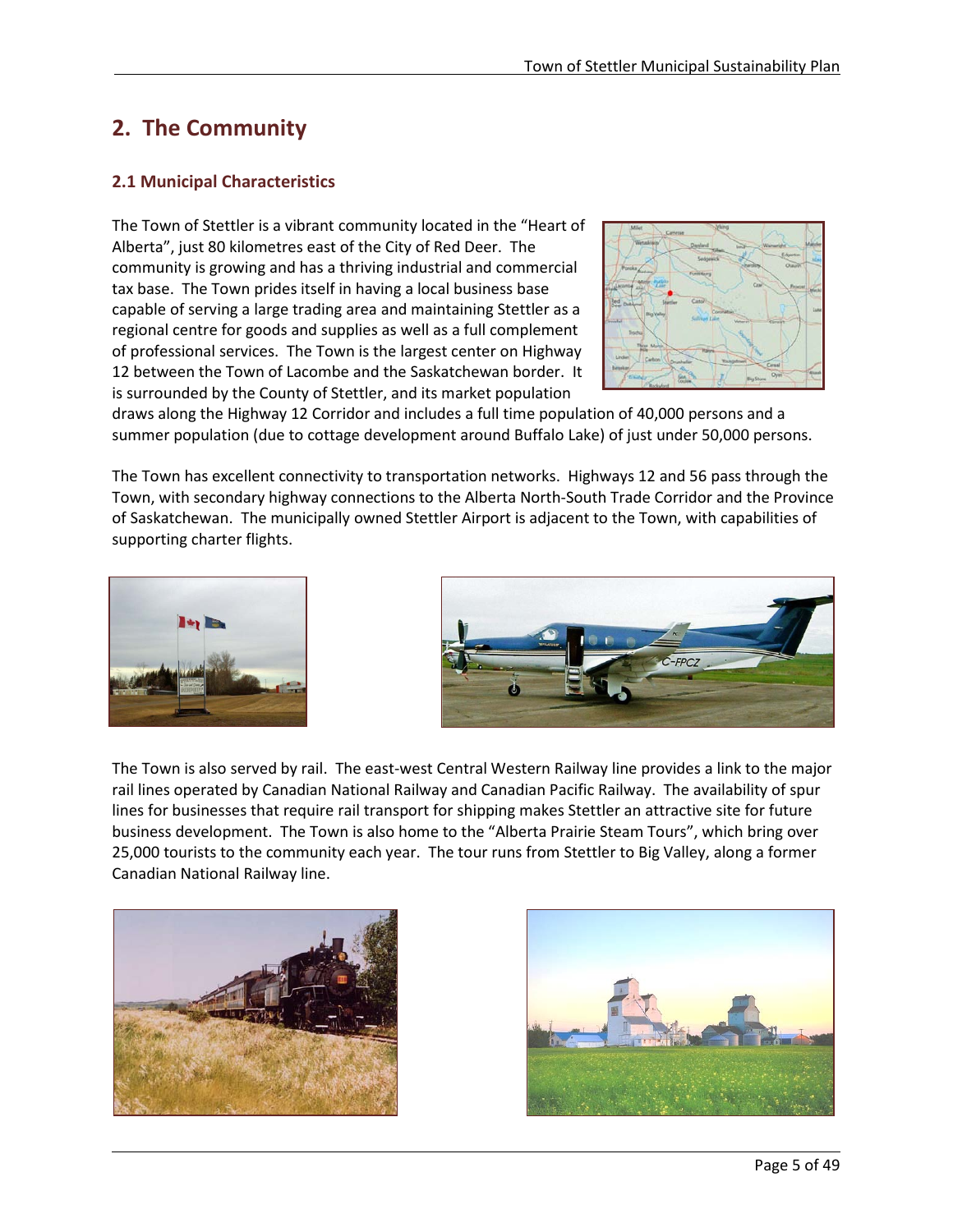# 2. The Community

## 2.1 Municipal Characteristics

The Town of Stettler is a vibrant community located in the "Heart of Alberta", just 80 kilometres east of the City of Red Deer. The community is growing and has a thriving industrial and commercial tax base. The Town prides itself in having a local business base capable of serving a large trading area and maintaining Stettler as a regional centre for goods and supplies as well as a full complement of professional services. The Town is the largest center on Highway 12 between the Town of Lacombe and the Saskatchewan border. It is surrounded by the County of Stettler, and its market population draws along the Highway 12 Corridor and includes a full time population of 40,000 persons and a summer population (due to cottage development around Buffalo Lake) of just under 50,000 persons.

The Town has excellent connectivity to transportation networks. Highways 12 and 56 pass through the Town, with secondary highway connections to the Alberta North-South Trade Corridor and the Province of Saskatchewan. The municipally owned Stettler Airport is adjacent to the Town, with capabilities of supporting charter flights.

The Town is also served by rail. The east-west Central Western Railway line provides a link to the major rail lines operated by Canadian National Railway and Canadian Pacific Railway. The availability of spur lines for businesses that require rail transport for shipping makes Stettler an attractive site for future business development. The Town is also home to the "Alberta Prairie Steam Tours", which bring over 25,000 tourists to the community each year. The tour runs from Stettler to Big Valley, along a former Canadian National Railway line.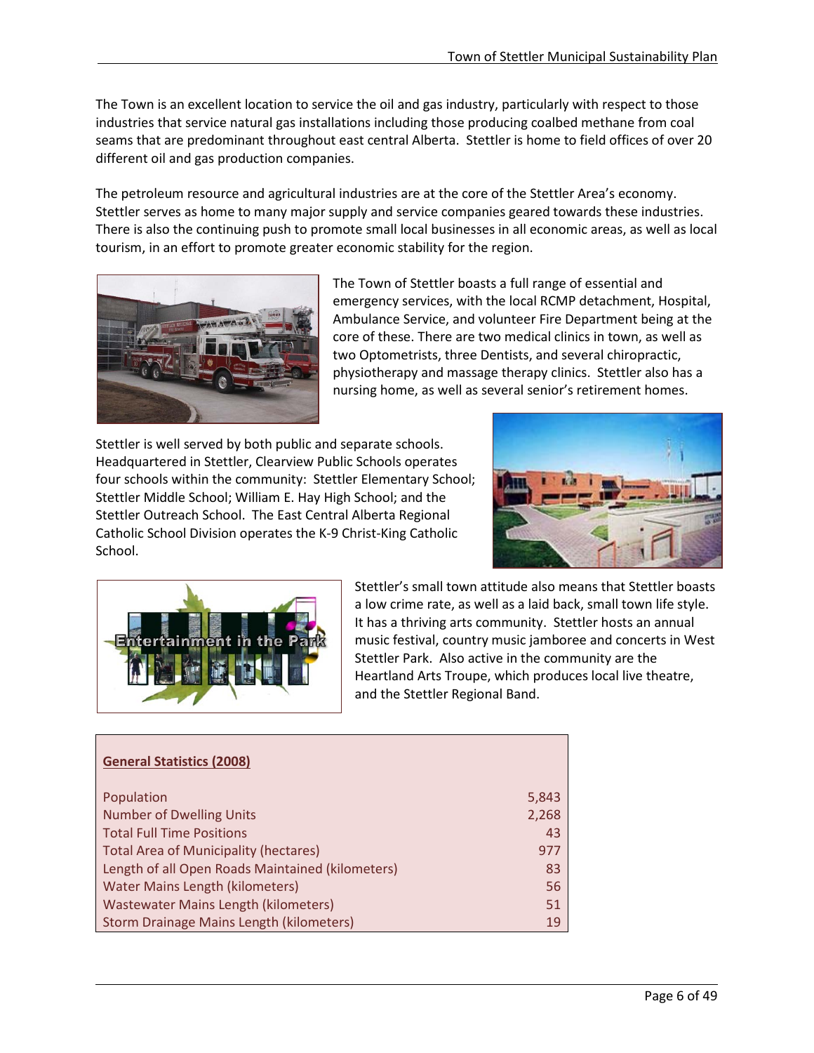The Town is an excellent location to service the oil and gas industry, particularly with respect to those industries that service natural gas installations including those producing coalbed methane from coal seams that are predominant throughout east central Alberta. Stettler is home to field offices of over 20 different oil and gas production companies.

The petroleum resource and agricultural industries are at the core of the Stettler Area's economy. Stettler serves as home to many major supply and service companies geared towards these industries. There is also the continuing push to promote small local businesses in all economic areas, as well as local tourism, in an effort to promote greater economic stability for the region.

The Town of Stettler boasts a full range of essential and emergency services, with the local RCMP detachment, Hospital, Ambulance Service, and volunteer Fire Department being at the core of these. There are two medical clinics in town, as well as two Optometrists, three Dentists, and several chiropractic, physiotherapy and massage therapy clinics. Stettler also has a nursing home, as well as several senior's retirement homes.

Stettler is well served by both public and separate schools. Headquartered in Stettler, Clearview Public Schools operates four schools within the community: Stettler Elementary School; Stettler Middle School; William E. Hay High School; and the Stettler Outreach School. The East Central Alberta Regional Catholic School Division operates the K-9 Christ-King Catholic School.

Stettler's small town attitude also means that Stettler boasts a low crime rate, as well as a laid back, small town life style. It has a thriving arts community. Stettler hosts an annual music festival, country music jamboree and concerts in West Stettler Park. Also active in the community are the Heartland Arts Troupe, which produces local live theatre, and the Stettler Regional Band.

| **General Statistics (2008)** | |
|---|---|
| Population | 5,843 |
| Number of Dwelling Units | 2,268 |
| Total Full Time Positions | 43 |
| Total Area of Municipality (hectares) | 977 |
| Length of all Open Roads Maintained (kilometers) | 83 |
| Water Mains Length (kilometers) | 56 |
| Wastewater Mains Length (kilometers) | 51 |
| Storm Drainage Mains Length (kilometers) | 19 |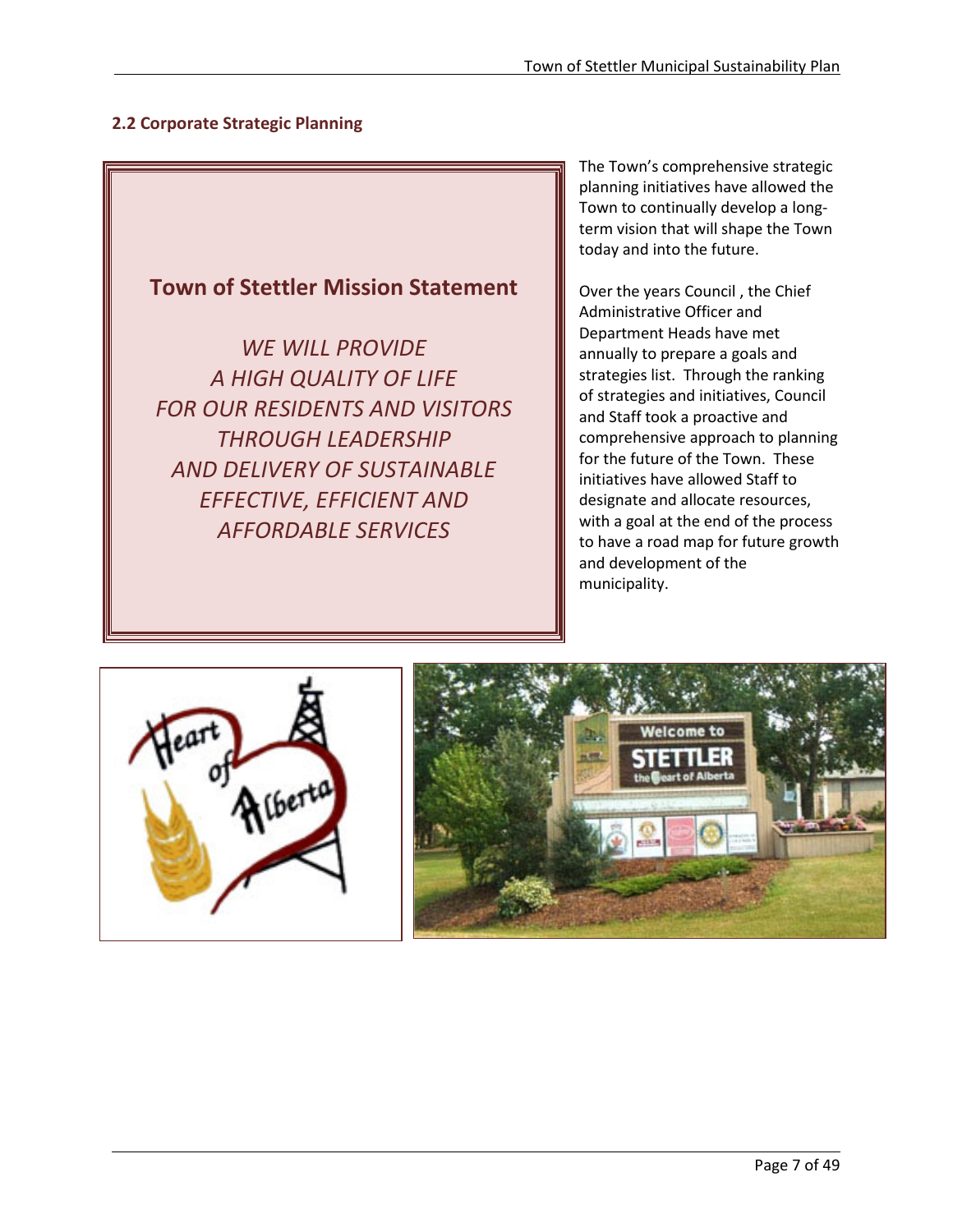## 2.2 Corporate Strategic Planning

**Town of Stettler Mission Statement**

*WE WILL PROVIDE
A HIGH QUALITY OF LIFE
FOR OUR RESIDENTS AND VISITORS
THROUGH LEADERSHIP
AND DELIVERY OF SUSTAINABLE
EFFECTIVE, EFFICIENT AND
AFFORDABLE SERVICES*

The Town's comprehensive strategic planning initiatives have allowed the Town to continually develop a long-term vision that will shape the Town today and into the future.

Over the years Council , the Chief Administrative Officer and Department Heads have met annually to prepare a goals and strategies list. Through the ranking of strategies and initiatives, Council and Staff took a proactive and comprehensive approach to planning for the future of the Town. These initiatives have allowed Staff to designate and allocate resources, with a goal at the end of the process to have a road map for future growth and development of the municipality.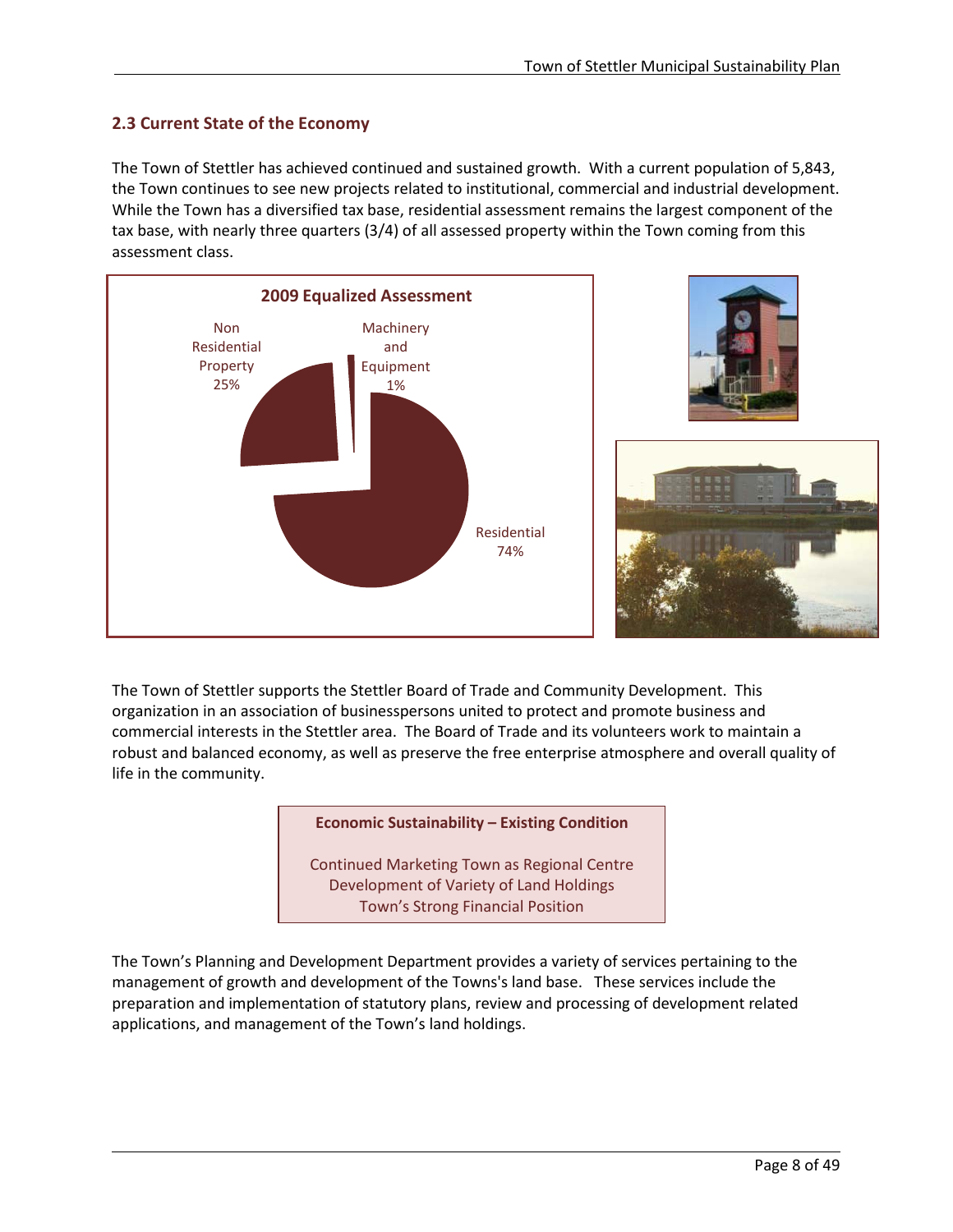## 2.3 Current State of the Economy

The Town of Stettler has achieved continued and sustained growth. With a current population of 5,843, the Town continues to see new projects related to institutional, commercial and industrial development. While the Town has a diversified tax base, residential assessment remains the largest component of the tax base, with nearly three quarters (3/4) of all assessed property within the Town coming from this assessment class.

**2009 Equalized Assessment**

| Category | Share |
|---|---|
| Residential | 74% |
| Non Residential Property | 25% |
| Machinery and Equipment | 1% |

The Town of Stettler supports the Stettler Board of Trade and Community Development. This organization in an association of businesspersons united to protect and promote business and commercial interests in the Stettler area. The Board of Trade and its volunteers work to maintain a robust and balanced economy, as well as preserve the free enterprise atmosphere and overall quality of life in the community.

**Economic Sustainability – Existing Condition**

Continued Marketing Town as Regional Centre
Development of Variety of Land Holdings
Town's Strong Financial Position

The Town's Planning and Development Department provides a variety of services pertaining to the management of growth and development of the Towns's land base. These services include the preparation and implementation of statutory plans, review and processing of development related applications, and management of the Town's land holdings.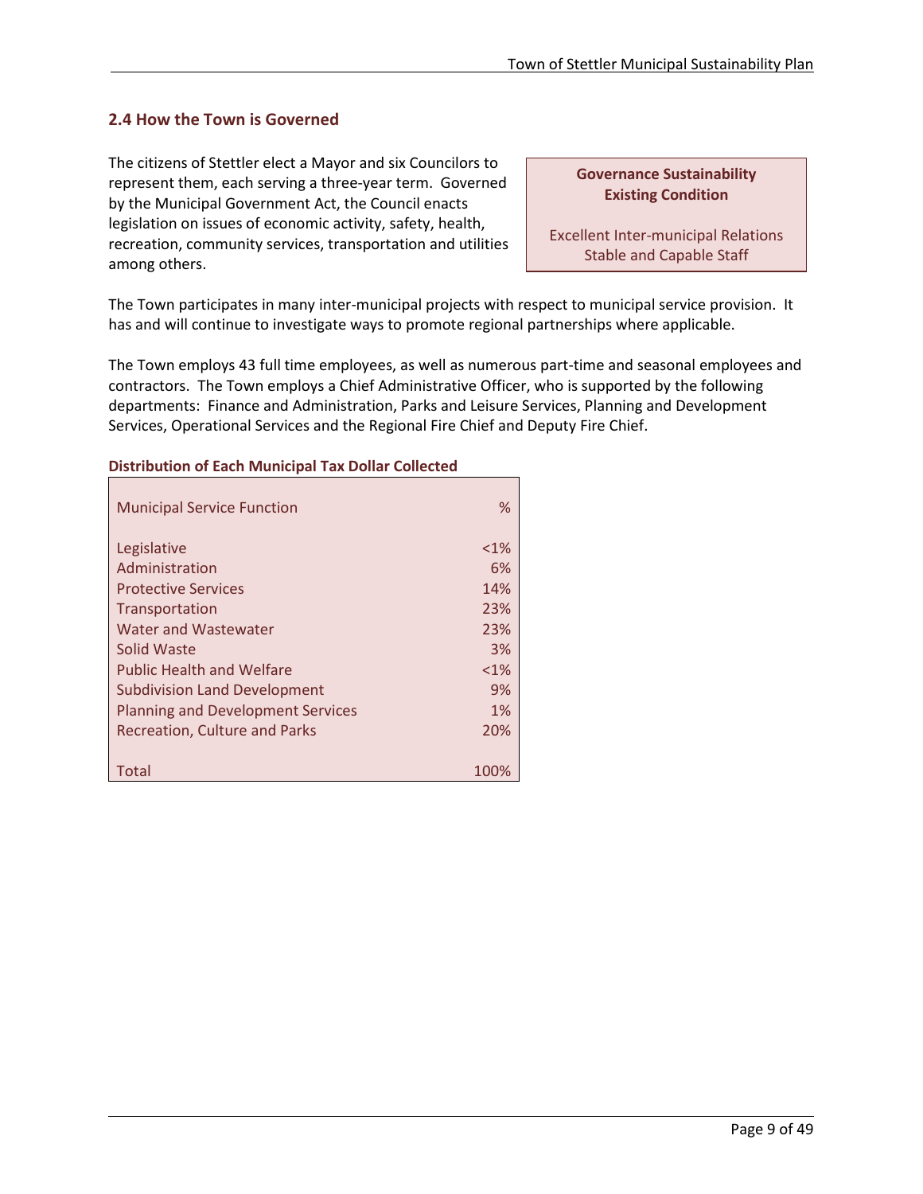## 2.4 How the Town is Governed

The citizens of Stettler elect a Mayor and six Councilors to represent them, each serving a three-year term. Governed by the Municipal Government Act, the Council enacts legislation on issues of economic activity, safety, health, recreation, community services, transportation and utilities among others.

**Governance Sustainability Existing Condition**

Excellent Inter-municipal Relations
Stable and Capable Staff

The Town participates in many inter-municipal projects with respect to municipal service provision. It has and will continue to investigate ways to promote regional partnerships where applicable.

The Town employs 43 full time employees, as well as numerous part-time and seasonal employees and contractors. The Town employs a Chief Administrative Officer, who is supported by the following departments: Finance and Administration, Parks and Leisure Services, Planning and Development Services, Operational Services and the Regional Fire Chief and Deputy Fire Chief.

**Distribution of Each Municipal Tax Dollar Collected**

| Municipal Service Function | % |
|---|---|
| Legislative | <1% |
| Administration | 6% |
| Protective Services | 14% |
| Transportation | 23% |
| Water and Wastewater | 23% |
| Solid Waste | 3% |
| Public Health and Welfare | <1% |
| Subdivision Land Development | 9% |
| Planning and Development Services | 1% |
| Recreation, Culture and Parks | 20% |
| Total | 100% |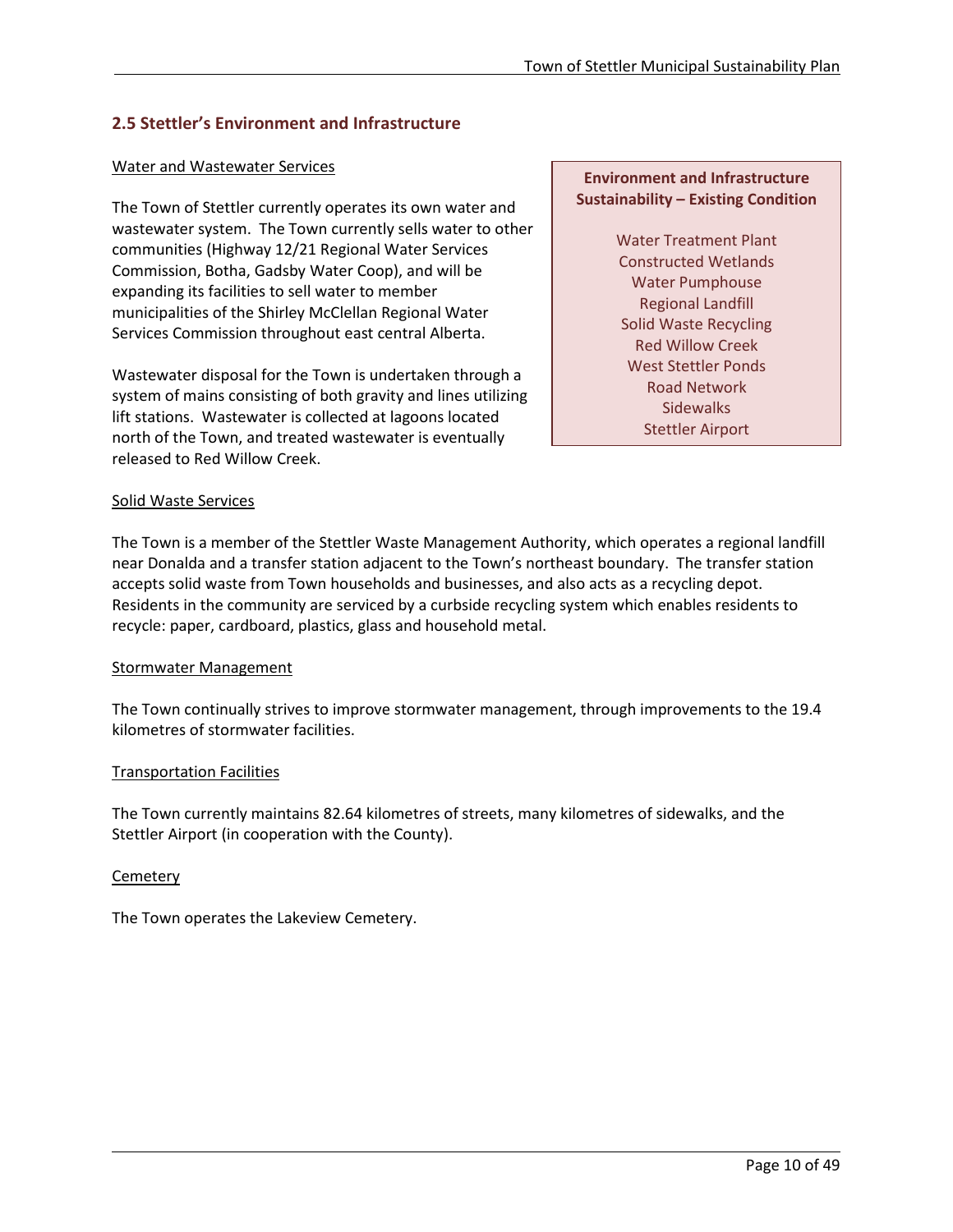## 2.5 Stettler's Environment and Infrastructure

Water and Wastewater Services

The Town of Stettler currently operates its own water and wastewater system. The Town currently sells water to other communities (Highway 12/21 Regional Water Services Commission, Botha, Gadsby Water Coop), and will be expanding its facilities to sell water to member municipalities of the Shirley McClellan Regional Water Services Commission throughout east central Alberta.

Wastewater disposal for the Town is undertaken through a system of mains consisting of both gravity and lines utilizing lift stations. Wastewater is collected at lagoons located north of the Town, and treated wastewater is eventually released to Red Willow Creek.

**Environment and Infrastructure Sustainability – Existing Condition**

- Water Treatment Plant
- Constructed Wetlands
- Water Pumphouse
- Regional Landfill
- Solid Waste Recycling
- Red Willow Creek
- West Stettler Ponds
- Road Network
- Sidewalks
- Stettler Airport

Solid Waste Services

The Town is a member of the Stettler Waste Management Authority, which operates a regional landfill near Donalda and a transfer station adjacent to the Town's northeast boundary. The transfer station accepts solid waste from Town households and businesses, and also acts as a recycling depot. Residents in the community are serviced by a curbside recycling system which enables residents to recycle: paper, cardboard, plastics, glass and household metal.

Stormwater Management

The Town continually strives to improve stormwater management, through improvements to the 19.4 kilometres of stormwater facilities.

Transportation Facilities

The Town currently maintains 82.64 kilometres of streets, many kilometres of sidewalks, and the Stettler Airport (in cooperation with the County).

Cemetery

The Town operates the Lakeview Cemetery.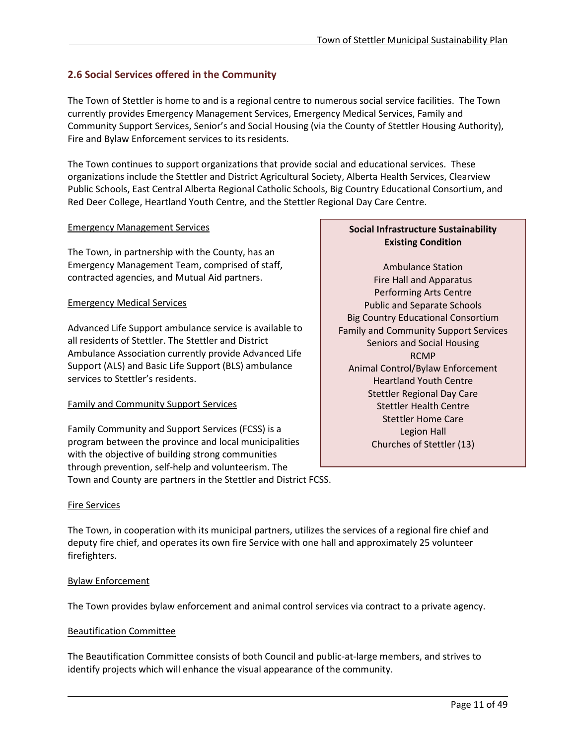## 2.6 Social Services offered in the Community

The Town of Stettler is home to and is a regional centre to numerous social service facilities. The Town currently provides Emergency Management Services, Emergency Medical Services, Family and Community Support Services, Senior's and Social Housing (via the County of Stettler Housing Authority), Fire and Bylaw Enforcement services to its residents.

The Town continues to support organizations that provide social and educational services. These organizations include the Stettler and District Agricultural Society, Alberta Health Services, Clearview Public Schools, East Central Alberta Regional Catholic Schools, Big Country Educational Consortium, and Red Deer College, Heartland Youth Centre, and the Stettler Regional Day Care Centre.

**Social Infrastructure Sustainability Existing Condition**

- Ambulance Station
- Fire Hall and Apparatus
- Performing Arts Centre
- Public and Separate Schools
- Big Country Educational Consortium
- Family and Community Support Services
- Seniors and Social Housing
- RCMP
- Animal Control/Bylaw Enforcement
- Heartland Youth Centre
- Stettler Regional Day Care
- Stettler Health Centre
- Stettler Home Care
- Legion Hall
- Churches of Stettler (13)

<u>Emergency Management Services</u>

The Town, in partnership with the County, has an Emergency Management Team, comprised of staff, contracted agencies, and Mutual Aid partners.

<u>Emergency Medical Services</u>

Advanced Life Support ambulance service is available to all residents of Stettler. The Stettler and District Ambulance Association currently provide Advanced Life Support (ALS) and Basic Life Support (BLS) ambulance services to Stettler's residents.

<u>Family and Community Support Services</u>

Family Community and Support Services (FCSS) is a program between the province and local municipalities with the objective of building strong communities through prevention, self-help and volunteerism. The Town and County are partners in the Stettler and District FCSS.

<u>Fire Services</u>

The Town, in cooperation with its municipal partners, utilizes the services of a regional fire chief and deputy fire chief, and operates its own fire Service with one hall and approximately 25 volunteer firefighters.

<u>Bylaw Enforcement</u>

The Town provides bylaw enforcement and animal control services via contract to a private agency.

<u>Beautification Committee</u>

The Beautification Committee consists of both Council and public-at-large members, and strives to identify projects which will enhance the visual appearance of the community.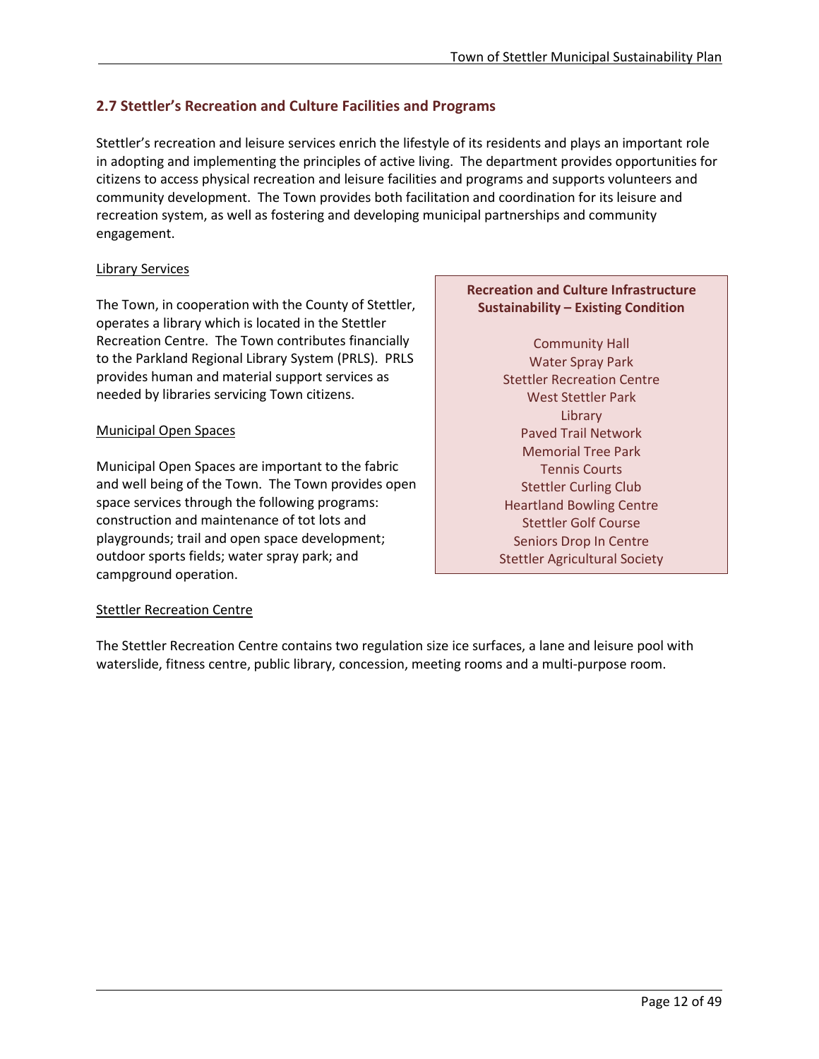## 2.7 Stettler's Recreation and Culture Facilities and Programs

Stettler's recreation and leisure services enrich the lifestyle of its residents and plays an important role in adopting and implementing the principles of active living. The department provides opportunities for citizens to access physical recreation and leisure facilities and programs and supports volunteers and community development. The Town provides both facilitation and coordination for its leisure and recreation system, as well as fostering and developing municipal partnerships and community engagement.

Library Services

The Town, in cooperation with the County of Stettler, operates a library which is located in the Stettler Recreation Centre. The Town contributes financially to the Parkland Regional Library System (PRLS). PRLS provides human and material support services as needed by libraries servicing Town citizens.

Municipal Open Spaces

Municipal Open Spaces are important to the fabric and well being of the Town. The Town provides open space services through the following programs: construction and maintenance of tot lots and playgrounds; trail and open space development; outdoor sports fields; water spray park; and campground operation.

**Recreation and Culture Infrastructure Sustainability – Existing Condition**

- Community Hall
- Water Spray Park
- Stettler Recreation Centre
- West Stettler Park
- Library
- Paved Trail Network
- Memorial Tree Park
- Tennis Courts
- Stettler Curling Club
- Heartland Bowling Centre
- Stettler Golf Course
- Seniors Drop In Centre
- Stettler Agricultural Society

Stettler Recreation Centre

The Stettler Recreation Centre contains two regulation size ice surfaces, a lane and leisure pool with waterslide, fitness centre, public library, concession, meeting rooms and a multi-purpose room.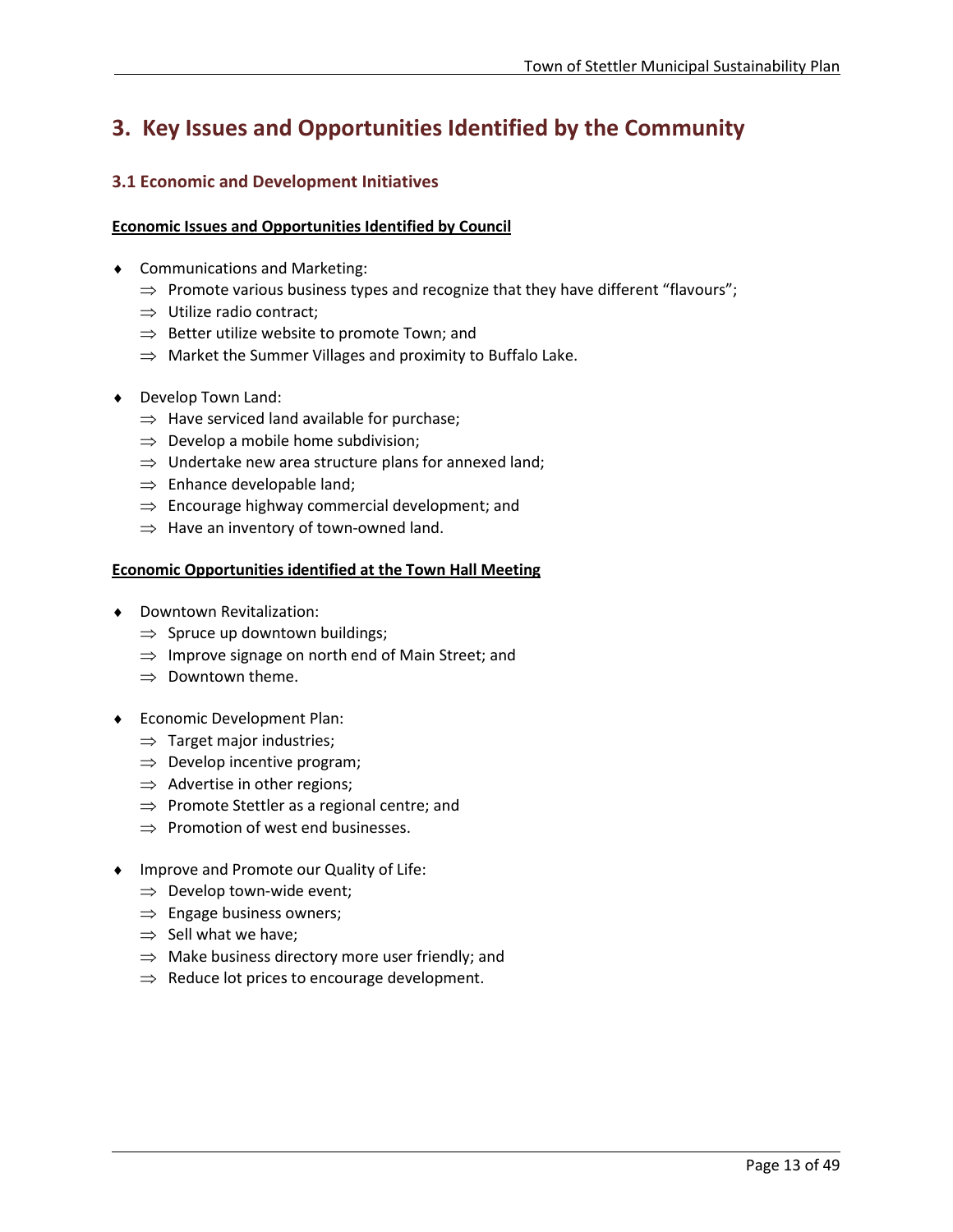# 3. Key Issues and Opportunities Identified by the Community

## 3.1 Economic and Development Initiatives

**<u>Economic Issues and Opportunities Identified by Council</u>**

- Communications and Marketing:
  - ⇒ Promote various business types and recognize that they have different "flavours";
  - ⇒ Utilize radio contract;
  - ⇒ Better utilize website to promote Town; and
  - ⇒ Market the Summer Villages and proximity to Buffalo Lake.

- Develop Town Land:
  - ⇒ Have serviced land available for purchase;
  - ⇒ Develop a mobile home subdivision;
  - ⇒ Undertake new area structure plans for annexed land;
  - ⇒ Enhance developable land;
  - ⇒ Encourage highway commercial development; and
  - ⇒ Have an inventory of town-owned land.

**<u>Economic Opportunities identified at the Town Hall Meeting</u>**

- Downtown Revitalization:
  - ⇒ Spruce up downtown buildings;
  - ⇒ Improve signage on north end of Main Street; and
  - ⇒ Downtown theme.

- Economic Development Plan:
  - ⇒ Target major industries;
  - ⇒ Develop incentive program;
  - ⇒ Advertise in other regions;
  - ⇒ Promote Stettler as a regional centre; and
  - ⇒ Promotion of west end businesses.

- Improve and Promote our Quality of Life:
  - ⇒ Develop town-wide event;
  - ⇒ Engage business owners;
  - ⇒ Sell what we have;
  - ⇒ Make business directory more user friendly; and
  - ⇒ Reduce lot prices to encourage development.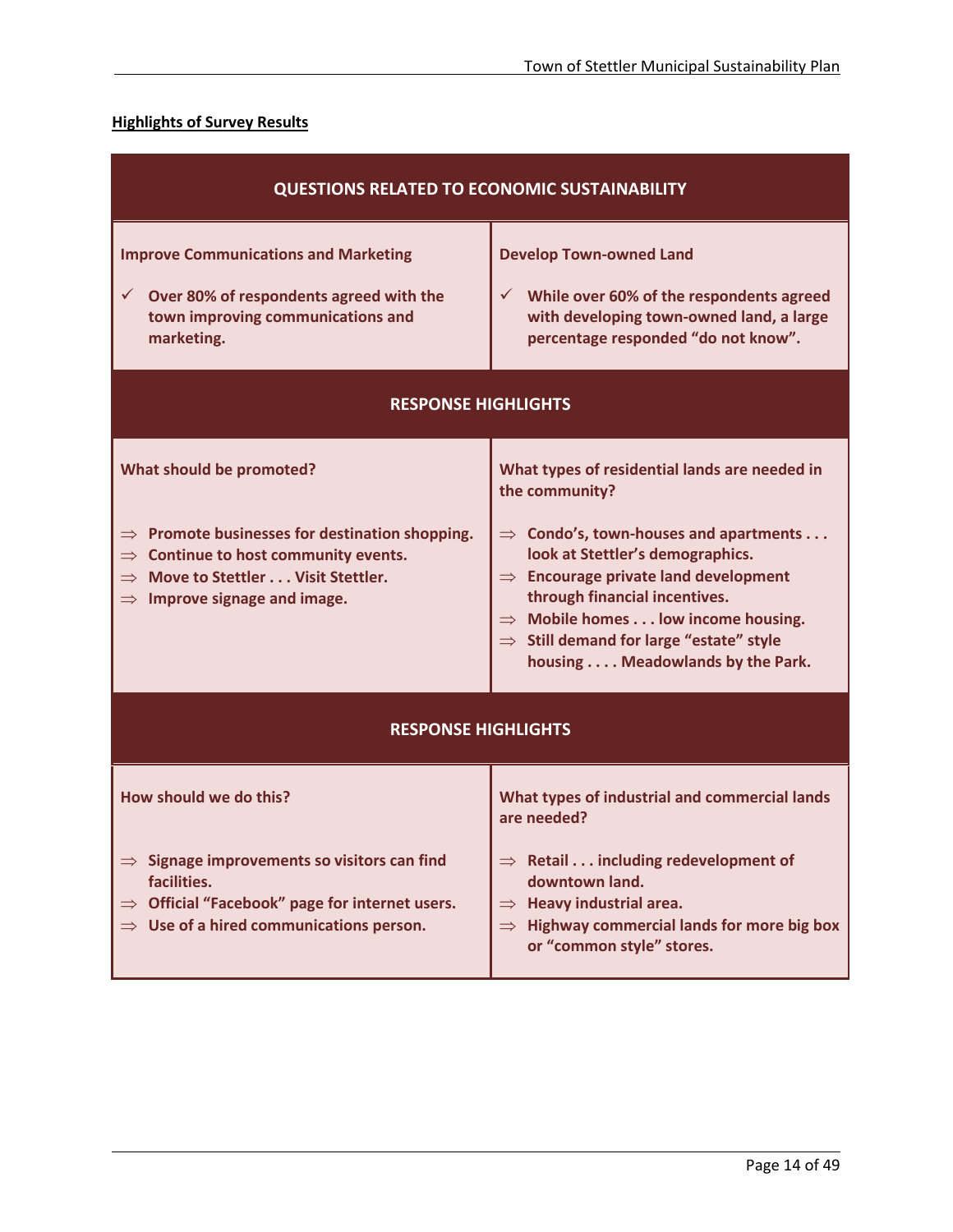**Highlights of Survey Results**

| QUESTIONS RELATED TO ECONOMIC SUSTAINABILITY | |
|---|---|
| **Improve Communications and Marketing**<br><br>✓ Over 80% of respondents agreed with the town improving communications and marketing. | **Develop Town-owned Land**<br><br>✓ While over 60% of the respondents agreed with developing town-owned land, a large percentage responded "do not know". |
| **RESPONSE HIGHLIGHTS** | |
| **What should be promoted?**<br><br>⇒ Promote businesses for destination shopping.<br>⇒ Continue to host community events.<br>⇒ Move to Stettler . . . Visit Stettler.<br>⇒ Improve signage and image. | **What types of residential lands are needed in the community?**<br><br>⇒ Condo's, town-houses and apartments . . . look at Stettler's demographics.<br>⇒ Encourage private land development through financial incentives.<br>⇒ Mobile homes . . . low income housing.<br>⇒ Still demand for large "estate" style housing . . . . Meadowlands by the Park. |
| **RESPONSE HIGHLIGHTS** | |
| **How should we do this?**<br><br>⇒ Signage improvements so visitors can find facilities.<br>⇒ Official "Facebook" page for internet users.<br>⇒ Use of a hired communications person. | **What types of industrial and commercial lands are needed?**<br><br>⇒ Retail . . . including redevelopment of downtown land.<br>⇒ Heavy industrial area.<br>⇒ Highway commercial lands for more big box or "common style" stores. |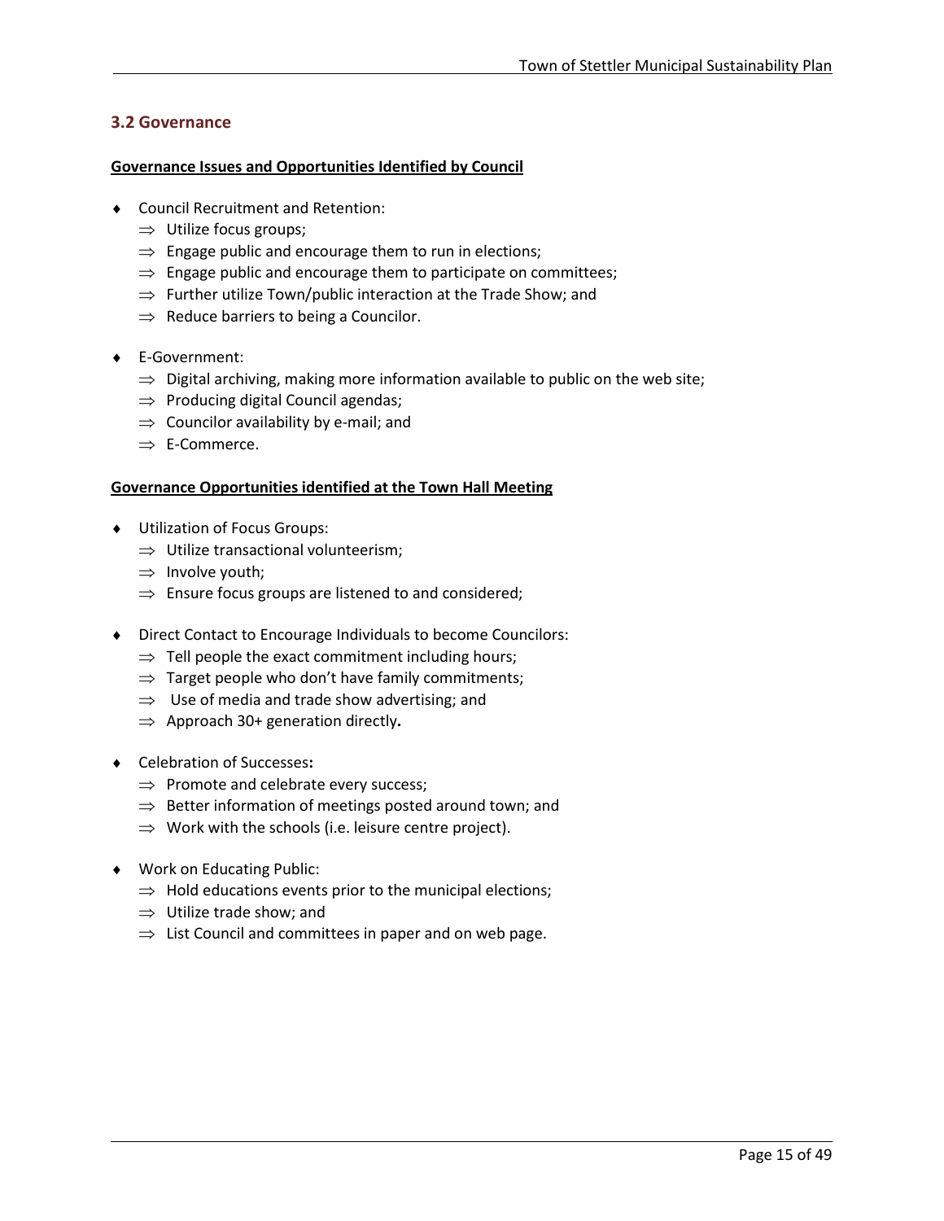## 3.2 Governance

**Governance Issues and Opportunities Identified by Council**

- Council Recruitment and Retention:
  - ⇒ Utilize focus groups;
  - ⇒ Engage public and encourage them to run in elections;
  - ⇒ Engage public and encourage them to participate on committees;
  - ⇒ Further utilize Town/public interaction at the Trade Show; and
  - ⇒ Reduce barriers to being a Councilor.

- E-Government:
  - ⇒ Digital archiving, making more information available to public on the web site;
  - ⇒ Producing digital Council agendas;
  - ⇒ Councilor availability by e-mail; and
  - ⇒ E-Commerce.

**Governance Opportunities identified at the Town Hall Meeting**

- Utilization of Focus Groups:
  - ⇒ Utilize transactional volunteerism;
  - ⇒ Involve youth;
  - ⇒ Ensure focus groups are listened to and considered;

- Direct Contact to Encourage Individuals to become Councilors:
  - ⇒ Tell people the exact commitment including hours;
  - ⇒ Target people who don't have family commitments;
  - ⇒ Use of media and trade show advertising; and
  - ⇒ Approach 30+ generation directly.

- Celebration of Successes:
  - ⇒ Promote and celebrate every success;
  - ⇒ Better information of meetings posted around town; and
  - ⇒ Work with the schools (i.e. leisure centre project).

- Work on Educating Public:
  - ⇒ Hold educations events prior to the municipal elections;
  - ⇒ Utilize trade show; and
  - ⇒ List Council and committees in paper and on web page.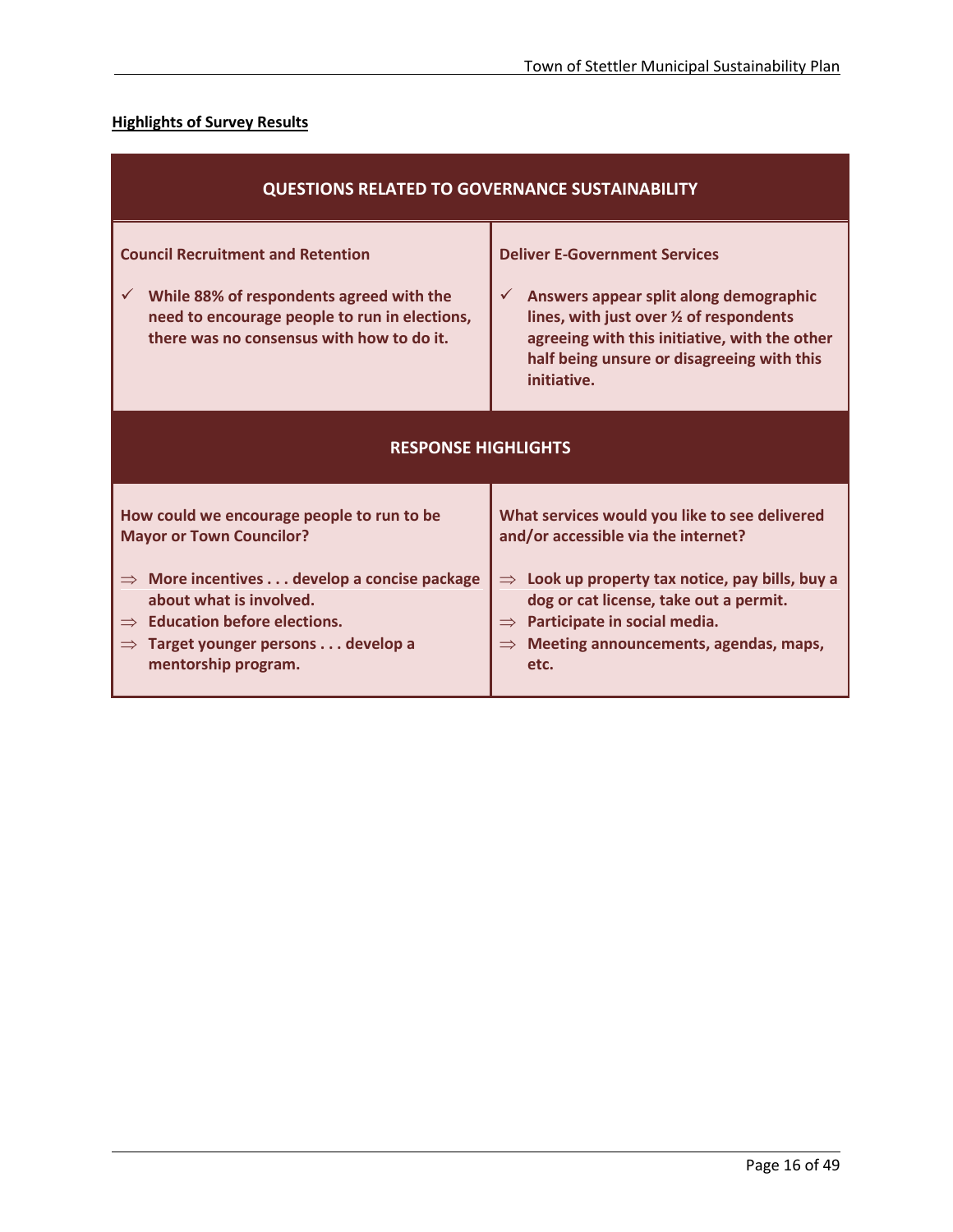**Highlights of Survey Results**

| QUESTIONS RELATED TO GOVERNANCE SUSTAINABILITY | |
|---|---|
| **Council Recruitment and Retention**<br><br>✓ **While 88% of respondents agreed with the need to encourage people to run in elections, there was no consensus with how to do it.** | **Deliver E-Government Services**<br><br>✓ **Answers appear split along demographic lines, with just over ½ of respondents agreeing with this initiative, with the other half being unsure or disagreeing with this initiative.** |
| **RESPONSE HIGHLIGHTS** | |
| **How could we encourage people to run to be Mayor or Town Councilor?**<br><br>⇒ **More incentives . . . develop a concise package about what is involved.**<br>⇒ **Education before elections.**<br>⇒ **Target younger persons . . . develop a mentorship program.** | **What services would you like to see delivered and/or accessible via the internet?**<br><br>⇒ **Look up property tax notice, pay bills, buy a dog or cat license, take out a permit.**<br>⇒ **Participate in social media.**<br>⇒ **Meeting announcements, agendas, maps, etc.** |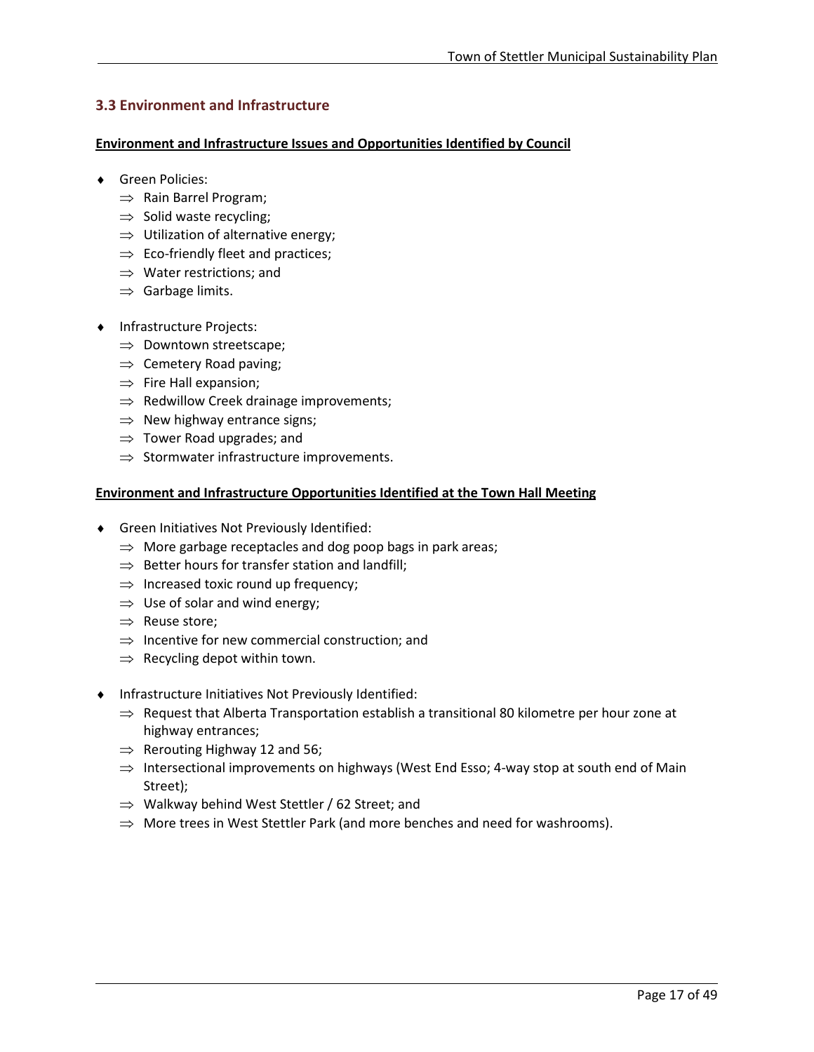### 3.3 Environment and Infrastructure

**Environment and Infrastructure Issues and Opportunities Identified by Council**

- Green Policies:
  - ⇒ Rain Barrel Program;
  - ⇒ Solid waste recycling;
  - ⇒ Utilization of alternative energy;
  - ⇒ Eco-friendly fleet and practices;
  - ⇒ Water restrictions; and
  - ⇒ Garbage limits.

- Infrastructure Projects:
  - ⇒ Downtown streetscape;
  - ⇒ Cemetery Road paving;
  - ⇒ Fire Hall expansion;
  - ⇒ Redwillow Creek drainage improvements;
  - ⇒ New highway entrance signs;
  - ⇒ Tower Road upgrades; and
  - ⇒ Stormwater infrastructure improvements.

**Environment and Infrastructure Opportunities Identified at the Town Hall Meeting**

- Green Initiatives Not Previously Identified:
  - ⇒ More garbage receptacles and dog poop bags in park areas;
  - ⇒ Better hours for transfer station and landfill;
  - ⇒ Increased toxic round up frequency;
  - ⇒ Use of solar and wind energy;
  - ⇒ Reuse store;
  - ⇒ Incentive for new commercial construction; and
  - ⇒ Recycling depot within town.

- Infrastructure Initiatives Not Previously Identified:
  - ⇒ Request that Alberta Transportation establish a transitional 80 kilometre per hour zone at highway entrances;
  - ⇒ Rerouting Highway 12 and 56;
  - ⇒ Intersectional improvements on highways (West End Esso; 4-way stop at south end of Main Street);
  - ⇒ Walkway behind West Stettler / 62 Street; and
  - ⇒ More trees in West Stettler Park (and more benches and need for washrooms).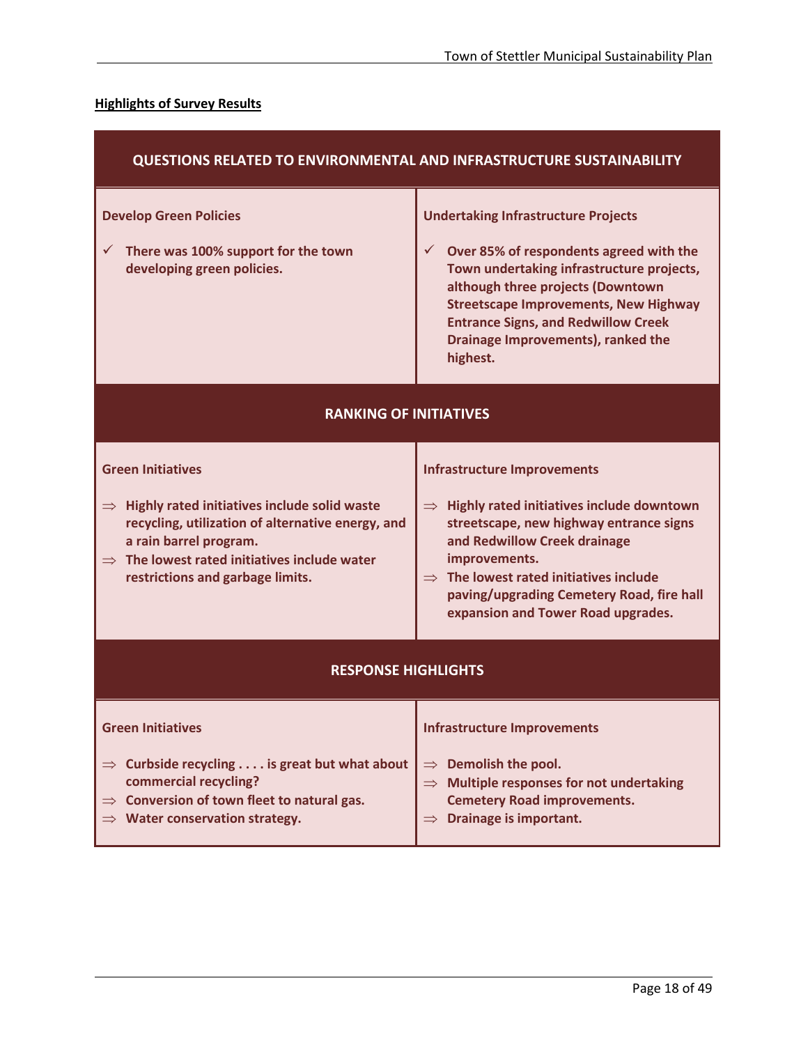**Highlights of Survey Results**

| QUESTIONS RELATED TO ENVIRONMENTAL AND INFRASTRUCTURE SUSTAINABILITY | |
|---|---|
| **Develop Green Policies**<br><br>✓ **There was 100% support for the town developing green policies.** | **Undertaking Infrastructure Projects**<br><br>✓ **Over 85% of respondents agreed with the Town undertaking infrastructure projects, although three projects (Downtown Streetscape Improvements, New Highway Entrance Signs, and Redwillow Creek Drainage Improvements), ranked the highest.** |
| **RANKING OF INITIATIVES** | |
| **Green Initiatives**<br><br>⇒ **Highly rated initiatives include solid waste recycling, utilization of alternative energy, and a rain barrel program.**<br>⇒ **The lowest rated initiatives include water restrictions and garbage limits.** | **Infrastructure Improvements**<br><br>⇒ **Highly rated initiatives include downtown streetscape, new highway entrance signs and Redwillow Creek drainage improvements.**<br>⇒ **The lowest rated initiatives include paving/upgrading Cemetery Road, fire hall expansion and Tower Road upgrades.** |
| **RESPONSE HIGHLIGHTS** | |
| **Green Initiatives**<br><br>⇒ **Curbside recycling . . . . is great but what about commercial recycling?**<br>⇒ **Conversion of town fleet to natural gas.**<br>⇒ **Water conservation strategy.** | **Infrastructure Improvements**<br><br>⇒ **Demolish the pool.**<br>⇒ **Multiple responses for not undertaking Cemetery Road improvements.**<br>⇒ **Drainage is important.** |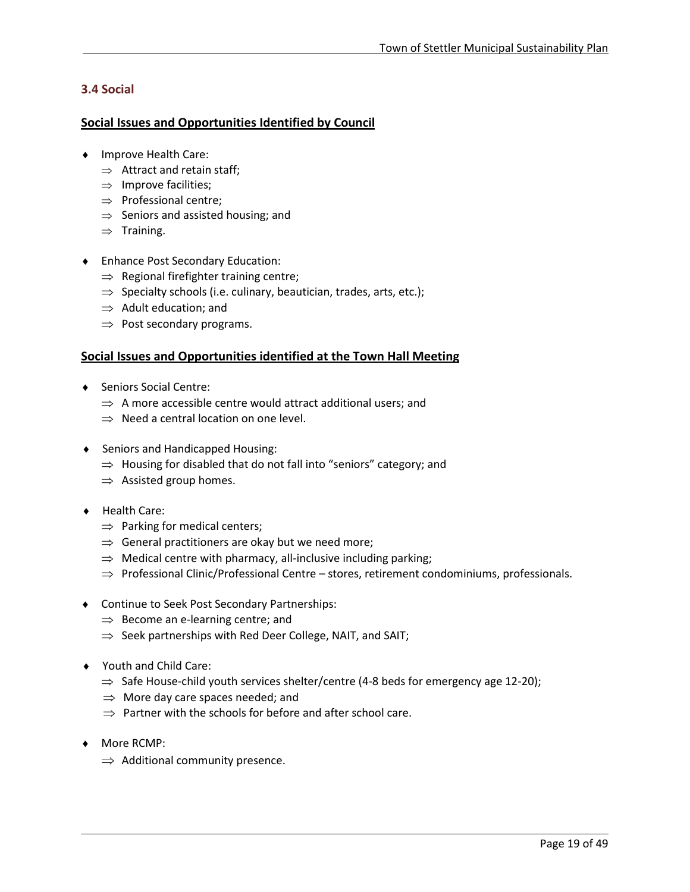### 3.4 Social

**Social Issues and Opportunities Identified by Council**

- Improve Health Care:
  - ⇒ Attract and retain staff;
  - ⇒ Improve facilities;
  - ⇒ Professional centre;
  - ⇒ Seniors and assisted housing; and
  - ⇒ Training.

- Enhance Post Secondary Education:
  - ⇒ Regional firefighter training centre;
  - ⇒ Specialty schools (i.e. culinary, beautician, trades, arts, etc.);
  - ⇒ Adult education; and
  - ⇒ Post secondary programs.

**Social Issues and Opportunities identified at the Town Hall Meeting**

- Seniors Social Centre:
  - ⇒ A more accessible centre would attract additional users; and
  - ⇒ Need a central location on one level.

- Seniors and Handicapped Housing:
  - ⇒ Housing for disabled that do not fall into "seniors" category; and
  - ⇒ Assisted group homes.

- Health Care:
  - ⇒ Parking for medical centers;
  - ⇒ General practitioners are okay but we need more;
  - ⇒ Medical centre with pharmacy, all-inclusive including parking;
  - ⇒ Professional Clinic/Professional Centre – stores, retirement condominiums, professionals.

- Continue to Seek Post Secondary Partnerships:
  - ⇒ Become an e-learning centre; and
  - ⇒ Seek partnerships with Red Deer College, NAIT, and SAIT;

- Youth and Child Care:
  - ⇒ Safe House-child youth services shelter/centre (4-8 beds for emergency age 12-20);
  - ⇒ More day care spaces needed; and
  - ⇒ Partner with the schools for before and after school care.

- More RCMP:
  - ⇒ Additional community presence.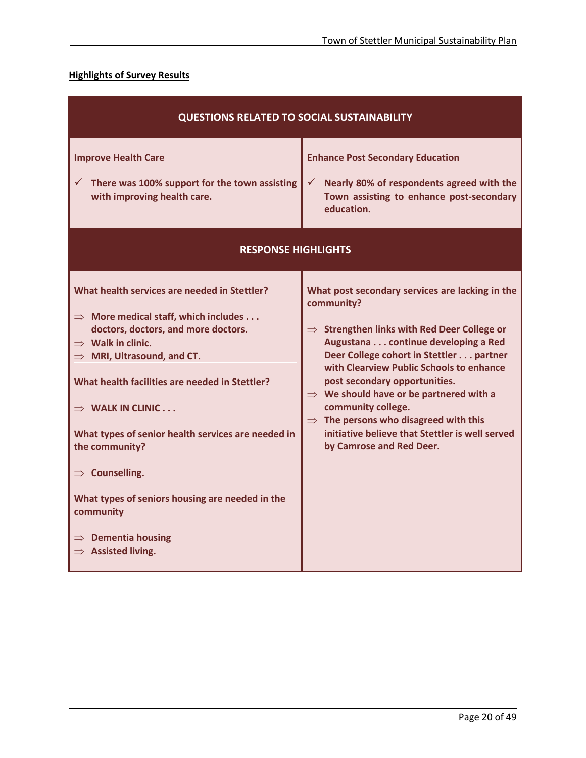**Highlights of Survey Results**

| QUESTIONS RELATED TO SOCIAL SUSTAINABILITY | |
|---|---|
| **Improve Health Care**<br><br>✓ **There was 100% support for the town assisting with improving health care.** | **Enhance Post Secondary Education**<br><br>✓ **Nearly 80% of respondents agreed with the Town assisting to enhance post-secondary education.** |
| **RESPONSE HIGHLIGHTS** | |
| **What health services are needed in Stettler?**<br><br>⇒ **More medical staff, which includes . . . doctors, doctors, and more doctors.**<br>⇒ **Walk in clinic.**<br>⇒ **MRI, Ultrasound, and CT.**<br><br>**What health facilities are needed in Stettler?**<br><br>⇒ **WALK IN CLINIC . . .**<br><br>**What types of senior health services are needed in the community?**<br><br>⇒ **Counselling.**<br><br>**What types of seniors housing are needed in the community**<br><br>⇒ **Dementia housing**<br>⇒ **Assisted living.** | **What post secondary services are lacking in the community?**<br><br>⇒ **Strengthen links with Red Deer College or Augustana . . . continue developing a Red Deer College cohort in Stettler . . . partner with Clearview Public Schools to enhance post secondary opportunities.**<br>⇒ **We should have or be partnered with a community college.**<br>⇒ **The persons who disagreed with this initiative believe that Stettler is well served by Camrose and Red Deer.** |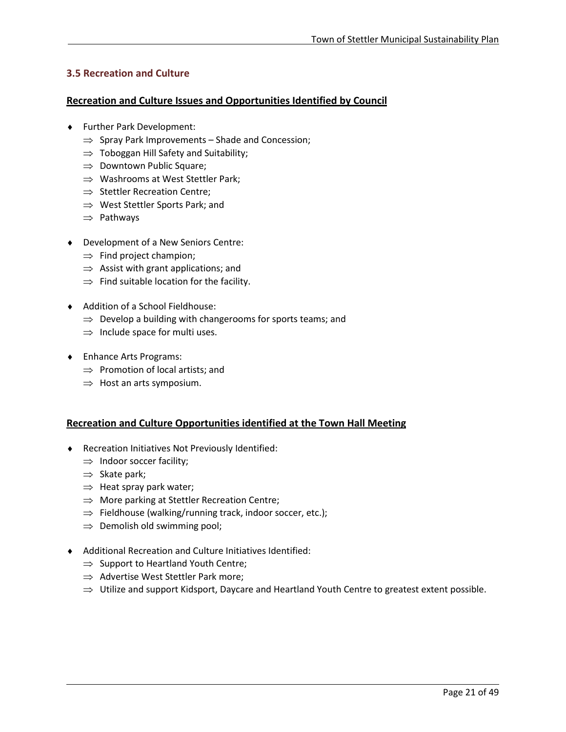### 3.5 Recreation and Culture

**Recreation and Culture Issues and Opportunities Identified by Council**

- Further Park Development:
  - ⇒ Spray Park Improvements – Shade and Concession;
  - ⇒ Toboggan Hill Safety and Suitability;
  - ⇒ Downtown Public Square;
  - ⇒ Washrooms at West Stettler Park;
  - ⇒ Stettler Recreation Centre;
  - ⇒ West Stettler Sports Park; and
  - ⇒ Pathways

- Development of a New Seniors Centre:
  - ⇒ Find project champion;
  - ⇒ Assist with grant applications; and
  - ⇒ Find suitable location for the facility.

- Addition of a School Fieldhouse:
  - ⇒ Develop a building with changerooms for sports teams; and
  - ⇒ Include space for multi uses.

- Enhance Arts Programs:
  - ⇒ Promotion of local artists; and
  - ⇒ Host an arts symposium.

**Recreation and Culture Opportunities identified at the Town Hall Meeting**

- Recreation Initiatives Not Previously Identified:
  - ⇒ Indoor soccer facility;
  - ⇒ Skate park;
  - ⇒ Heat spray park water;
  - ⇒ More parking at Stettler Recreation Centre;
  - ⇒ Fieldhouse (walking/running track, indoor soccer, etc.);
  - ⇒ Demolish old swimming pool;

- Additional Recreation and Culture Initiatives Identified:
  - ⇒ Support to Heartland Youth Centre;
  - ⇒ Advertise West Stettler Park more;
  - ⇒ Utilize and support Kidsport, Daycare and Heartland Youth Centre to greatest extent possible.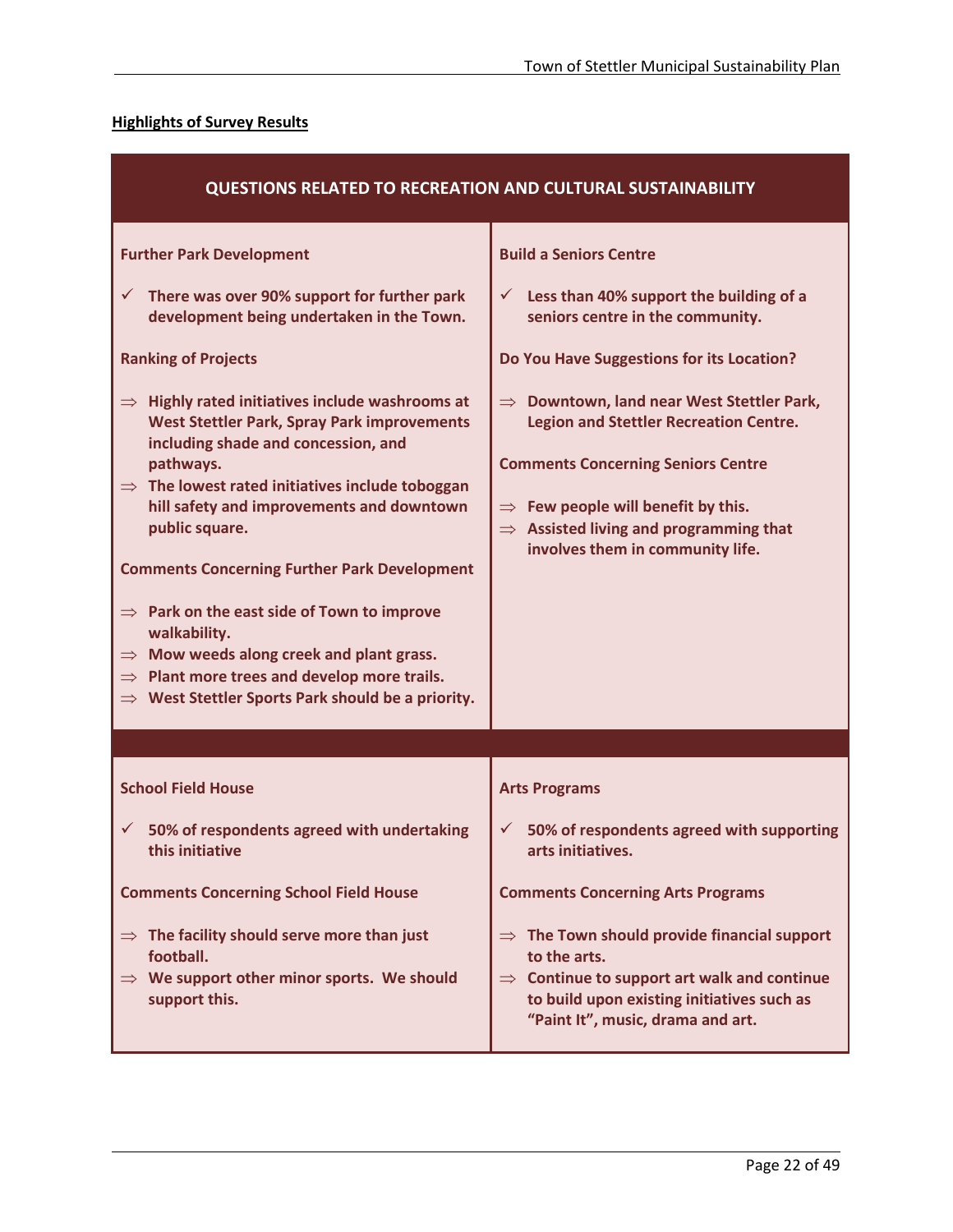**Highlights of Survey Results**

## QUESTIONS RELATED TO RECREATION AND CULTURAL SUSTAINABILITY

**Further Park Development**

- ✓ **There was over 90% support for further park development being undertaken in the Town.**

**Ranking of Projects**

- ⇒ **Highly rated initiatives include washrooms at West Stettler Park, Spray Park improvements including shade and concession, and pathways.**
- ⇒ **The lowest rated initiatives include toboggan hill safety and improvements and downtown public square.**

**Comments Concerning Further Park Development**

- ⇒ **Park on the east side of Town to improve walkability.**
- ⇒ **Mow weeds along creek and plant grass.**
- ⇒ **Plant more trees and develop more trails.**
- ⇒ **West Stettler Sports Park should be a priority.**

**Build a Seniors Centre**

- ✓ **Less than 40% support the building of a seniors centre in the community.**

**Do You Have Suggestions for its Location?**

- ⇒ **Downtown, land near West Stettler Park, Legion and Stettler Recreation Centre.**

**Comments Concerning Seniors Centre**

- ⇒ **Few people will benefit by this.**
- ⇒ **Assisted living and programming that involves them in community life.**

**School Field House**

- ✓ **50% of respondents agreed with undertaking this initiative**

**Comments Concerning School Field House**

- ⇒ **The facility should serve more than just football.**
- ⇒ **We support other minor sports. We should support this.**

**Arts Programs**

- ✓ **50% of respondents agreed with supporting arts initiatives.**

**Comments Concerning Arts Programs**

- ⇒ **The Town should provide financial support to the arts.**
- ⇒ **Continue to support art walk and continue to build upon existing initiatives such as "Paint It", music, drama and art.**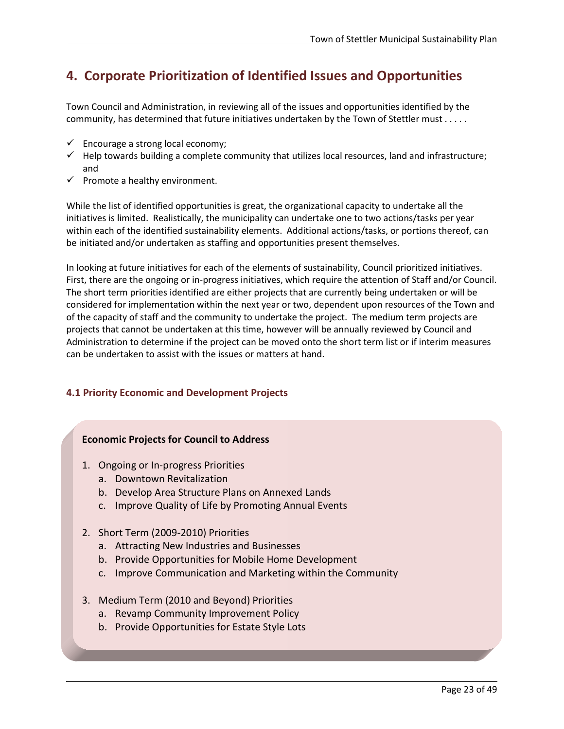# 4. Corporate Prioritization of Identified Issues and Opportunities

Town Council and Administration, in reviewing all of the issues and opportunities identified by the community, has determined that future initiatives undertaken by the Town of Stettler must . . . . .

- ✓ Encourage a strong local economy;
- ✓ Help towards building a complete community that utilizes local resources, land and infrastructure; and
- ✓ Promote a healthy environment.

While the list of identified opportunities is great, the organizational capacity to undertake all the initiatives is limited. Realistically, the municipality can undertake one to two actions/tasks per year within each of the identified sustainability elements. Additional actions/tasks, or portions thereof, can be initiated and/or undertaken as staffing and opportunities present themselves.

In looking at future initiatives for each of the elements of sustainability, Council prioritized initiatives. First, there are the ongoing or in-progress initiatives, which require the attention of Staff and/or Council. The short term priorities identified are either projects that are currently being undertaken or will be considered for implementation within the next year or two, dependent upon resources of the Town and of the capacity of staff and the community to undertake the project. The medium term projects are projects that cannot be undertaken at this time, however will be annually reviewed by Council and Administration to determine if the project can be moved onto the short term list or if interim measures can be undertaken to assist with the issues or matters at hand.

### 4.1 Priority Economic and Development Projects

**Economic Projects for Council to Address**

1. Ongoing or In-progress Priorities
   a. Downtown Revitalization
   b. Develop Area Structure Plans on Annexed Lands
   c. Improve Quality of Life by Promoting Annual Events

2. Short Term (2009-2010) Priorities
   a. Attracting New Industries and Businesses
   b. Provide Opportunities for Mobile Home Development
   c. Improve Communication and Marketing within the Community

3. Medium Term (2010 and Beyond) Priorities
   a. Revamp Community Improvement Policy
   b. Provide Opportunities for Estate Style Lots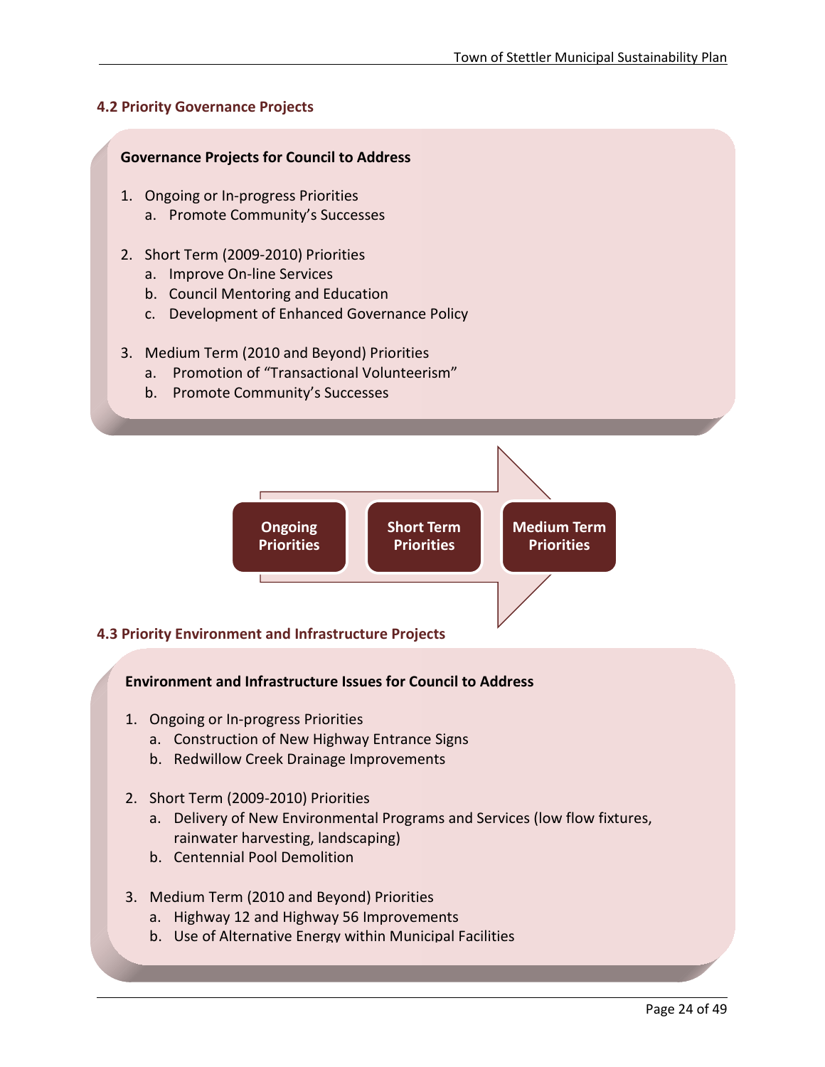### 4.2 Priority Governance Projects

**Governance Projects for Council to Address**

1. Ongoing or In-progress Priorities
   a. Promote Community's Successes

2. Short Term (2009-2010) Priorities
   a. Improve On-line Services
   b. Council Mentoring and Education
   c. Development of Enhanced Governance Policy

3. Medium Term (2010 and Beyond) Priorities
   a. Promotion of "Transactional Volunteerism"
   b. Promote Community's Successes

**Ongoing Priorities** → **Short Term Priorities** → **Medium Term Priorities**

### 4.3 Priority Environment and Infrastructure Projects

**Environment and Infrastructure Issues for Council to Address**

1. Ongoing or In-progress Priorities
   a. Construction of New Highway Entrance Signs
   b. Redwillow Creek Drainage Improvements

2. Short Term (2009-2010) Priorities
   a. Delivery of New Environmental Programs and Services (low flow fixtures, rainwater harvesting, landscaping)
   b. Centennial Pool Demolition

3. Medium Term (2010 and Beyond) Priorities
   a. Highway 12 and Highway 56 Improvements
   b. Use of Alternative Energy within Municipal Facilities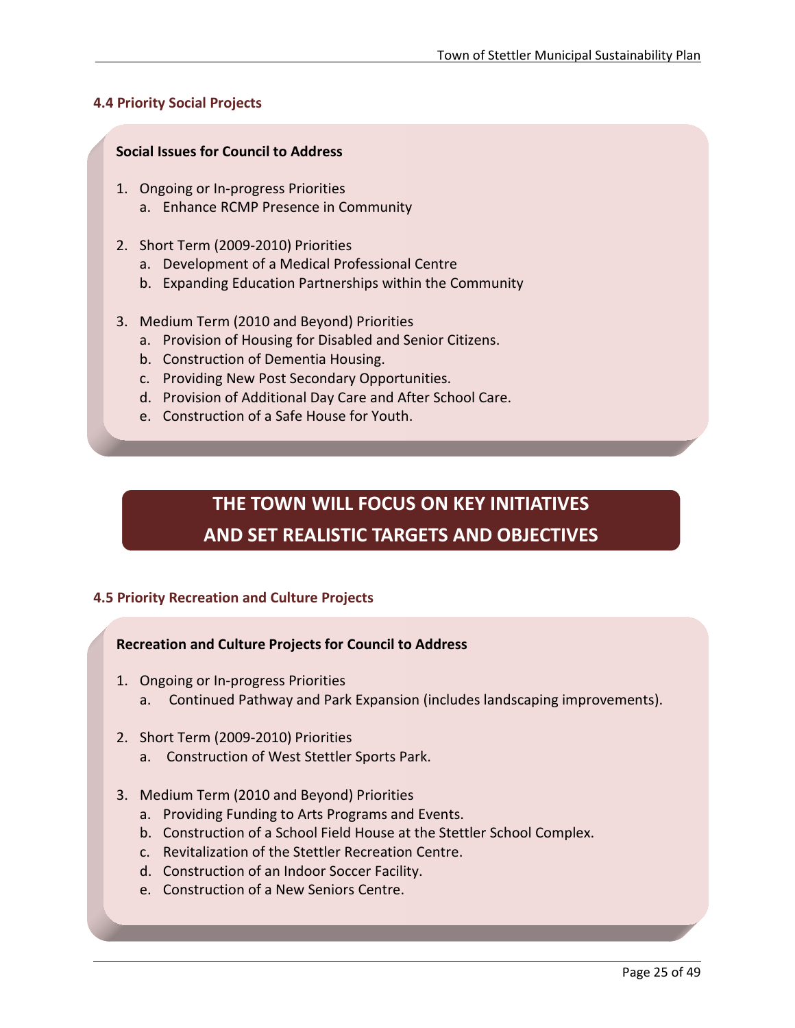### 4.4 Priority Social Projects

**Social Issues for Council to Address**

1. Ongoing or In-progress Priorities
   a. Enhance RCMP Presence in Community

2. Short Term (2009-2010) Priorities
   a. Development of a Medical Professional Centre
   b. Expanding Education Partnerships within the Community

3. Medium Term (2010 and Beyond) Priorities
   a. Provision of Housing for Disabled and Senior Citizens.
   b. Construction of Dementia Housing.
   c. Providing New Post Secondary Opportunities.
   d. Provision of Additional Day Care and After School Care.
   e. Construction of a Safe House for Youth.

**THE TOWN WILL FOCUS ON KEY INITIATIVES AND SET REALISTIC TARGETS AND OBJECTIVES**

### 4.5 Priority Recreation and Culture Projects

**Recreation and Culture Projects for Council to Address**

1. Ongoing or In-progress Priorities
   a. Continued Pathway and Park Expansion (includes landscaping improvements).

2. Short Term (2009-2010) Priorities
   a. Construction of West Stettler Sports Park.

3. Medium Term (2010 and Beyond) Priorities
   a. Providing Funding to Arts Programs and Events.
   b. Construction of a School Field House at the Stettler School Complex.
   c. Revitalization of the Stettler Recreation Centre.
   d. Construction of an Indoor Soccer Facility.
   e. Construction of a New Seniors Centre.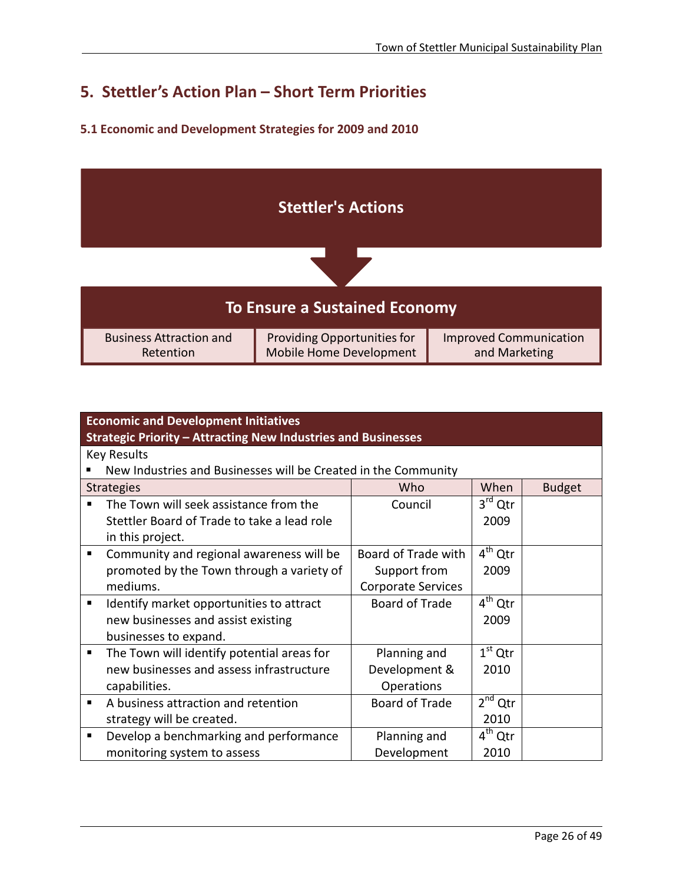## 5. Stettler's Action Plan – Short Term Priorities

### 5.1 Economic and Development Strategies for 2009 and 2010

**Stettler's Actions**

**To Ensure a Sustained Economy**

| Business Attraction and Retention | Providing Opportunities for Mobile Home Development | Improved Communication and Marketing |
|---|---|---|

| **Economic and Development Initiatives**<br>**Strategic Priority – Attracting New Industries and Businesses** | | | |
|---|---|---|---|
| Key Results<br>▪ New Industries and Businesses will be Created in the Community | | | |
| Strategies | Who | When | Budget |
| ▪ The Town will seek assistance from the Stettler Board of Trade to take a lead role in this project. | Council | 3rd Qtr 2009 | |
| ▪ Community and regional awareness will be promoted by the Town through a variety of mediums. | Board of Trade with Support from Corporate Services | 4th Qtr 2009 | |
| ▪ Identify market opportunities to attract new businesses and assist existing businesses to expand. | Board of Trade | 4th Qtr 2009 | |
| ▪ The Town will identify potential areas for new businesses and assess infrastructure capabilities. | Planning and Development & Operations | 1st Qtr 2010 | |
| ▪ A business attraction and retention strategy will be created. | Board of Trade | 2nd Qtr 2010 | |
| ▪ Develop a benchmarking and performance monitoring system to assess | Planning and Development | 4th Qtr 2010 | |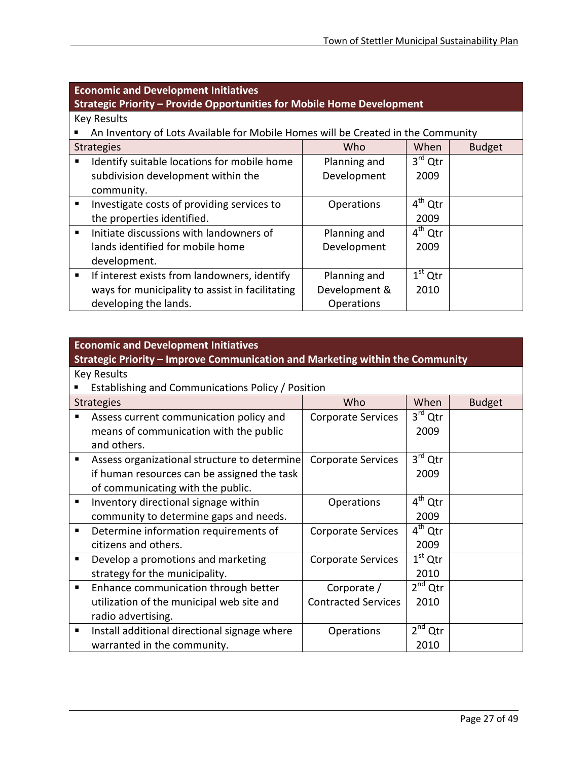| Economic and Development Initiatives<br>Strategic Priority – Provide Opportunities for Mobile Home Development | | | |
|---|---|---|---|
| Key Results<br>▪ An Inventory of Lots Available for Mobile Homes will be Created in the Community | | | |
| Strategies | Who | When | Budget |
| ▪ Identify suitable locations for mobile home subdivision development within the community. | Planning and Development | 3rd Qtr 2009 | |
| ▪ Investigate costs of providing services to the properties identified. | Operations | 4th Qtr 2009 | |
| ▪ Initiate discussions with landowners of lands identified for mobile home development. | Planning and Development | 4th Qtr 2009 | |
| ▪ If interest exists from landowners, identify ways for municipality to assist in facilitating developing the lands. | Planning and Development & Operations | 1st Qtr 2010 | |

| Economic and Development Initiatives<br>Strategic Priority – Improve Communication and Marketing within the Community | | | |
|---|---|---|---|
| Key Results<br>▪ Establishing and Communications Policy / Position | | | |
| Strategies | Who | When | Budget |
| ▪ Assess current communication policy and means of communication with the public and others. | Corporate Services | 3rd Qtr 2009 | |
| ▪ Assess organizational structure to determine if human resources can be assigned the task of communicating with the public. | Corporate Services | 3rd Qtr 2009 | |
| ▪ Inventory directional signage within community to determine gaps and needs. | Operations | 4th Qtr 2009 | |
| ▪ Determine information requirements of citizens and others. | Corporate Services | 4th Qtr 2009 | |
| ▪ Develop a promotions and marketing strategy for the municipality. | Corporate Services | 1st Qtr 2010 | |
| ▪ Enhance communication through better utilization of the municipal web site and radio advertising. | Corporate / Contracted Services | 2nd Qtr 2010 | |
| ▪ Install additional directional signage where warranted in the community. | Operations | 2nd Qtr 2010 | |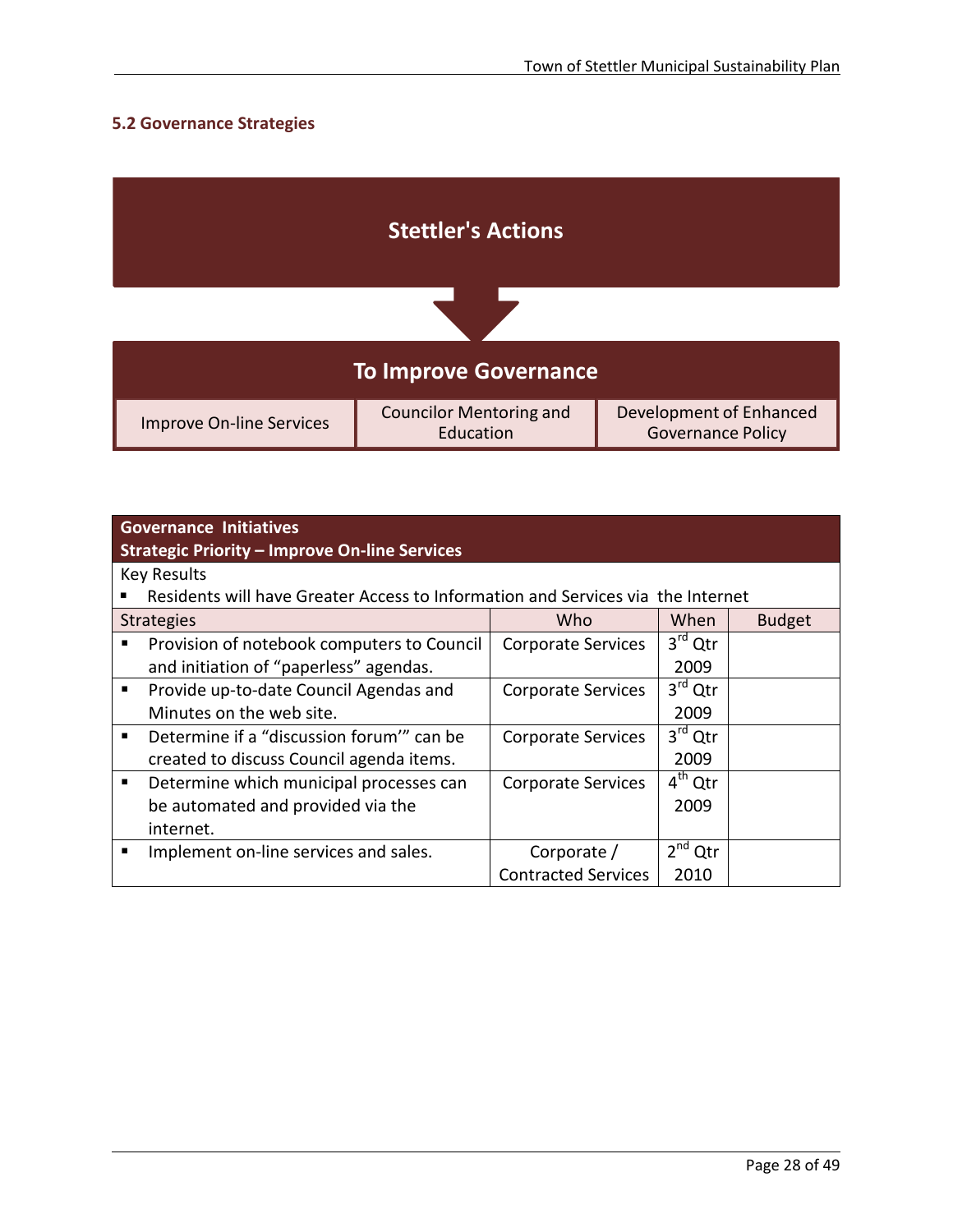## 5.2 Governance Strategies

**Stettler's Actions**

**To Improve Governance**

| Improve On-line Services | Councilor Mentoring and Education | Development of Enhanced Governance Policy |
|---|---|---|

| **Governance Initiatives<br>Strategic Priority – Improve On-line Services** | | | |
|---|---|---|---|
| Key Results<br>▪ Residents will have Greater Access to Information and Services via the Internet | | | |
| Strategies | Who | When | Budget |
| ▪ Provision of notebook computers to Council and initiation of "paperless" agendas. | Corporate Services | 3rd Qtr 2009 | |
| ▪ Provide up-to-date Council Agendas and Minutes on the web site. | Corporate Services | 3rd Qtr 2009 | |
| ▪ Determine if a "discussion forum'" can be created to discuss Council agenda items. | Corporate Services | 3rd Qtr 2009 | |
| ▪ Determine which municipal processes can be automated and provided via the internet. | Corporate Services | 4th Qtr 2009 | |
| ▪ Implement on-line services and sales. | Corporate / Contracted Services | 2nd Qtr 2010 | |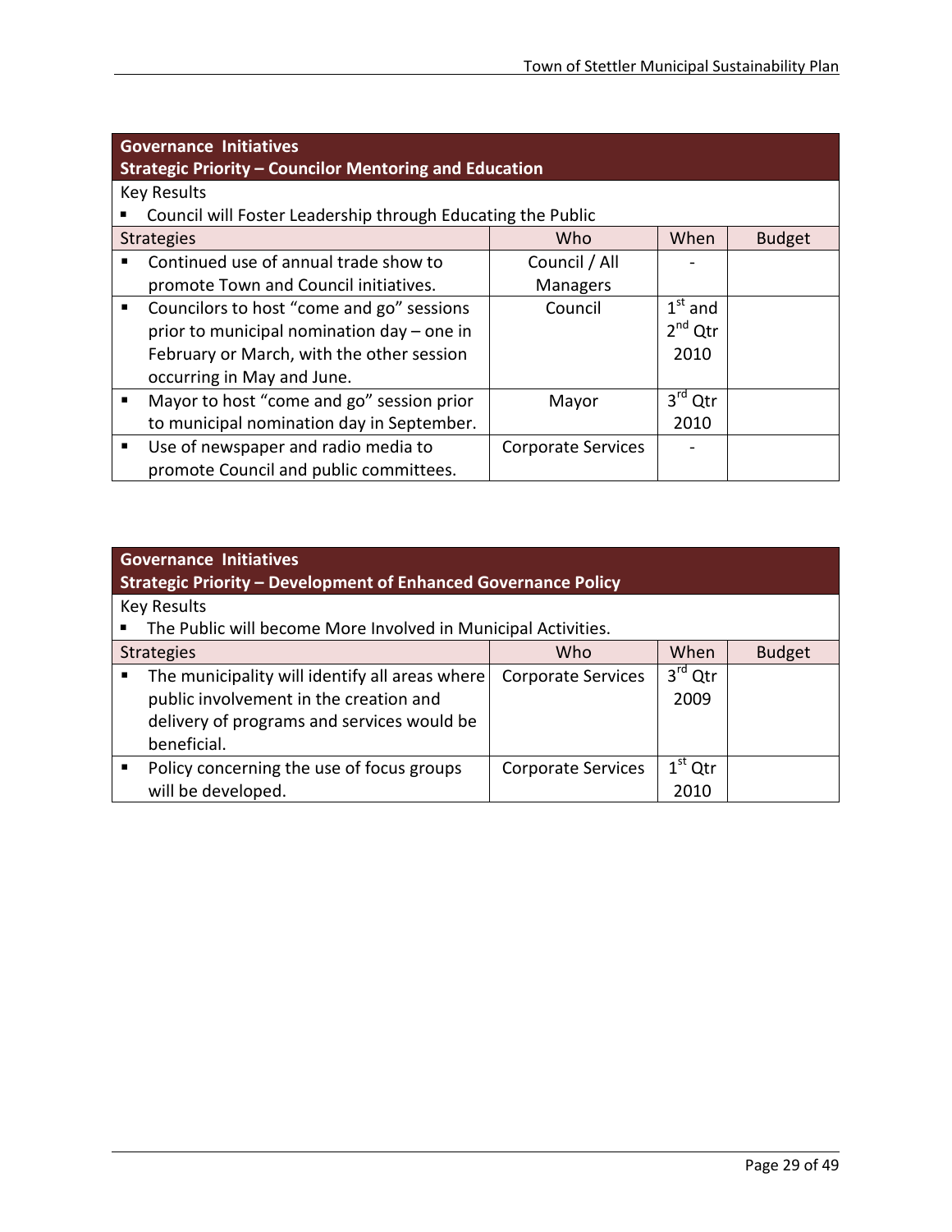| Governance Initiatives<br>Strategic Priority – Councilor Mentoring and Education | | | |
|---|---|---|---|
| Key Results<br>▪ Council will Foster Leadership through Educating the Public | | | |
| Strategies | Who | When | Budget |
| ▪ Continued use of annual trade show to promote Town and Council initiatives. | Council / All Managers | - | |
| ▪ Councilors to host "come and go" sessions prior to municipal nomination day – one in February or March, with the other session occurring in May and June. | Council | 1st and 2nd Qtr 2010 | |
| ▪ Mayor to host "come and go" session prior to municipal nomination day in September. | Mayor | 3rd Qtr 2010 | |
| ▪ Use of newspaper and radio media to promote Council and public committees. | Corporate Services | - | |

| Governance Initiatives<br>Strategic Priority – Development of Enhanced Governance Policy | | | |
|---|---|---|---|
| Key Results<br>▪ The Public will become More Involved in Municipal Activities. | | | |
| Strategies | Who | When | Budget |
| ▪ The municipality will identify all areas where public involvement in the creation and delivery of programs and services would be beneficial. | Corporate Services | 3rd Qtr 2009 | |
| ▪ Policy concerning the use of focus groups will be developed. | Corporate Services | 1st Qtr 2010 | |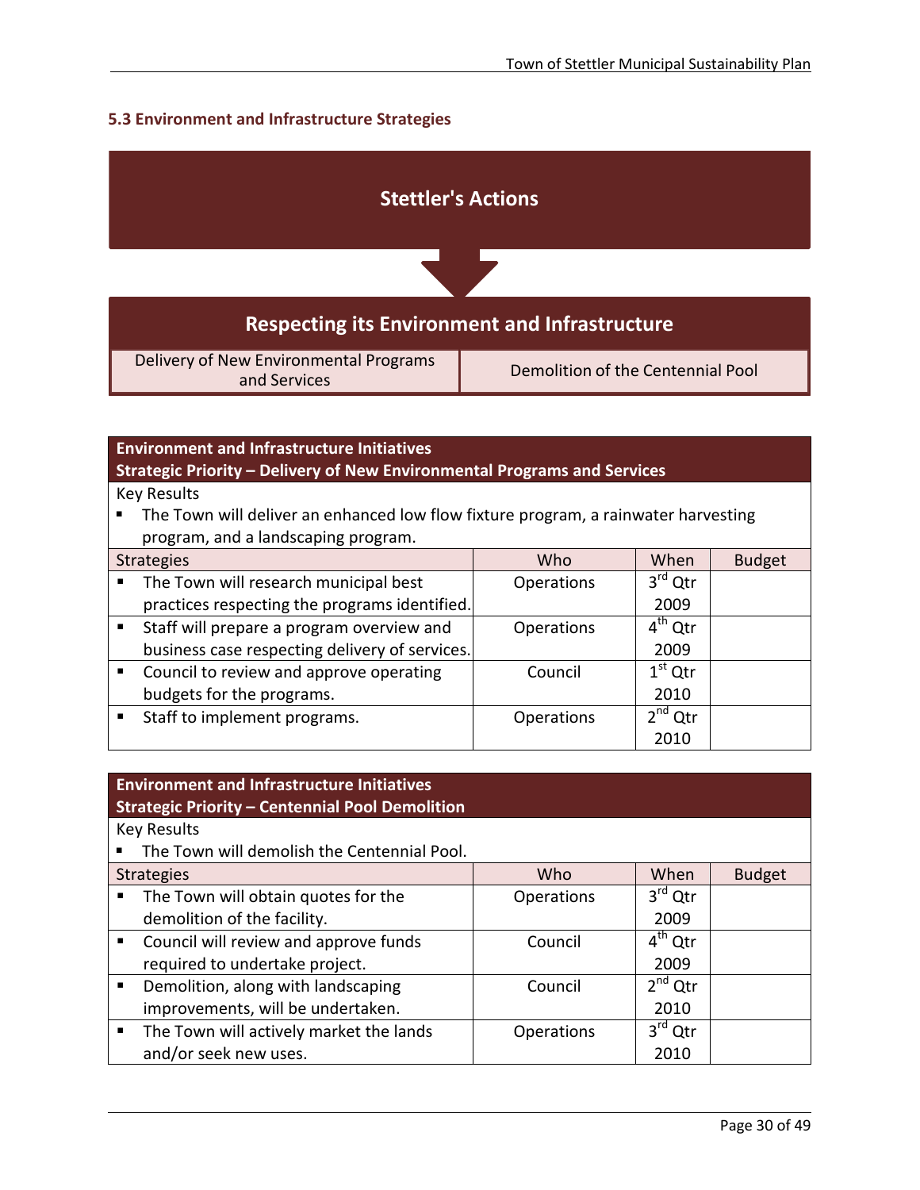### 5.3 Environment and Infrastructure Strategies

**Stettler's Actions**

**Respecting its Environment and Infrastructure**

| Delivery of New Environmental Programs and Services | Demolition of the Centennial Pool |
|---|---|

| **Environment and Infrastructure Initiatives<br>Strategic Priority – Delivery of New Environmental Programs and Services** | | | |
|---|---|---|---|
| Key Results<br>▪ The Town will deliver an enhanced low flow fixture program, a rainwater harvesting program, and a landscaping program. | | | |
| Strategies | Who | When | Budget |
| ▪ The Town will research municipal best practices respecting the programs identified. | Operations | 3rd Qtr 2009 | |
| ▪ Staff will prepare a program overview and business case respecting delivery of services. | Operations | 4th Qtr 2009 | |
| ▪ Council to review and approve operating budgets for the programs. | Council | 1st Qtr 2010 | |
| ▪ Staff to implement programs. | Operations | 2nd Qtr 2010 | |

| **Environment and Infrastructure Initiatives<br>Strategic Priority – Centennial Pool Demolition** | | | |
|---|---|---|---|
| Key Results<br>▪ The Town will demolish the Centennial Pool. | | | |
| Strategies | Who | When | Budget |
| ▪ The Town will obtain quotes for the demolition of the facility. | Operations | 3rd Qtr 2009 | |
| ▪ Council will review and approve funds required to undertake project. | Council | 4th Qtr 2009 | |
| ▪ Demolition, along with landscaping improvements, will be undertaken. | Council | 2nd Qtr 2010 | |
| ▪ The Town will actively market the lands and/or seek new uses. | Operations | 3rd Qtr 2010 | |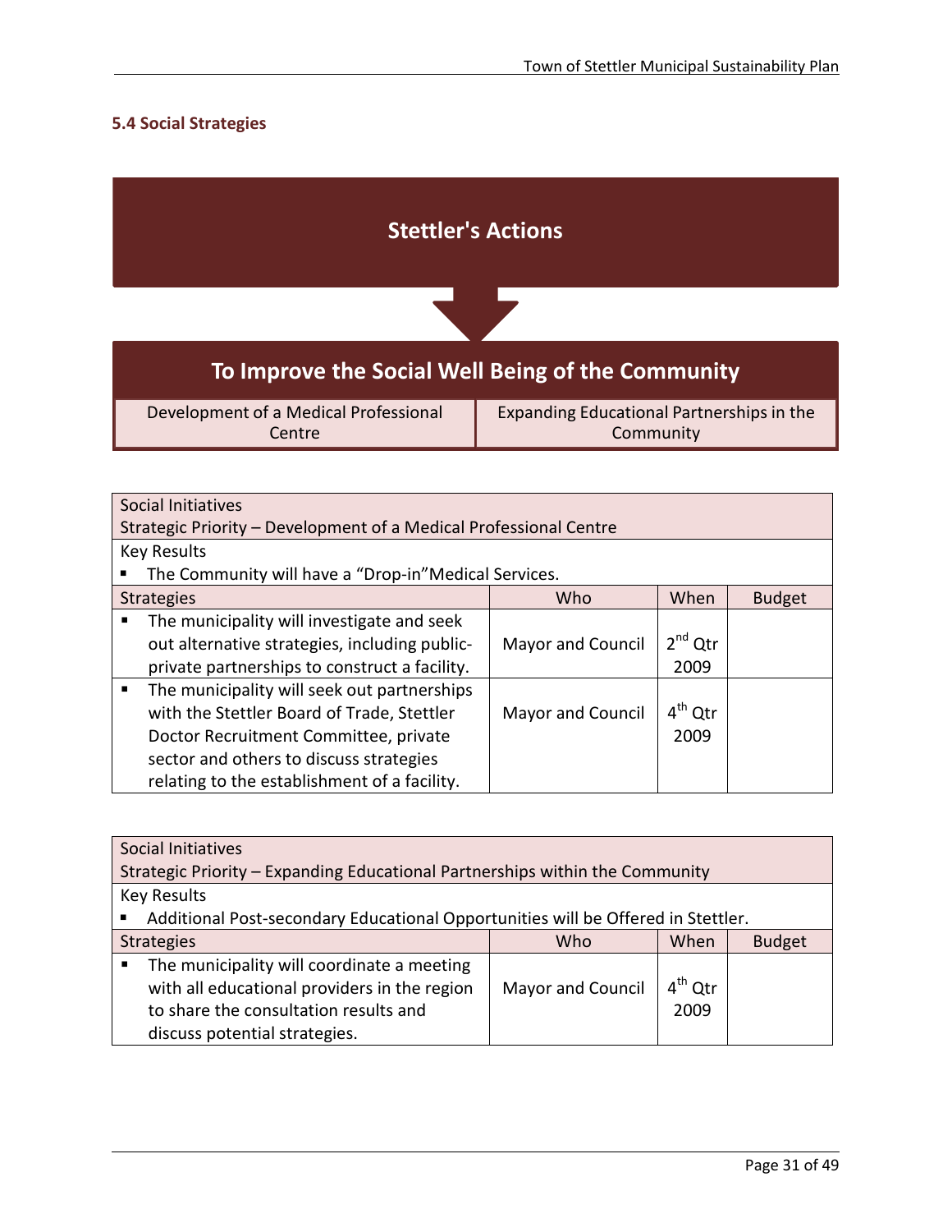### 5.4 Social Strategies

**Stettler's Actions**

**To Improve the Social Well Being of the Community**

| Development of a Medical Professional Centre | Expanding Educational Partnerships in the Community |
|---|---|

| Social Initiatives<br>Strategic Priority – Development of a Medical Professional Centre | | | |
|---|---|---|---|
| Key Results<br>▪ The Community will have a "Drop-in"Medical Services. | | | |
| Strategies | Who | When | Budget |
| ▪ The municipality will investigate and seek out alternative strategies, including public-private partnerships to construct a facility. | Mayor and Council | 2nd Qtr 2009 | |
| ▪ The municipality will seek out partnerships with the Stettler Board of Trade, Stettler Doctor Recruitment Committee, private sector and others to discuss strategies relating to the establishment of a facility. | Mayor and Council | 4th Qtr 2009 | |

| Social Initiatives<br>Strategic Priority – Expanding Educational Partnerships within the Community | | | |
|---|---|---|---|
| Key Results<br>▪ Additional Post-secondary Educational Opportunities will be Offered in Stettler. | | | |
| Strategies | Who | When | Budget |
| ▪ The municipality will coordinate a meeting with all educational providers in the region to share the consultation results and discuss potential strategies. | Mayor and Council | 4th Qtr 2009 | |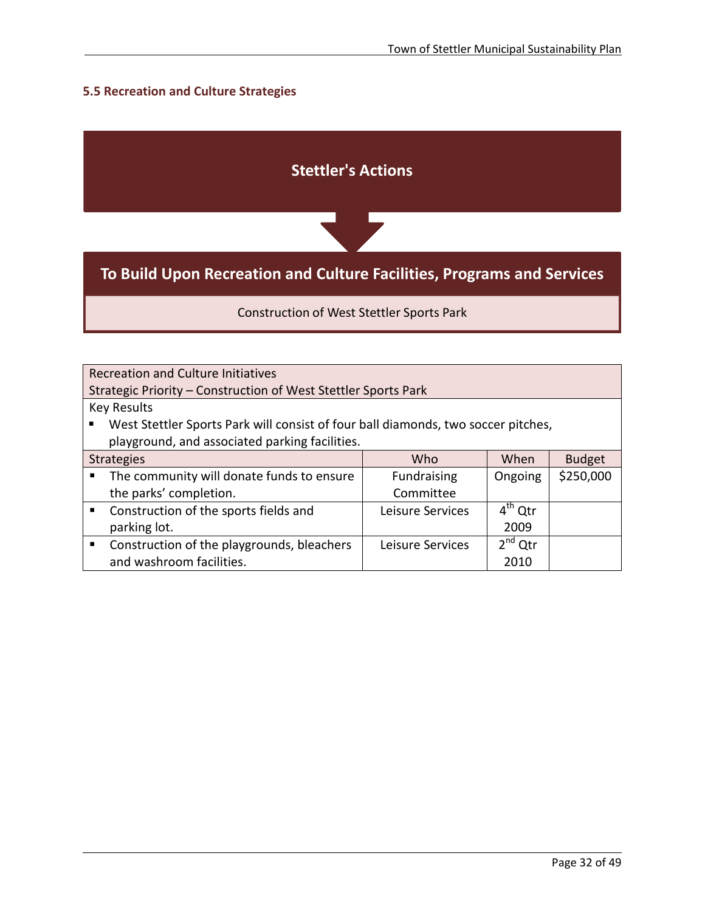## 5.5 Recreation and Culture Strategies

**Stettler's Actions**

**To Build Upon Recreation and Culture Facilities, Programs and Services**

Construction of West Stettler Sports Park

| Recreation and Culture Initiatives<br>Strategic Priority – Construction of West Stettler Sports Park | | | |
|---|---|---|---|
| Key Results<br>▪ West Stettler Sports Park will consist of four ball diamonds, two soccer pitches, playground, and associated parking facilities. | | | |
| Strategies | Who | When | Budget |
| ▪ The community will donate funds to ensure the parks' completion. | Fundraising Committee | Ongoing | $250,000 |
| ▪ Construction of the sports fields and parking lot. | Leisure Services | 4th Qtr 2009 | |
| ▪ Construction of the playgrounds, bleachers and washroom facilities. | Leisure Services | 2nd Qtr 2010 | |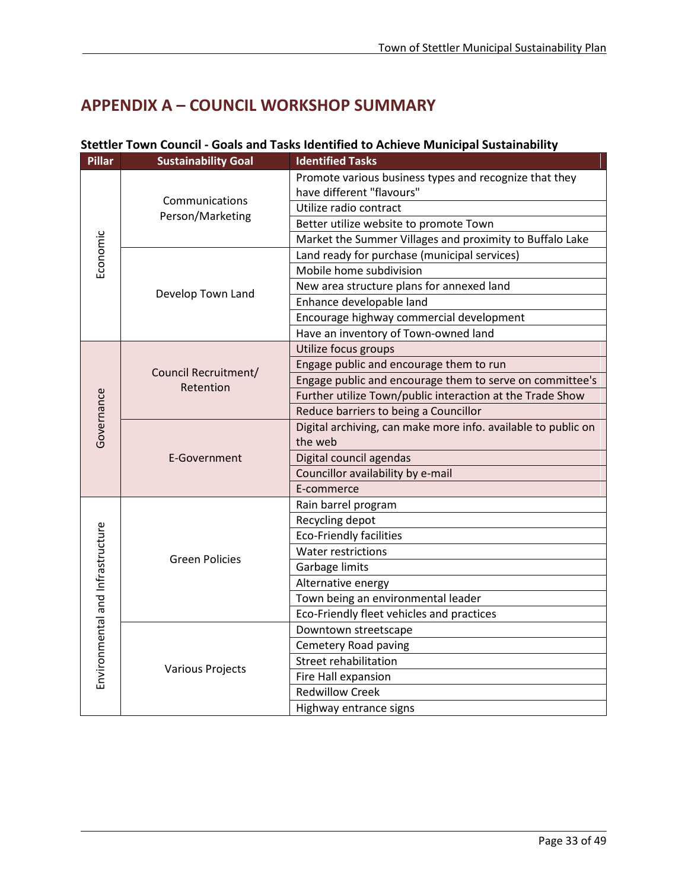# APPENDIX A – COUNCIL WORKSHOP SUMMARY

**Stettler Town Council - Goals and Tasks Identified to Achieve Municipal Sustainability**

| Pillar | Sustainability Goal | Identified Tasks |
|---|---|---|
| Economic | Communications Person/Marketing | Promote various business types and recognize that they have different "flavours" |
| | | Utilize radio contract |
| | | Better utilize website to promote Town |
| | | Market the Summer Villages and proximity to Buffalo Lake |
| | Develop Town Land | Land ready for purchase (municipal services) |
| | | Mobile home subdivision |
| | | New area structure plans for annexed land |
| | | Enhance developable land |
| | | Encourage highway commercial development |
| | | Have an inventory of Town-owned land |
| Governance | Council Recruitment/ Retention | Utilize focus groups |
| | | Engage public and encourage them to run |
| | | Engage public and encourage them to serve on committee's |
| | | Further utilize Town/public interaction at the Trade Show |
| | | Reduce barriers to being a Councillor |
| | E-Government | Digital archiving, can make more info. available to public on the web |
| | | Digital council agendas |
| | | Councillor availability by e-mail |
| | | E-commerce |
| Environmental and Infrastructure | Green Policies | Rain barrel program |
| | | Recycling depot |
| | | Eco-Friendly facilities |
| | | Water restrictions |
| | | Garbage limits |
| | | Alternative energy |
| | | Town being an environmental leader |
| | | Eco-Friendly fleet vehicles and practices |
| | Various Projects | Downtown streetscape |
| | | Cemetery Road paving |
| | | Street rehabilitation |
| | | Fire Hall expansion |
| | | Redwillow Creek |
| | | Highway entrance signs |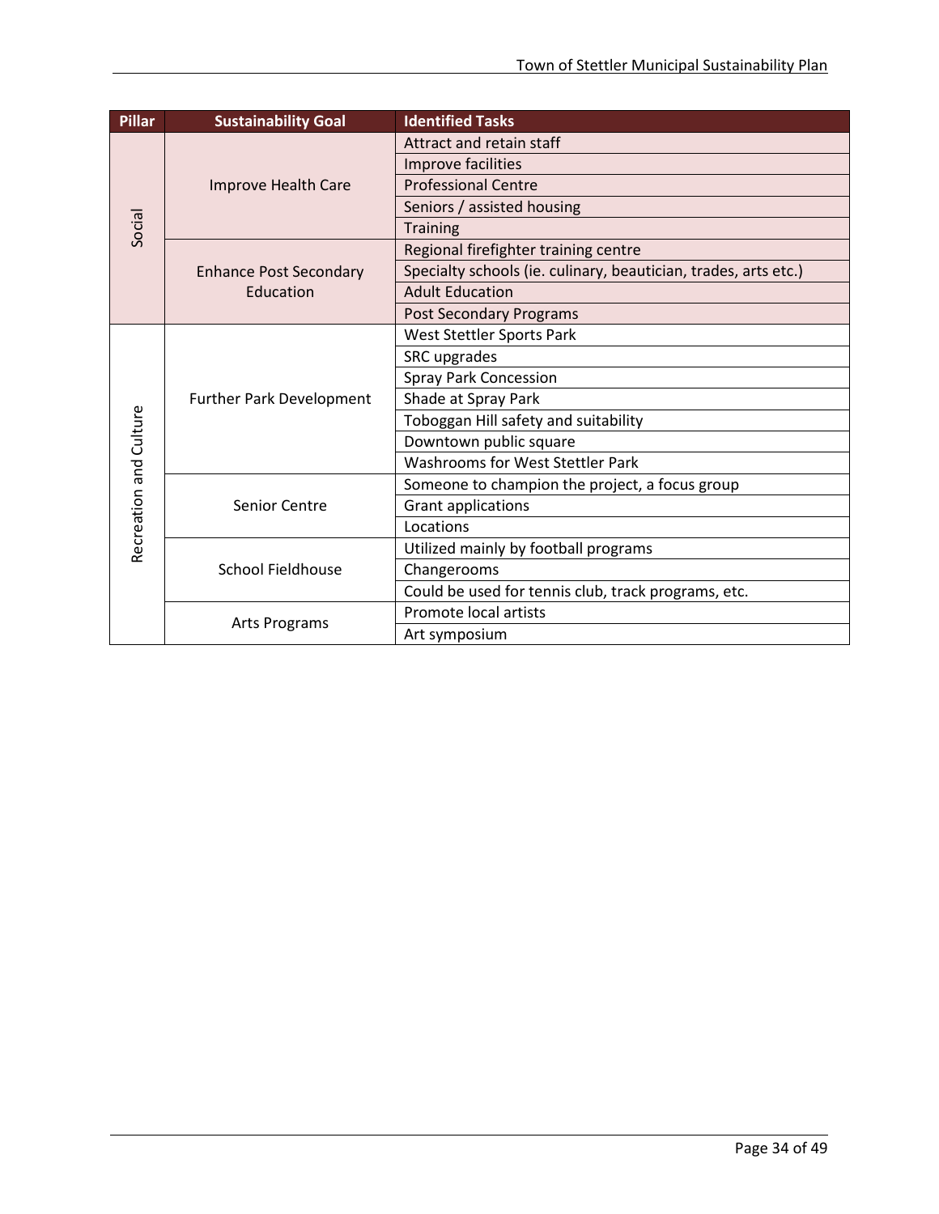| Pillar | Sustainability Goal | Identified Tasks |
| --- | --- | --- |
| Social | Improve Health Care | Attract and retain staff |
| | | Improve facilities |
| | | Professional Centre |
| | | Seniors / assisted housing |
| | | Training |
| | Enhance Post Secondary Education | Regional firefighter training centre |
| | | Specialty schools (ie. culinary, beautician, trades, arts etc.) |
| | | Adult Education |
| | | Post Secondary Programs |
| Recreation and Culture | Further Park Development | West Stettler Sports Park |
| | | SRC upgrades |
| | | Spray Park Concession |
| | | Shade at Spray Park |
| | | Toboggan Hill safety and suitability |
| | | Downtown public square |
| | | Washrooms for West Stettler Park |
| | Senior Centre | Someone to champion the project, a focus group |
| | | Grant applications |
| | | Locations |
| | School Fieldhouse | Utilized mainly by football programs |
| | | Changerooms |
| | | Could be used for tennis club, track programs, etc. |
| | Arts Programs | Promote local artists |
| | | Art symposium |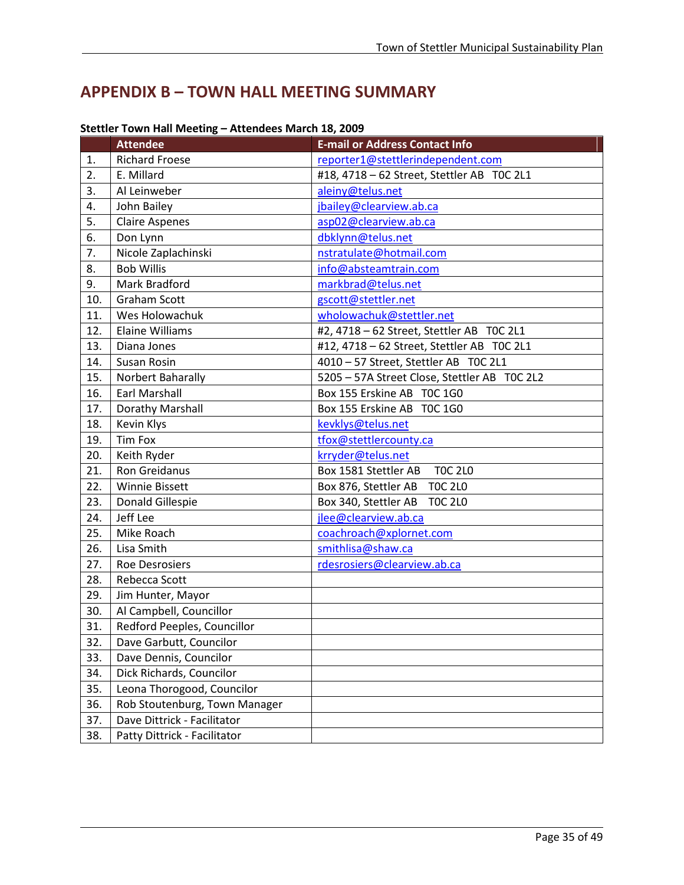# APPENDIX B – TOWN HALL MEETING SUMMARY

**Stettler Town Hall Meeting – Attendees March 18, 2009**

| | Attendee | E-mail or Address Contact Info |
|---|---|---|
| 1. | Richard Froese | reporter1@stettlerindependent.com |
| 2. | E. Millard | #18, 4718 – 62 Street, Stettler AB T0C 2L1 |
| 3. | Al Leinweber | aleiny@telus.net |
| 4. | John Bailey | jbailey@clearview.ab.ca |
| 5. | Claire Aspenes | asp02@clearview.ab.ca |
| 6. | Don Lynn | dbklynn@telus.net |
| 7. | Nicole Zaplachinski | nstratulate@hotmail.com |
| 8. | Bob Willis | info@absteamtrain.com |
| 9. | Mark Bradford | markbrad@telus.net |
| 10. | Graham Scott | gscott@stettler.net |
| 11. | Wes Holowachuk | wholowachuk@stettler.net |
| 12. | Elaine Williams | #2, 4718 – 62 Street, Stettler AB T0C 2L1 |
| 13. | Diana Jones | #12, 4718 – 62 Street, Stettler AB T0C 2L1 |
| 14. | Susan Rosin | 4010 – 57 Street, Stettler AB T0C 2L1 |
| 15. | Norbert Baharally | 5205 – 57A Street Close, Stettler AB T0C 2L2 |
| 16. | Earl Marshall | Box 155 Erskine AB T0C 1G0 |
| 17. | Dorathy Marshall | Box 155 Erskine AB T0C 1G0 |
| 18. | Kevin Klys | kevklys@telus.net |
| 19. | Tim Fox | tfox@stettlercounty.ca |
| 20. | Keith Ryder | krryder@telus.net |
| 21. | Ron Greidanus | Box 1581 Stettler AB T0C 2L0 |
| 22. | Winnie Bissett | Box 876, Stettler AB T0C 2L0 |
| 23. | Donald Gillespie | Box 340, Stettler AB T0C 2L0 |
| 24. | Jeff Lee | jlee@clearview.ab.ca |
| 25. | Mike Roach | coachroach@xplornet.com |
| 26. | Lisa Smith | smithlisa@shaw.ca |
| 27. | Roe Desrosiers | rdesrosiers@clearview.ab.ca |
| 28. | Rebecca Scott | |
| 29. | Jim Hunter, Mayor | |
| 30. | Al Campbell, Councillor | |
| 31. | Redford Peeples, Councillor | |
| 32. | Dave Garbutt, Councilor | |
| 33. | Dave Dennis, Councilor | |
| 34. | Dick Richards, Councilor | |
| 35. | Leona Thorogood, Councilor | |
| 36. | Rob Stoutenburg, Town Manager | |
| 37. | Dave Dittrick - Facilitator | |
| 38. | Patty Dittrick - Facilitator | |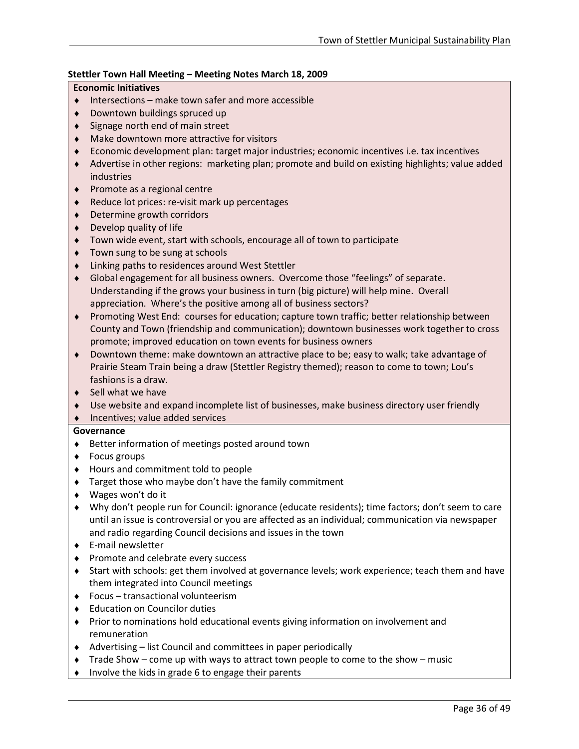**Stettler Town Hall Meeting – Meeting Notes March 18, 2009**

**Economic Initiatives**

- Intersections – make town safer and more accessible
- Downtown buildings spruced up
- Signage north end of main street
- Make downtown more attractive for visitors
- Economic development plan: target major industries; economic incentives i.e. tax incentives
- Advertise in other regions: marketing plan; promote and build on existing highlights; value added industries
- Promote as a regional centre
- Reduce lot prices: re-visit mark up percentages
- Determine growth corridors
- Develop quality of life
- Town wide event, start with schools, encourage all of town to participate
- Town sung to be sung at schools
- Linking paths to residences around West Stettler
- Global engagement for all business owners. Overcome those "feelings" of separate. Understanding if the grows your business in turn (big picture) will help mine. Overall appreciation. Where's the positive among all of business sectors?
- Promoting West End: courses for education; capture town traffic; better relationship between County and Town (friendship and communication); downtown businesses work together to cross promote; improved education on town events for business owners
- Downtown theme: make downtown an attractive place to be; easy to walk; take advantage of Prairie Steam Train being a draw (Stettler Registry themed); reason to come to town; Lou's fashions is a draw.
- Sell what we have
- Use website and expand incomplete list of businesses, make business directory user friendly
- Incentives; value added services

**Governance**

- Better information of meetings posted around town
- Focus groups
- Hours and commitment told to people
- Target those who maybe don't have the family commitment
- Wages won't do it
- Why don't people run for Council: ignorance (educate residents); time factors; don't seem to care until an issue is controversial or you are affected as an individual; communication via newspaper and radio regarding Council decisions and issues in the town
- E-mail newsletter
- Promote and celebrate every success
- Start with schools: get them involved at governance levels; work experience; teach them and have them integrated into Council meetings
- Focus – transactional volunteerism
- Education on Councilor duties
- Prior to nominations hold educational events giving information on involvement and remuneration
- Advertising – list Council and committees in paper periodically
- Trade Show – come up with ways to attract town people to come to the show – music
- Involve the kids in grade 6 to engage their parents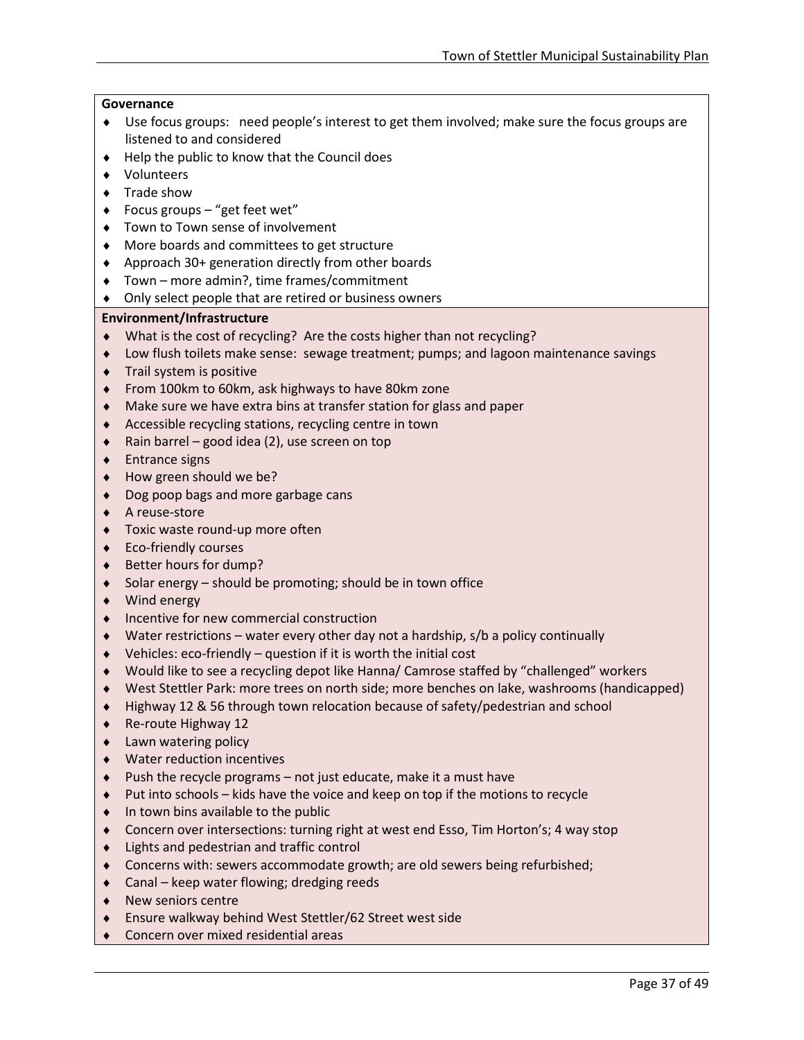**Governance**

- Use focus groups: need people's interest to get them involved; make sure the focus groups are listened to and considered
- Help the public to know that the Council does
- Volunteers
- Trade show
- Focus groups – "get feet wet"
- Town to Town sense of involvement
- More boards and committees to get structure
- Approach 30+ generation directly from other boards
- Town – more admin?, time frames/commitment
- Only select people that are retired or business owners

**Environment/Infrastructure**

- What is the cost of recycling? Are the costs higher than not recycling?
- Low flush toilets make sense: sewage treatment; pumps; and lagoon maintenance savings
- Trail system is positive
- From 100km to 60km, ask highways to have 80km zone
- Make sure we have extra bins at transfer station for glass and paper
- Accessible recycling stations, recycling centre in town
- Rain barrel – good idea (2), use screen on top
- Entrance signs
- How green should we be?
- Dog poop bags and more garbage cans
- A reuse-store
- Toxic waste round-up more often
- Eco-friendly courses
- Better hours for dump?
- Solar energy – should be promoting; should be in town office
- Wind energy
- Incentive for new commercial construction
- Water restrictions – water every other day not a hardship, s/b a policy continually
- Vehicles: eco-friendly – question if it is worth the initial cost
- Would like to see a recycling depot like Hanna/ Camrose staffed by "challenged" workers
- West Stettler Park: more trees on north side; more benches on lake, washrooms (handicapped)
- Highway 12 & 56 through town relocation because of safety/pedestrian and school
- Re-route Highway 12
- Lawn watering policy
- Water reduction incentives
- Push the recycle programs – not just educate, make it a must have
- Put into schools – kids have the voice and keep on top if the motions to recycle
- In town bins available to the public
- Concern over intersections: turning right at west end Esso, Tim Horton's; 4 way stop
- Lights and pedestrian and traffic control
- Concerns with: sewers accommodate growth; are old sewers being refurbished;
- Canal – keep water flowing; dredging reeds
- New seniors centre
- Ensure walkway behind West Stettler/62 Street west side
- Concern over mixed residential areas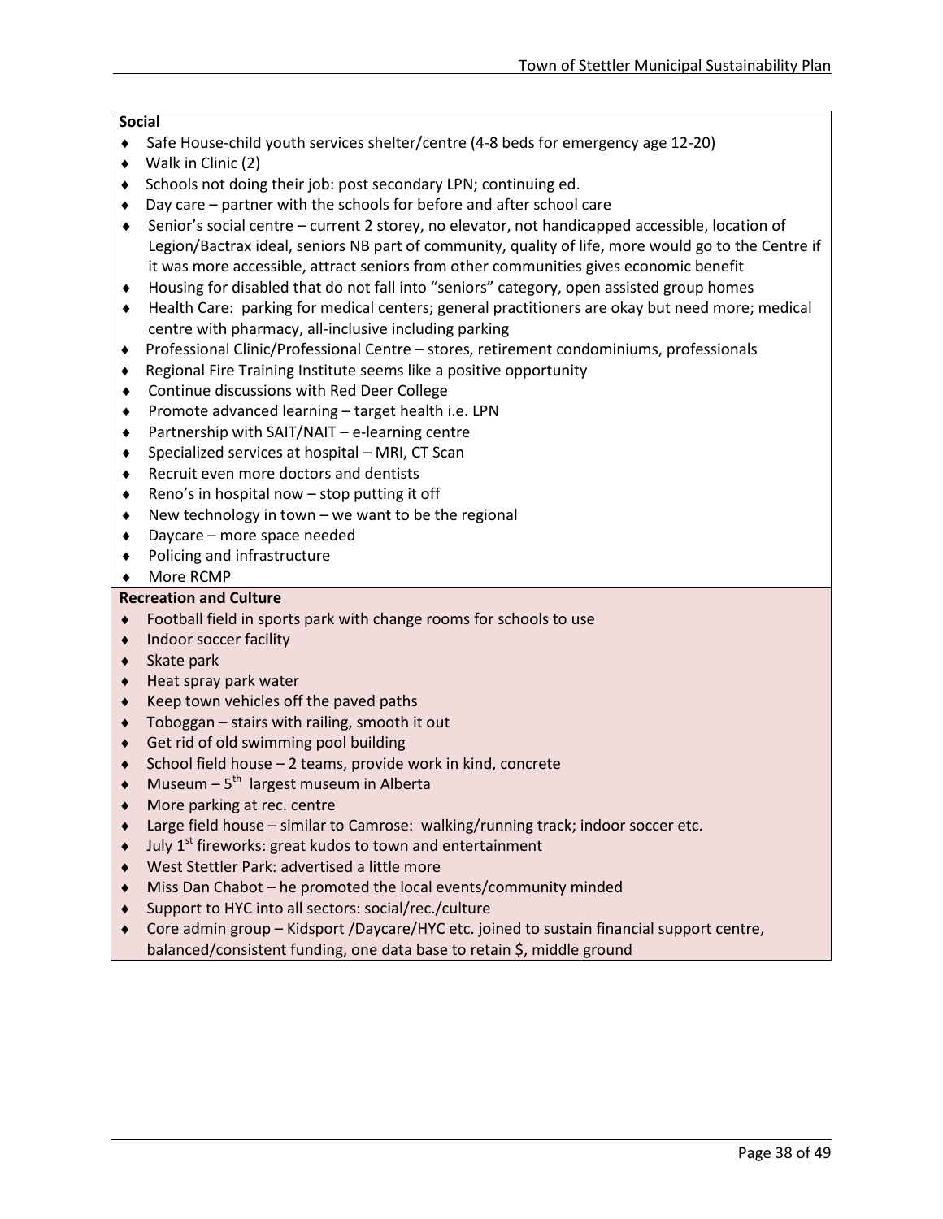**Social**

- Safe House-child youth services shelter/centre (4-8 beds for emergency age 12-20)
- Walk in Clinic (2)
- Schools not doing their job: post secondary LPN; continuing ed.
- Day care – partner with the schools for before and after school care
- Senior's social centre – current 2 storey, no elevator, not handicapped accessible, location of Legion/Bactrax ideal, seniors NB part of community, quality of life, more would go to the Centre if it was more accessible, attract seniors from other communities gives economic benefit
- Housing for disabled that do not fall into "seniors" category, open assisted group homes
- Health Care: parking for medical centers; general practitioners are okay but need more; medical centre with pharmacy, all-inclusive including parking
- Professional Clinic/Professional Centre – stores, retirement condominiums, professionals
- Regional Fire Training Institute seems like a positive opportunity
- Continue discussions with Red Deer College
- Promote advanced learning – target health i.e. LPN
- Partnership with SAIT/NAIT – e-learning centre
- Specialized services at hospital – MRI, CT Scan
- Recruit even more doctors and dentists
- Reno's in hospital now – stop putting it off
- New technology in town – we want to be the regional
- Daycare – more space needed
- Policing and infrastructure
- More RCMP

**Recreation and Culture**

- Football field in sports park with change rooms for schools to use
- Indoor soccer facility
- Skate park
- Heat spray park water
- Keep town vehicles off the paved paths
- Toboggan – stairs with railing, smooth it out
- Get rid of old swimming pool building
- School field house – 2 teams, provide work in kind, concrete
- Museum – 5th largest museum in Alberta
- More parking at rec. centre
- Large field house – similar to Camrose: walking/running track; indoor soccer etc.
- July 1st fireworks: great kudos to town and entertainment
- West Stettler Park: advertised a little more
- Miss Dan Chabot – he promoted the local events/community minded
- Support to HYC into all sectors: social/rec./culture
- Core admin group – Kidsport /Daycare/HYC etc. joined to sustain financial support centre, balanced/consistent funding, one data base to retain $, middle ground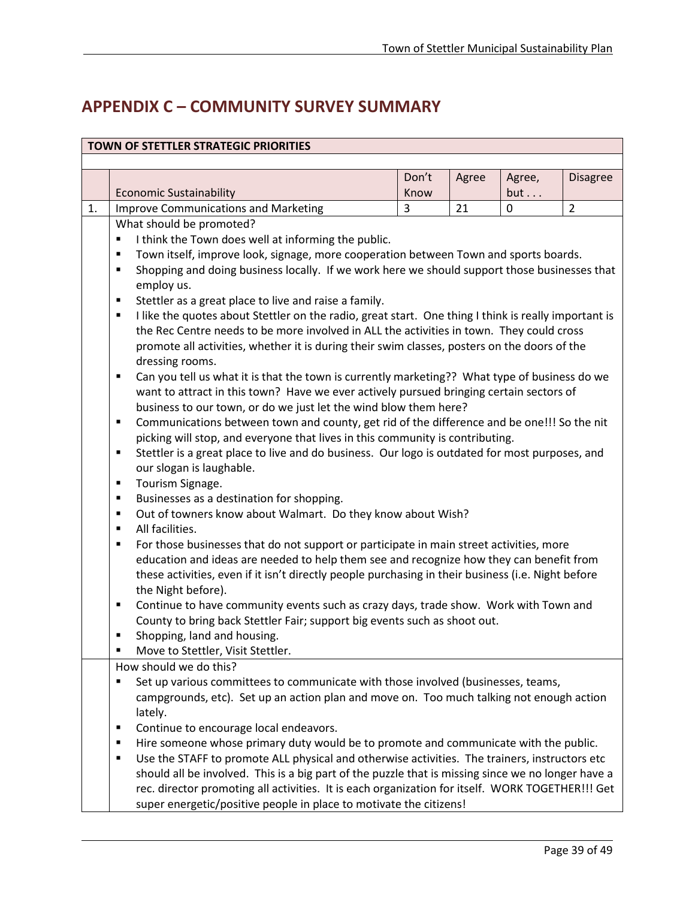# APPENDIX C – COMMUNITY SURVEY SUMMARY

| TOWN OF STETTLER STRATEGIC PRIORITIES | | | | | |
|---|---|---|---|---|---|
| | Economic Sustainability | Don't Know | Agree | Agree, but . . . | Disagree |
| 1. | Improve Communications and Marketing | 3 | 21 | 0 | 2 |

What should be promoted?

- I think the Town does well at informing the public.
- Town itself, improve look, signage, more cooperation between Town and sports boards.
- Shopping and doing business locally. If we work here we should support those businesses that employ us.
- Stettler as a great place to live and raise a family.
- I like the quotes about Stettler on the radio, great start. One thing I think is really important is the Rec Centre needs to be more involved in ALL the activities in town. They could cross promote all activities, whether it is during their swim classes, posters on the doors of the dressing rooms.
- Can you tell us what it is that the town is currently marketing?? What type of business do we want to attract in this town? Have we ever actively pursued bringing certain sectors of business to our town, or do we just let the wind blow them here?
- Communications between town and county, get rid of the difference and be one!!! So the nit picking will stop, and everyone that lives in this community is contributing.
- Stettler is a great place to live and do business. Our logo is outdated for most purposes, and our slogan is laughable.
- Tourism Signage.
- Businesses as a destination for shopping.
- Out of towners know about Walmart. Do they know about Wish?
- All facilities.
- For those businesses that do not support or participate in main street activities, more education and ideas are needed to help them see and recognize how they can benefit from these activities, even if it isn't directly people purchasing in their business (i.e. Night before the Night before).
- Continue to have community events such as crazy days, trade show. Work with Town and County to bring back Stettler Fair; support big events such as shoot out.
- Shopping, land and housing.
- Move to Stettler, Visit Stettler.

How should we do this?

- Set up various committees to communicate with those involved (businesses, teams, campgrounds, etc). Set up an action plan and move on. Too much talking not enough action lately.
- Continue to encourage local endeavors.
- Hire someone whose primary duty would be to promote and communicate with the public.
- Use the STAFF to promote ALL physical and otherwise activities. The trainers, instructors etc should all be involved. This is a big part of the puzzle that is missing since we no longer have a rec. director promoting all activities. It is each organization for itself. WORK TOGETHER!!! Get super energetic/positive people in place to motivate the citizens!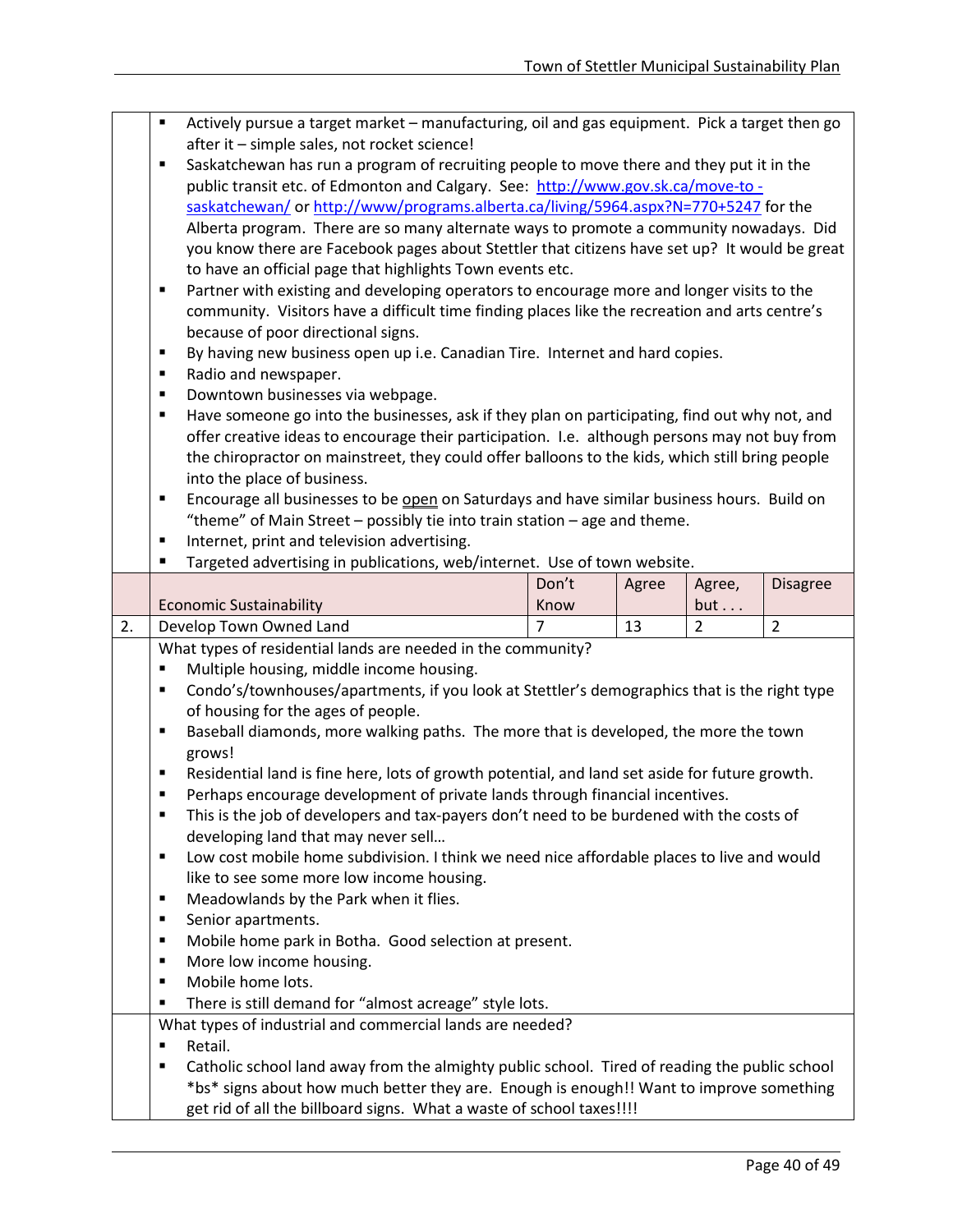- Actively pursue a target market – manufacturing, oil and gas equipment. Pick a target then go after it – simple sales, not rocket science!
- Saskatchewan has run a program of recruiting people to move there and they put it in the public transit etc. of Edmonton and Calgary. See: http://www.gov.sk.ca/move-to - saskatchewan/ or http://www/programs.alberta.ca/living/5964.aspx?N=770+5247 for the Alberta program. There are so many alternate ways to promote a community nowadays. Did you know there are Facebook pages about Stettler that citizens have set up? It would be great to have an official page that highlights Town events etc.
- Partner with existing and developing operators to encourage more and longer visits to the community. Visitors have a difficult time finding places like the recreation and arts centre's because of poor directional signs.
- By having new business open up i.e. Canadian Tire. Internet and hard copies.
- Radio and newspaper.
- Downtown businesses via webpage.
- Have someone go into the businesses, ask if they plan on participating, find out why not, and offer creative ideas to encourage their participation. I.e. although persons may not buy from the chiropractor on mainstreet, they could offer balloons to the kids, which still bring people into the place of business.
- Encourage all businesses to be open on Saturdays and have similar business hours. Build on "theme" of Main Street – possibly tie into train station – age and theme.
- Internet, print and television advertising.
- Targeted advertising in publications, web/internet. Use of town website.

| | Economic Sustainability | Don't Know | Agree | Agree, but . . . | Disagree |
|---|---|---|---|---|---|
| 2. | Develop Town Owned Land | 7 | 13 | 2 | 2 |

What types of residential lands are needed in the community?

- Multiple housing, middle income housing.
- Condo's/townhouses/apartments, if you look at Stettler's demographics that is the right type of housing for the ages of people.
- Baseball diamonds, more walking paths. The more that is developed, the more the town grows!
- Residential land is fine here, lots of growth potential, and land set aside for future growth.
- Perhaps encourage development of private lands through financial incentives.
- This is the job of developers and tax-payers don't need to be burdened with the costs of developing land that may never sell…
- Low cost mobile home subdivision. I think we need nice affordable places to live and would like to see some more low income housing.
- Meadowlands by the Park when it flies.
- Senior apartments.
- Mobile home park in Botha. Good selection at present.
- More low income housing.
- Mobile home lots.
- There is still demand for "almost acreage" style lots.

What types of industrial and commercial lands are needed?

- Retail.
- Catholic school land away from the almighty public school. Tired of reading the public school *bs* signs about how much better they are. Enough is enough!! Want to improve something get rid of all the billboard signs. What a waste of school taxes!!!!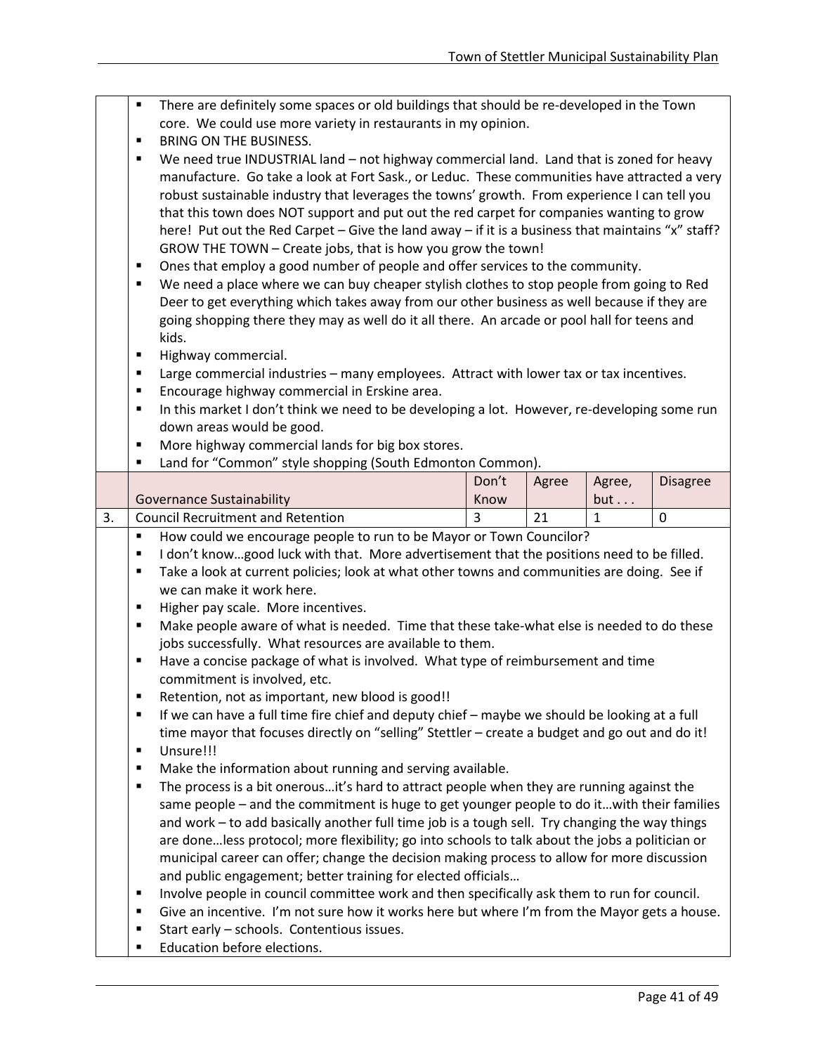- There are definitely some spaces or old buildings that should be re-developed in the Town core. We could use more variety in restaurants in my opinion.
- BRING ON THE BUSINESS.
- We need true INDUSTRIAL land – not highway commercial land. Land that is zoned for heavy manufacture. Go take a look at Fort Sask., or Leduc. These communities have attracted a very robust sustainable industry that leverages the towns' growth. From experience I can tell you that this town does NOT support and put out the red carpet for companies wanting to grow here! Put out the Red Carpet – Give the land away – if it is a business that maintains "x" staff? GROW THE TOWN – Create jobs, that is how you grow the town!
- Ones that employ a good number of people and offer services to the community.
- We need a place where we can buy cheaper stylish clothes to stop people from going to Red Deer to get everything which takes away from our other business as well because if they are going shopping there they may as well do it all there. An arcade or pool hall for teens and kids.
- Highway commercial.
- Large commercial industries – many employees. Attract with lower tax or tax incentives.
- Encourage highway commercial in Erskine area.
- In this market I don't think we need to be developing a lot. However, re-developing some run down areas would be good.
- More highway commercial lands for big box stores.
- Land for "Common" style shopping (South Edmonton Common).

| | Governance Sustainability | Don't Know | Agree | Agree, but . . . | Disagree |
|---|---|---|---|---|---|
| 3. | Council Recruitment and Retention | 3 | 21 | 1 | 0 |

- How could we encourage people to run to be Mayor or Town Councilor?
- I don't know…good luck with that. More advertisement that the positions need to be filled.
- Take a look at current policies; look at what other towns and communities are doing. See if we can make it work here.
- Higher pay scale. More incentives.
- Make people aware of what is needed. Time that these take-what else is needed to do these jobs successfully. What resources are available to them.
- Have a concise package of what is involved. What type of reimbursement and time commitment is involved, etc.
- Retention, not as important, new blood is good!!
- If we can have a full time fire chief and deputy chief – maybe we should be looking at a full time mayor that focuses directly on "selling" Stettler – create a budget and go out and do it!
- Unsure!!!
- Make the information about running and serving available.
- The process is a bit onerous…it's hard to attract people when they are running against the same people – and the commitment is huge to get younger people to do it…with their families and work – to add basically another full time job is a tough sell. Try changing the way things are done…less protocol; more flexibility; go into schools to talk about the jobs a politician or municipal career can offer; change the decision making process to allow for more discussion and public engagement; better training for elected officials…
- Involve people in council committee work and then specifically ask them to run for council.
- Give an incentive. I'm not sure how it works here but where I'm from the Mayor gets a house.
- Start early – schools. Contentious issues.
- Education before elections.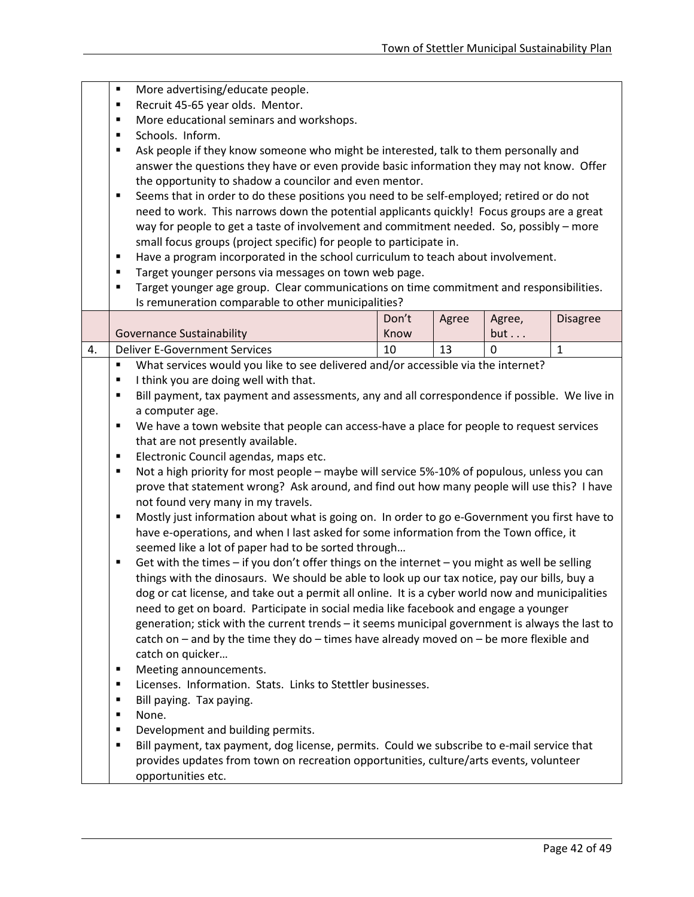- More advertising/educate people.
- Recruit 45-65 year olds. Mentor.
- More educational seminars and workshops.
- Schools. Inform.
- Ask people if they know someone who might be interested, talk to them personally and answer the questions they have or even provide basic information they may not know. Offer the opportunity to shadow a councilor and even mentor.
- Seems that in order to do these positions you need to be self-employed; retired or do not need to work. This narrows down the potential applicants quickly! Focus groups are a great way for people to get a taste of involvement and commitment needed. So, possibly – more small focus groups (project specific) for people to participate in.
- Have a program incorporated in the school curriculum to teach about involvement.
- Target younger persons via messages on town web page.
- Target younger age group. Clear communications on time commitment and responsibilities. Is remuneration comparable to other municipalities?

| | Governance Sustainability | Don't Know | Agree | Agree, but . . . | Disagree |
|---|---|---|---|---|---|
| 4. | Deliver E-Government Services | 10 | 13 | 0 | 1 |

- What services would you like to see delivered and/or accessible via the internet?
- I think you are doing well with that.
- Bill payment, tax payment and assessments, any and all correspondence if possible. We live in a computer age.
- We have a town website that people can access-have a place for people to request services that are not presently available.
- Electronic Council agendas, maps etc.
- Not a high priority for most people – maybe will service 5%-10% of populous, unless you can prove that statement wrong? Ask around, and find out how many people will use this? I have not found very many in my travels.
- Mostly just information about what is going on. In order to go e-Government you first have to have e-operations, and when I last asked for some information from the Town office, it seemed like a lot of paper had to be sorted through…
- Get with the times – if you don't offer things on the internet – you might as well be selling things with the dinosaurs. We should be able to look up our tax notice, pay our bills, buy a dog or cat license, and take out a permit all online. It is a cyber world now and municipalities need to get on board. Participate in social media like facebook and engage a younger generation; stick with the current trends – it seems municipal government is always the last to catch on – and by the time they do – times have already moved on – be more flexible and catch on quicker…
- Meeting announcements.
- Licenses. Information. Stats. Links to Stettler businesses.
- Bill paying. Tax paying.
- None.
- Development and building permits.
- Bill payment, tax payment, dog license, permits. Could we subscribe to e-mail service that provides updates from town on recreation opportunities, culture/arts events, volunteer opportunities etc.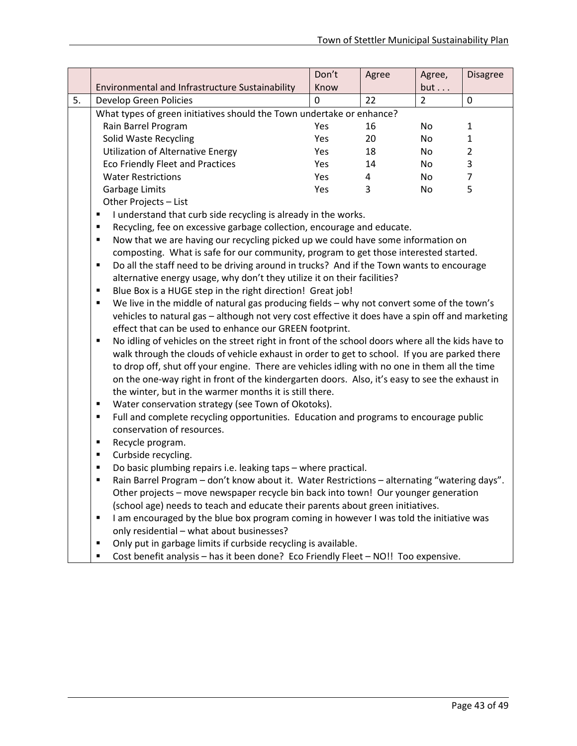|  | Environmental and Infrastructure Sustainability | Don't Know | Agree | Agree, but . . . | Disagree |
|---|---|---|---|---|---|
| 5. | Develop Green Policies | 0 | 22 | 2 | 0 |

What types of green initiatives should the Town undertake or enhance?

| Initiative | | | | |
|---|---|---|---|---|
| Rain Barrel Program | Yes | 16 | No | 1 |
| Solid Waste Recycling | Yes | 20 | No | 1 |
| Utilization of Alternative Energy | Yes | 18 | No | 2 |
| Eco Friendly Fleet and Practices | Yes | 14 | No | 3 |
| Water Restrictions | Yes | 4 | No | 7 |
| Garbage Limits | Yes | 3 | No | 5 |

Other Projects – List

- I understand that curb side recycling is already in the works.
- Recycling, fee on excessive garbage collection, encourage and educate.
- Now that we are having our recycling picked up we could have some information on composting. What is safe for our community, program to get those interested started.
- Do all the staff need to be driving around in trucks? And if the Town wants to encourage alternative energy usage, why don't they utilize it on their facilities?
- Blue Box is a HUGE step in the right direction! Great job!
- We live in the middle of natural gas producing fields – why not convert some of the town's vehicles to natural gas – although not very cost effective it does have a spin off and marketing effect that can be used to enhance our GREEN footprint.
- No idling of vehicles on the street right in front of the school doors where all the kids have to walk through the clouds of vehicle exhaust in order to get to school. If you are parked there to drop off, shut off your engine. There are vehicles idling with no one in them all the time on the one-way right in front of the kindergarten doors. Also, it's easy to see the exhaust in the winter, but in the warmer months it is still there.
- Water conservation strategy (see Town of Okotoks).
- Full and complete recycling opportunities. Education and programs to encourage public conservation of resources.
- Recycle program.
- Curbside recycling.
- Do basic plumbing repairs i.e. leaking taps – where practical.
- Rain Barrel Program – don't know about it. Water Restrictions – alternating "watering days". Other projects – move newspaper recycle bin back into town! Our younger generation (school age) needs to teach and educate their parents about green initiatives.
- I am encouraged by the blue box program coming in however I was told the initiative was only residential – what about businesses?
- Only put in garbage limits if curbside recycling is available.
- Cost benefit analysis – has it been done? Eco Friendly Fleet – NO!! Too expensive.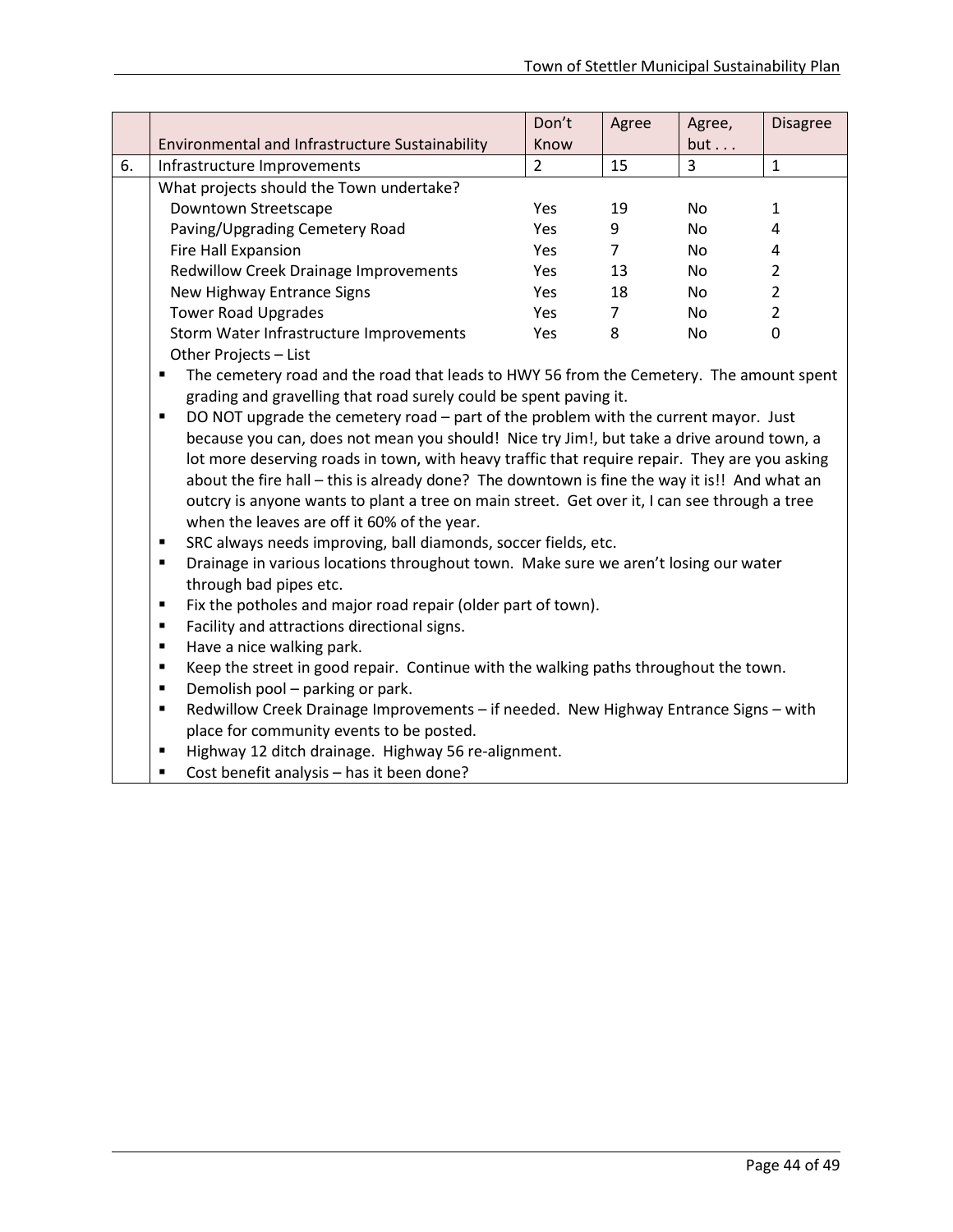| | Environmental and Infrastructure Sustainability | Don't Know | Agree | Agree, but . . . | Disagree |
|---|---|---|---|---|---|
| 6. | Infrastructure Improvements | 2 | 15 | 3 | 1 |
| | What projects should the Town undertake? | | | | |
| | Downtown Streetscape | Yes | 19 | No | 1 |
| | Paving/Upgrading Cemetery Road | Yes | 9 | No | 4 |
| | Fire Hall Expansion | Yes | 7 | No | 4 |
| | Redwillow Creek Drainage Improvements | Yes | 13 | No | 2 |
| | New Highway Entrance Signs | Yes | 18 | No | 2 |
| | Tower Road Upgrades | Yes | 7 | No | 2 |
| | Storm Water Infrastructure Improvements | Yes | 8 | No | 0 |

Other Projects – List

- The cemetery road and the road that leads to HWY 56 from the Cemetery. The amount spent grading and gravelling that road surely could be spent paving it.
- DO NOT upgrade the cemetery road – part of the problem with the current mayor. Just because you can, does not mean you should! Nice try Jim!, but take a drive around town, a lot more deserving roads in town, with heavy traffic that require repair. They are you asking about the fire hall – this is already done? The downtown is fine the way it is!! And what an outcry is anyone wants to plant a tree on main street. Get over it, I can see through a tree when the leaves are off it 60% of the year.
- SRC always needs improving, ball diamonds, soccer fields, etc.
- Drainage in various locations throughout town. Make sure we aren't losing our water through bad pipes etc.
- Fix the potholes and major road repair (older part of town).
- Facility and attractions directional signs.
- Have a nice walking park.
- Keep the street in good repair. Continue with the walking paths throughout the town.
- Demolish pool – parking or park.
- Redwillow Creek Drainage Improvements – if needed. New Highway Entrance Signs – with place for community events to be posted.
- Highway 12 ditch drainage. Highway 56 re-alignment.
- Cost benefit analysis – has it been done?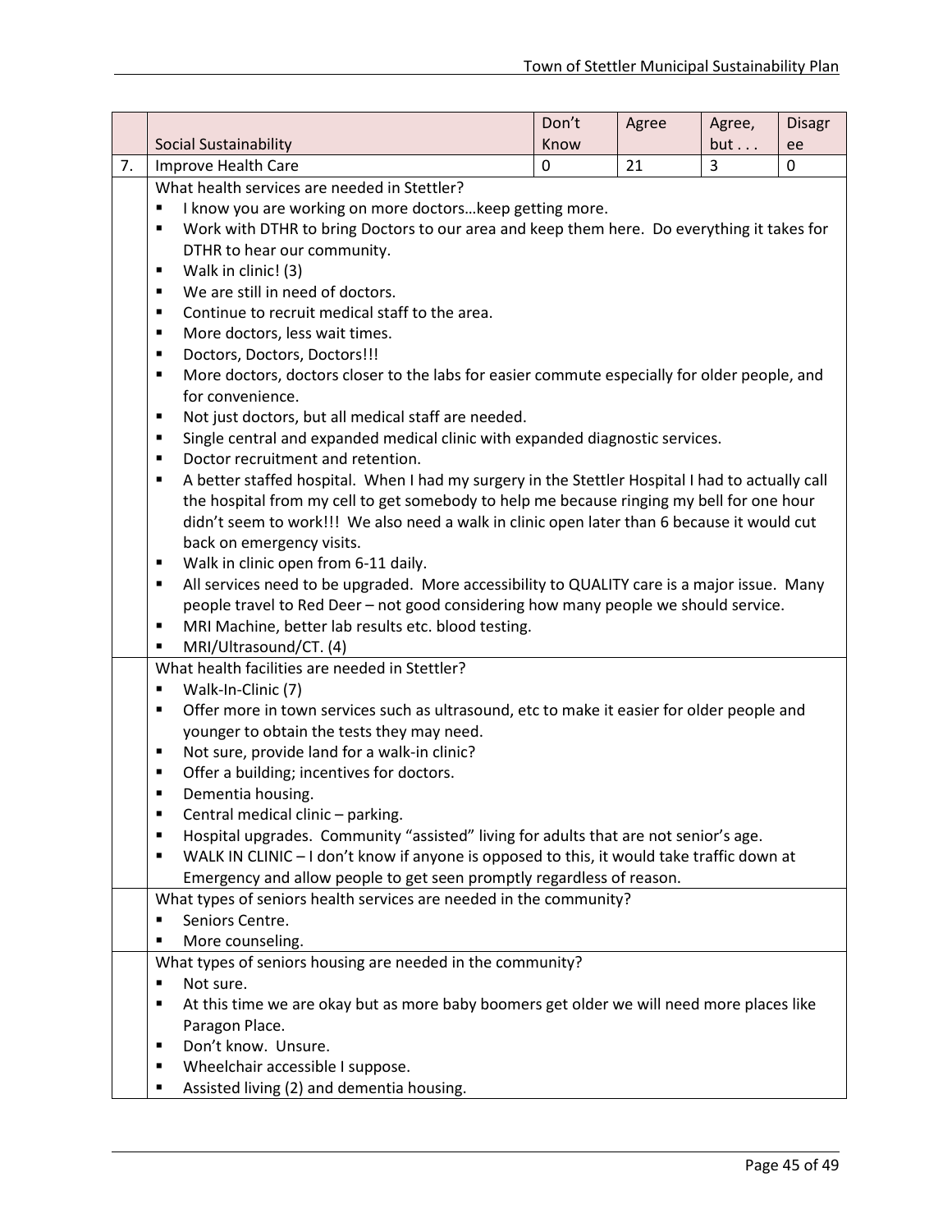|    | Social Sustainability | Don't Know | Agree | Agree, but . . . | Disagree |
|---|---|---|---|---|---|
| 7. | Improve Health Care | 0 | 21 | 3 | 0 |

What health services are needed in Stettler?

- I know you are working on more doctors…keep getting more.
- Work with DTHR to bring Doctors to our area and keep them here. Do everything it takes for DTHR to hear our community.
- Walk in clinic! (3)
- We are still in need of doctors.
- Continue to recruit medical staff to the area.
- More doctors, less wait times.
- Doctors, Doctors, Doctors!!!
- More doctors, doctors closer to the labs for easier commute especially for older people, and for convenience.
- Not just doctors, but all medical staff are needed.
- Single central and expanded medical clinic with expanded diagnostic services.
- Doctor recruitment and retention.
- A better staffed hospital. When I had my surgery in the Stettler Hospital I had to actually call the hospital from my cell to get somebody to help me because ringing my bell for one hour didn't seem to work!!! We also need a walk in clinic open later than 6 because it would cut back on emergency visits.
- Walk in clinic open from 6-11 daily.
- All services need to be upgraded. More accessibility to QUALITY care is a major issue. Many people travel to Red Deer – not good considering how many people we should service.
- MRI Machine, better lab results etc. blood testing.
- MRI/Ultrasound/CT. (4)

What health facilities are needed in Stettler?

- Walk-In-Clinic (7)
- Offer more in town services such as ultrasound, etc to make it easier for older people and younger to obtain the tests they may need.
- Not sure, provide land for a walk-in clinic?
- Offer a building; incentives for doctors.
- Dementia housing.
- Central medical clinic – parking.
- Hospital upgrades. Community "assisted" living for adults that are not senior's age.
- WALK IN CLINIC – I don't know if anyone is opposed to this, it would take traffic down at Emergency and allow people to get seen promptly regardless of reason.

What types of seniors health services are needed in the community?

- Seniors Centre.
- More counseling.

What types of seniors housing are needed in the community?

- Not sure.
- At this time we are okay but as more baby boomers get older we will need more places like Paragon Place.
- Don't know. Unsure.
- Wheelchair accessible I suppose.
- Assisted living (2) and dementia housing.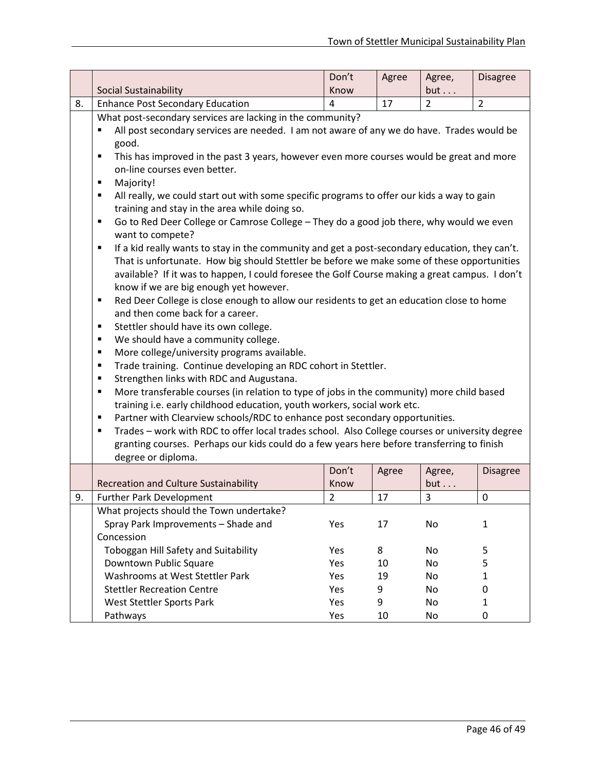| | Social Sustainability | Don't Know | Agree | Agree, but . . . | Disagree |
|---|---|---|---|---|---|
| 8. | Enhance Post Secondary Education | 4 | 17 | 2 | 2 |

What post-secondary services are lacking in the community?

- All post secondary services are needed. I am not aware of any we do have. Trades would be good.
- This has improved in the past 3 years, however even more courses would be great and more on-line courses even better.
- Majority!
- All really, we could start out with some specific programs to offer our kids a way to gain training and stay in the area while doing so.
- Go to Red Deer College or Camrose College – They do a good job there, why would we even want to compete?
- If a kid really wants to stay in the community and get a post-secondary education, they can't. That is unfortunate. How big should Stettler be before we make some of these opportunities available? If it was to happen, I could foresee the Golf Course making a great campus. I don't know if we are big enough yet however.
- Red Deer College is close enough to allow our residents to get an education close to home and then come back for a career.
- Stettler should have its own college.
- We should have a community college.
- More college/university programs available.
- Trade training. Continue developing an RDC cohort in Stettler.
- Strengthen links with RDC and Augustana.
- More transferable courses (in relation to type of jobs in the community) more child based training i.e. early childhood education, youth workers, social work etc.
- Partner with Clearview schools/RDC to enhance post secondary opportunities.
- Trades – work with RDC to offer local trades school. Also College courses or university degree granting courses. Perhaps our kids could do a few years here before transferring to finish degree or diploma.

| | Recreation and Culture Sustainability | Don't Know | Agree | Agree, but . . . | Disagree |
|---|---|---|---|---|---|
| 9. | Further Park Development | 2 | 17 | 3 | 0 |

What projects should the Town undertake?

| Project | | | | |
|---|---|---|---|---|
| Spray Park Improvements – Shade and Concession | Yes | 17 | No | 1 |
| Toboggan Hill Safety and Suitability | Yes | 8 | No | 5 |
| Downtown Public Square | Yes | 10 | No | 5 |
| Washrooms at West Stettler Park | Yes | 19 | No | 1 |
| Stettler Recreation Centre | Yes | 9 | No | 0 |
| West Stettler Sports Park | Yes | 9 | No | 1 |
| Pathways | Yes | 10 | No | 0 |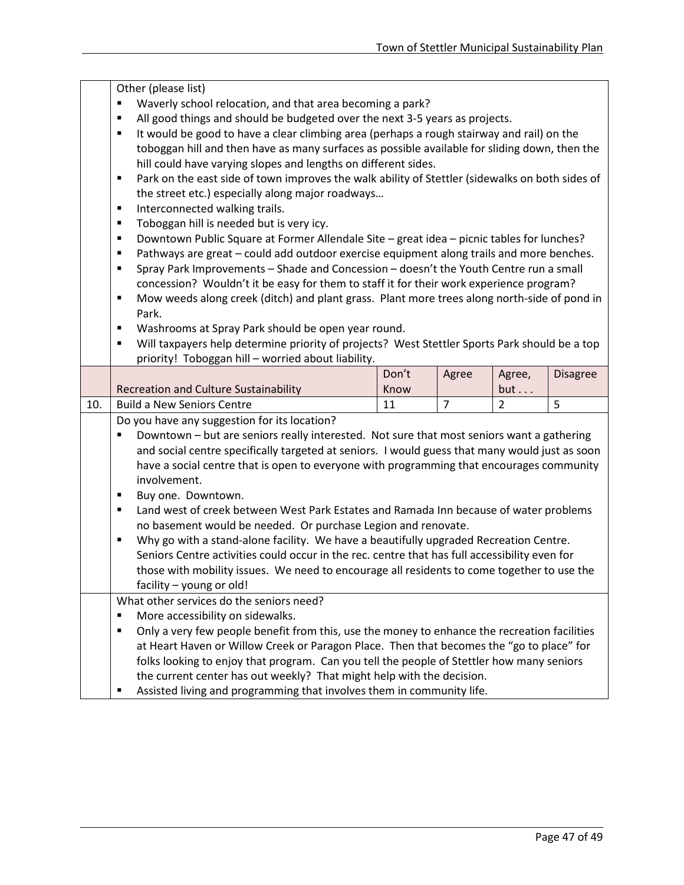| | Other (please list) | | | | |
|---|---|---|---|---|---|
| | ▪ Waverly school relocation, and that area becoming a park?<br>▪ All good things and should be budgeted over the next 3-5 years as projects.<br>▪ It would be good to have a clear climbing area (perhaps a rough stairway and rail) on the toboggan hill and then have as many surfaces as possible available for sliding down, then the hill could have varying slopes and lengths on different sides.<br>▪ Park on the east side of town improves the walk ability of Stettler (sidewalks on both sides of the street etc.) especially along major roadways…<br>▪ Interconnected walking trails.<br>▪ Toboggan hill is needed but is very icy.<br>▪ Downtown Public Square at Former Allendale Site – great idea – picnic tables for lunches?<br>▪ Pathways are great – could add outdoor exercise equipment along trails and more benches.<br>▪ Spray Park Improvements – Shade and Concession – doesn't the Youth Centre run a small concession? Wouldn't it be easy for them to staff it for their work experience program?<br>▪ Mow weeds along creek (ditch) and plant grass. Plant more trees along north-side of pond in Park.<br>▪ Washrooms at Spray Park should be open year round.<br>▪ Will taxpayers help determine priority of projects? West Stettler Sports Park should be a top priority! Toboggan hill – worried about liability. | | | | |
| | Recreation and Culture Sustainability | Don't Know | Agree | Agree, but . . . | Disagree |
| 10. | Build a New Seniors Centre | 11 | 7 | 2 | 5 |
| | Do you have any suggestion for its location?<br>▪ Downtown – but are seniors really interested. Not sure that most seniors want a gathering and social centre specifically targeted at seniors. I would guess that many would just as soon have a social centre that is open to everyone with programming that encourages community involvement.<br>▪ Buy one. Downtown.<br>▪ Land west of creek between West Park Estates and Ramada Inn because of water problems no basement would be needed. Or purchase Legion and renovate.<br>▪ Why go with a stand-alone facility. We have a beautifully upgraded Recreation Centre. Seniors Centre activities could occur in the rec. centre that has full accessibility even for those with mobility issues. We need to encourage all residents to come together to use the facility – young or old! | | | | |
| | What other services do the seniors need?<br>▪ More accessibility on sidewalks.<br>▪ Only a very few people benefit from this, use the money to enhance the recreation facilities at Heart Haven or Willow Creek or Paragon Place. Then that becomes the "go to place" for folks looking to enjoy that program. Can you tell the people of Stettler how many seniors the current center has out weekly? That might help with the decision.<br>▪ Assisted living and programming that involves them in community life. | | | | |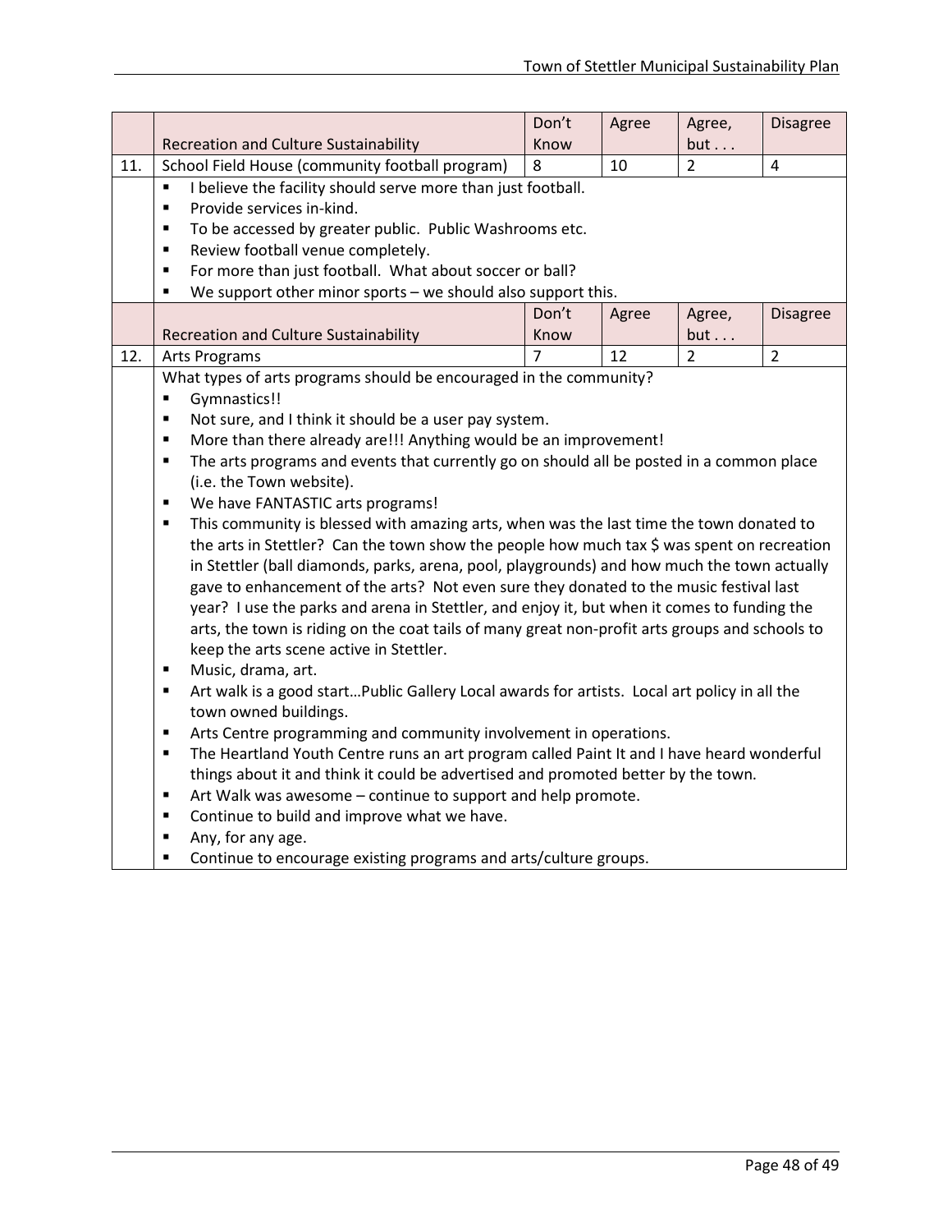| | Recreation and Culture Sustainability | Don't Know | Agree | Agree, but . . . | Disagree |
|---|---|---|---|---|---|
| 11. | School Field House (community football program) | 8 | 10 | 2 | 4 |

- I believe the facility should serve more than just football.
- Provide services in-kind.
- To be accessed by greater public. Public Washrooms etc.
- Review football venue completely.
- For more than just football. What about soccer or ball?
- We support other minor sports – we should also support this.

| | Recreation and Culture Sustainability | Don't Know | Agree | Agree, but . . . | Disagree |
|---|---|---|---|---|---|
| 12. | Arts Programs | 7 | 12 | 2 | 2 |

What types of arts programs should be encouraged in the community?

- Gymnastics!!
- Not sure, and I think it should be a user pay system.
- More than there already are!!! Anything would be an improvement!
- The arts programs and events that currently go on should all be posted in a common place (i.e. the Town website).
- We have FANTASTIC arts programs!
- This community is blessed with amazing arts, when was the last time the town donated to the arts in Stettler? Can the town show the people how much tax $ was spent on recreation in Stettler (ball diamonds, parks, arena, pool, playgrounds) and how much the town actually gave to enhancement of the arts? Not even sure they donated to the music festival last year? I use the parks and arena in Stettler, and enjoy it, but when it comes to funding the arts, the town is riding on the coat tails of many great non-profit arts groups and schools to keep the arts scene active in Stettler.
- Music, drama, art.
- Art walk is a good start…Public Gallery Local awards for artists. Local art policy in all the town owned buildings.
- Arts Centre programming and community involvement in operations.
- The Heartland Youth Centre runs an art program called Paint It and I have heard wonderful things about it and think it could be advertised and promoted better by the town.
- Art Walk was awesome – continue to support and help promote.
- Continue to build and improve what we have.
- Any, for any age.
- Continue to encourage existing programs and arts/culture groups.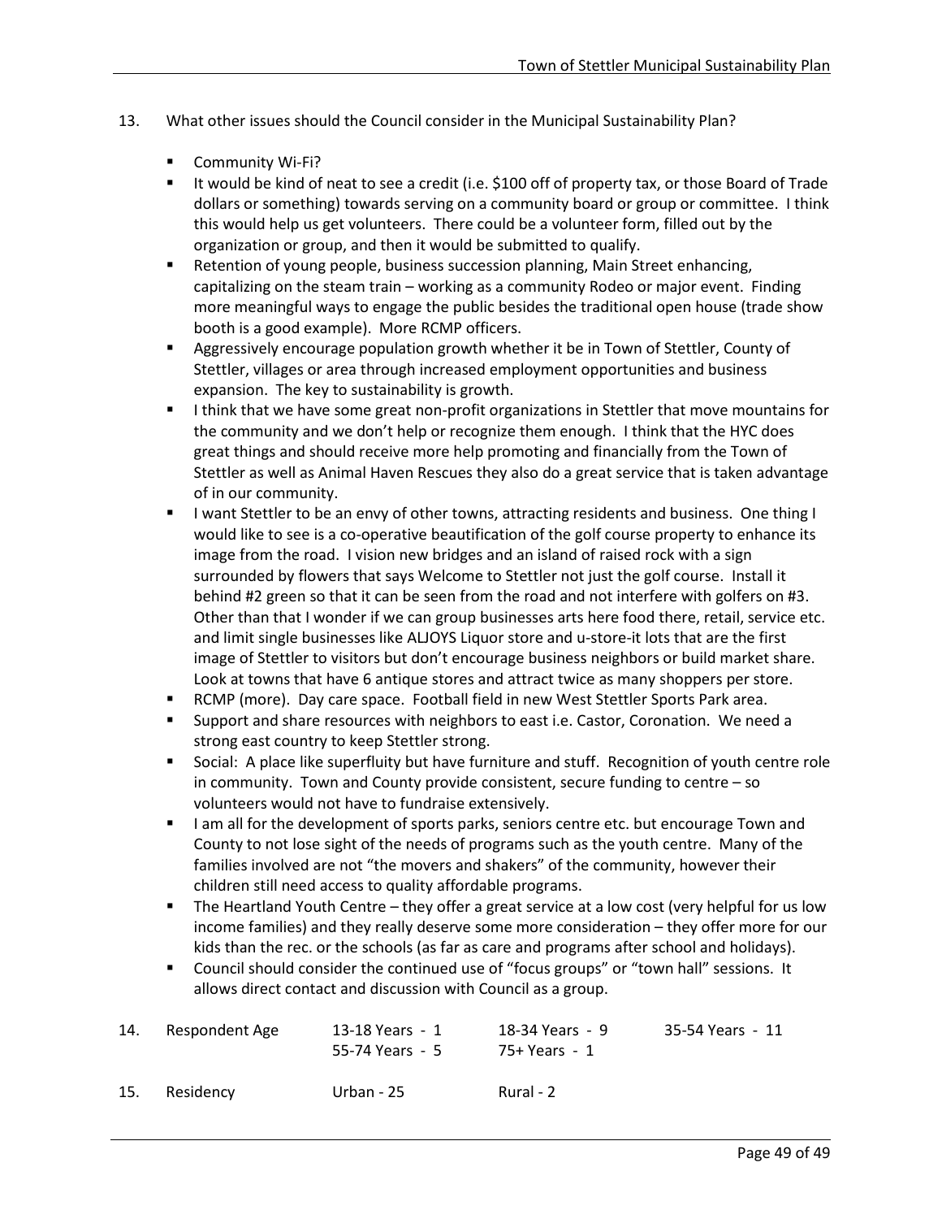13. What other issues should the Council consider in the Municipal Sustainability Plan?

   - Community Wi-Fi?
   - It would be kind of neat to see a credit (i.e. $100 off of property tax, or those Board of Trade dollars or something) towards serving on a community board or group or committee. I think this would help us get volunteers. There could be a volunteer form, filled out by the organization or group, and then it would be submitted to qualify.
   - Retention of young people, business succession planning, Main Street enhancing, capitalizing on the steam train – working as a community Rodeo or major event. Finding more meaningful ways to engage the public besides the traditional open house (trade show booth is a good example). More RCMP officers.
   - Aggressively encourage population growth whether it be in Town of Stettler, County of Stettler, villages or area through increased employment opportunities and business expansion. The key to sustainability is growth.
   - I think that we have some great non-profit organizations in Stettler that move mountains for the community and we don't help or recognize them enough. I think that the HYC does great things and should receive more help promoting and financially from the Town of Stettler as well as Animal Haven Rescues they also do a great service that is taken advantage of in our community.
   - I want Stettler to be an envy of other towns, attracting residents and business. One thing I would like to see is a co-operative beautification of the golf course property to enhance its image from the road. I vision new bridges and an island of raised rock with a sign surrounded by flowers that says Welcome to Stettler not just the golf course. Install it behind #2 green so that it can be seen from the road and not interfere with golfers on #3. Other than that I wonder if we can group businesses arts here food there, retail, service etc. and limit single businesses like ALJOYS Liquor store and u-store-it lots that are the first image of Stettler to visitors but don't encourage business neighbors or build market share. Look at towns that have 6 antique stores and attract twice as many shoppers per store.
   - RCMP (more). Day care space. Football field in new West Stettler Sports Park area.
   - Support and share resources with neighbors to east i.e. Castor, Coronation. We need a strong east country to keep Stettler strong.
   - Social: A place like superfluity but have furniture and stuff. Recognition of youth centre role in community. Town and County provide consistent, secure funding to centre – so volunteers would not have to fundraise extensively.
   - I am all for the development of sports parks, seniors centre etc. but encourage Town and County to not lose sight of the needs of programs such as the youth centre. Many of the families involved are not "the movers and shakers" of the community, however their children still need access to quality affordable programs.
   - The Heartland Youth Centre – they offer a great service at a low cost (very helpful for us low income families) and they really deserve some more consideration – they offer more for our kids than the rec. or the schools (as far as care and programs after school and holidays).
   - Council should consider the continued use of "focus groups" or "town hall" sessions. It allows direct contact and discussion with Council as a group.

14. Respondent Age

   13-18 Years - 1
   18-34 Years - 9
   35-54 Years - 11
   55-74 Years - 5
   75+ Years - 1

15. Residency

   Urban - 25
   Rural - 2